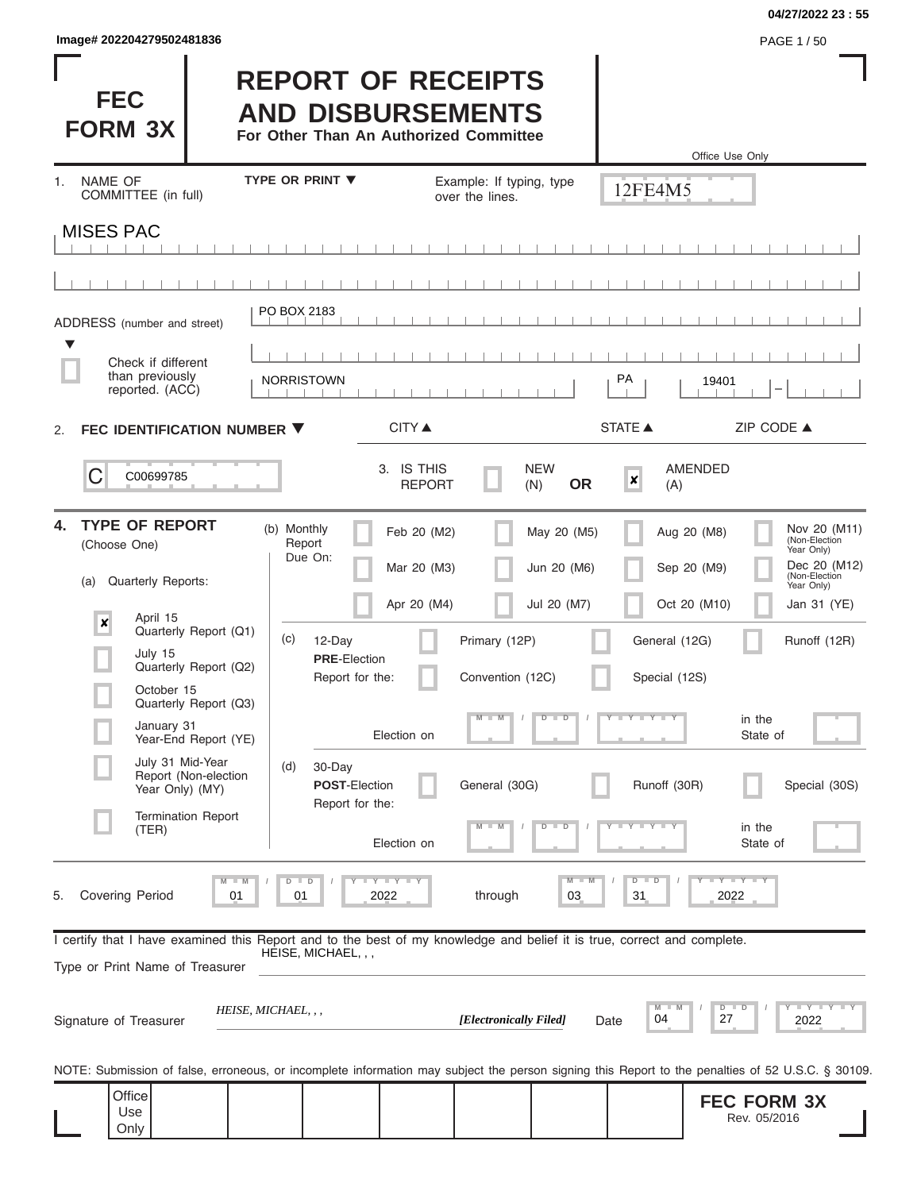Image# 202204279502481836

04/27/2022 23 : 55

# FEC FORM 3X

# REPORT OF RECEIPTS AND DISBURSEMENTS

**For Other Than An Authorized Committee**

Office Use Only

12FE4M5

1. NAME OF COMMITTEE (in full) — TYPE OR PRINT ▼ — Example: If typing, type over the lines.

MISES PAC

ADDRESS (number and street)

PO BOX 2183

☐ Check if different than previously reported. (ACC)

NORRISTOWN | PA | 19401

CITY ▲ | STATE ▲ | ZIP CODE ▲

2. **FEC IDENTIFICATION NUMBER ▼**

C00699785

3. IS THIS REPORT ☐ NEW (N) **OR** ☒ AMENDED (A)

4. **TYPE OF REPORT** (Choose One)

(a) Quarterly Reports:

- ☒ April 15 Quarterly Report (Q1)
- ☐ July 15 Quarterly Report (Q2)
- ☐ October 15 Quarterly Report (Q3)
- ☐ January 31 Year-End Report (YE)
- ☐ July 31 Mid-Year Report (Non-election Year Only) (MY)
- ☐ Termination Report (TER)

(b) Monthly Report Due On:

- ☐ Feb 20 (M2)
- ☐ Mar 20 (M3)
- ☐ Apr 20 (M4)
- ☐ May 20 (M5)
- ☐ Jun 20 (M6)
- ☐ Jul 20 (M7)
- ☐ Aug 20 (M8)
- ☐ Sep 20 (M9)
- ☐ Oct 20 (M10)
- ☐ Nov 20 (M11) (Non-Election Year Only)
- ☐ Dec 20 (M12) (Non-Election Year Only)
- ☐ Jan 31 (YE)

(c) 12-Day **PRE**-Election Report for the:

- ☐ Primary (12P)
- ☐ General (12G)
- ☐ Runoff (12R)
- ☐ Convention (12C)
- ☐ Special (12S)

Election on MM / DD / YYYY in the State of

(d) 30-Day **POST**-Election Report for the:

- ☐ General (30G)
- ☐ Runoff (30R)
- ☐ Special (30S)

Election on MM / DD / YYYY in the State of

5. Covering Period 01 / 01 / 2022 through 03 / 31 / 2022

I certify that I have examined this Report and to the best of my knowledge and belief it is true, correct and complete.

Type or Print Name of Treasurer: HEISE, MICHAEL, , ,

Signature of Treasurer: *HEISE, MICHAEL, , ,* *[Electronically Filed]* Date 04 / 27 / 2022

NOTE: Submission of false, erroneous, or incomplete information may subject the person signing this Report to the penalties of 52 U.S.C. § 30109.

Office Use Only

**FEC FORM 3X**
Rev. 05/2016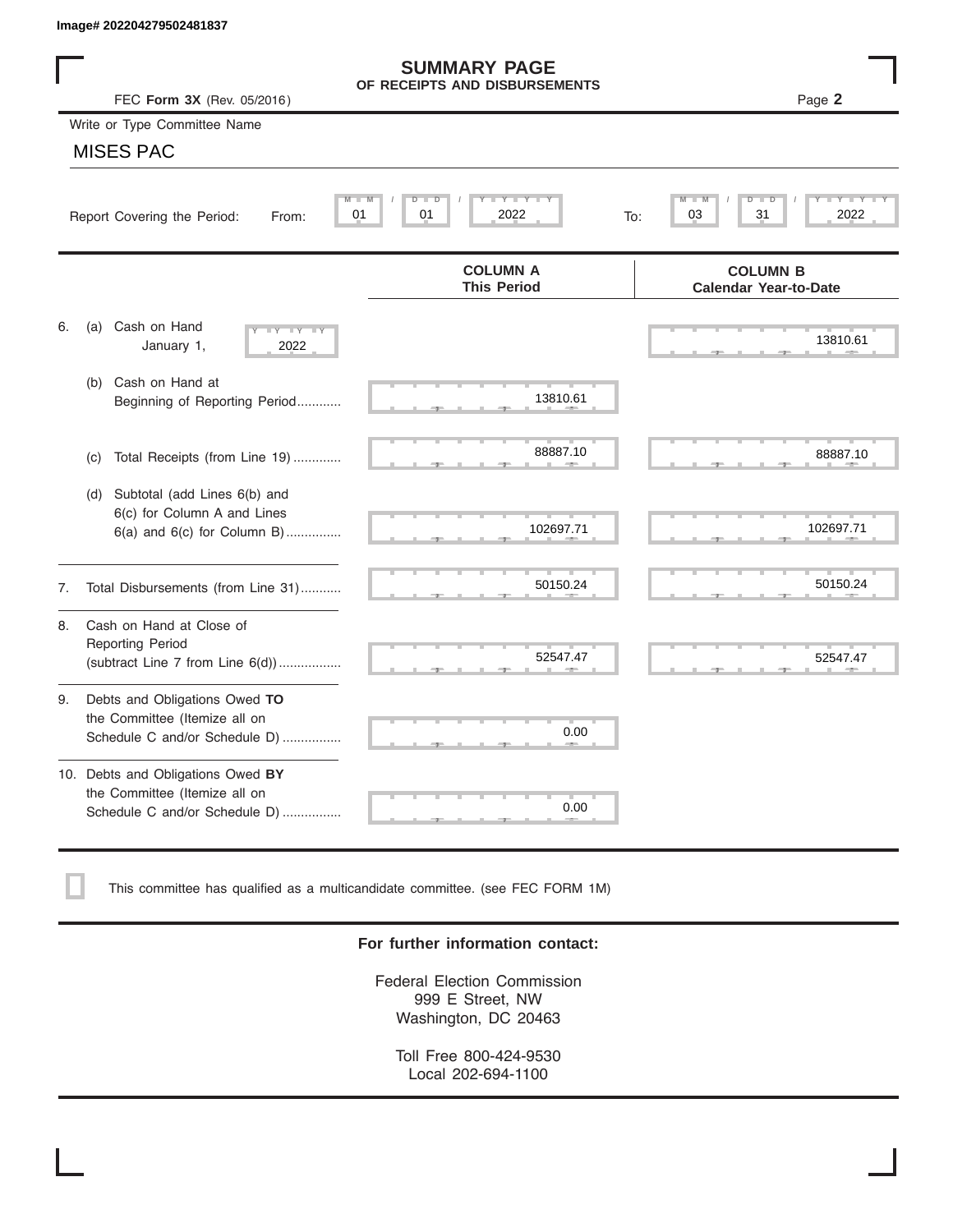Image# 202204279502481837

# SUMMARY PAGE
## OF RECEIPTS AND DISBURSEMENTS

FEC **Form 3X** (Rev. 05/2016)

Page **2**

Write or Type Committee Name

MISES PAC

Report Covering the Period: From: 01 / 01 / 2022 To: 03 / 31 / 2022

| | COLUMN A This Period | COLUMN B Calendar Year-to-Date |
|---|---|---|
| 6. (a) Cash on Hand January 1, 2022 | | 13810.61 |
| (b) Cash on Hand at Beginning of Reporting Period | 13810.61 | |
| (c) Total Receipts (from Line 19) | 88887.10 | 88887.10 |
| (d) Subtotal (add Lines 6(b) and 6(c) for Column A and Lines 6(a) and 6(c) for Column B) | 102697.71 | 102697.71 |
| 7. Total Disbursements (from Line 31) | 50150.24 | 50150.24 |
| 8. Cash on Hand at Close of Reporting Period (subtract Line 7 from Line 6(d)) | 52547.47 | 52547.47 |
| 9. Debts and Obligations Owed **TO** the Committee (Itemize all on Schedule C and/or Schedule D) | 0.00 | |
| 10. Debts and Obligations Owed **BY** the Committee (Itemize all on Schedule C and/or Schedule D) | 0.00 | |

☐ This committee has qualified as a multicandidate committee. (see FEC FORM 1M)

**For further information contact:**

Federal Election Commission
999 E Street, NW
Washington, DC 20463

Toll Free 800-424-9530
Local 202-694-1100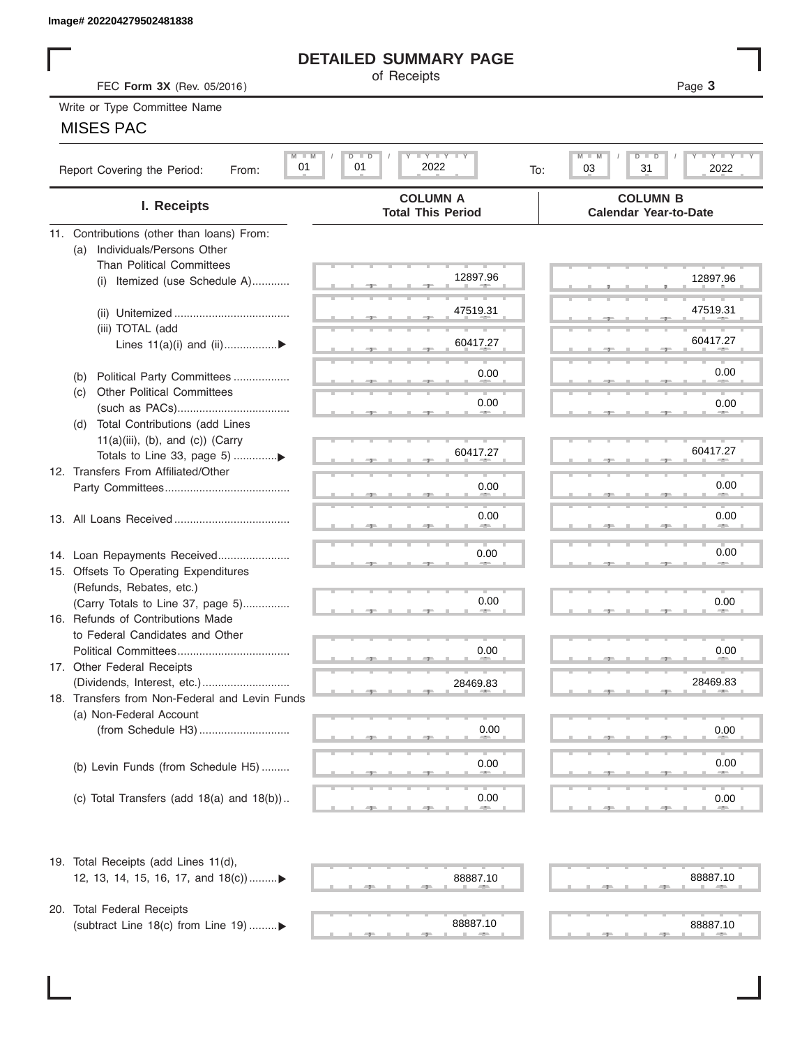Image# 202204279502481838

# DETAILED SUMMARY PAGE

of Receipts

FEC **Form 3X** (Rev. 05/2016)

Write or Type Committee Name

MISES PAC

Report Covering the Period: From: 01 / 01 / 2022 To: 03 / 31 / 2022

| I. Receipts | COLUMN A Total This Period | COLUMN B Calendar Year-to-Date |
|---|---|---|
| 11. Contributions (other than loans) From: | | |
| (a) Individuals/Persons Other Than Political Committees | | |
| (i) Itemized (use Schedule A) | 12897.96 | 12897.96 |
| (ii) Unitemized | 47519.31 | 47519.31 |
| (iii) TOTAL (add Lines 11(a)(i) and (ii) | 60417.27 | 60417.27 |
| (b) Political Party Committees | 0.00 | 0.00 |
| (c) Other Political Committees (such as PACs) | 0.00 | 0.00 |
| (d) Total Contributions (add Lines 11(a)(iii), (b), and (c)) (Carry Totals to Line 33, page 5) | 60417.27 | 60417.27 |
| 12. Transfers From Affiliated/Other Party Committees | 0.00 | 0.00 |
| 13. All Loans Received | 0.00 | 0.00 |
| 14. Loan Repayments Received | 0.00 | 0.00 |
| 15. Offsets To Operating Expenditures (Refunds, Rebates, etc.) (Carry Totals to Line 37, page 5) | 0.00 | 0.00 |
| 16. Refunds of Contributions Made to Federal Candidates and Other Political Committees | 0.00 | 0.00 |
| 17. Other Federal Receipts (Dividends, Interest, etc.) | 28469.83 | 28469.83 |
| 18. Transfers from Non-Federal and Levin Funds | | |
| (a) Non-Federal Account (from Schedule H3) | 0.00 | 0.00 |
| (b) Levin Funds (from Schedule H5) | 0.00 | 0.00 |
| (c) Total Transfers (add 18(a) and 18(b)) | 0.00 | 0.00 |
| 19. Total Receipts (add Lines 11(d), 12, 13, 14, 15, 16, 17, and 18(c)) | 88887.10 | 88887.10 |
| 20. Total Federal Receipts (subtract Line 18(c) from Line 19) | 88887.10 | 88887.10 |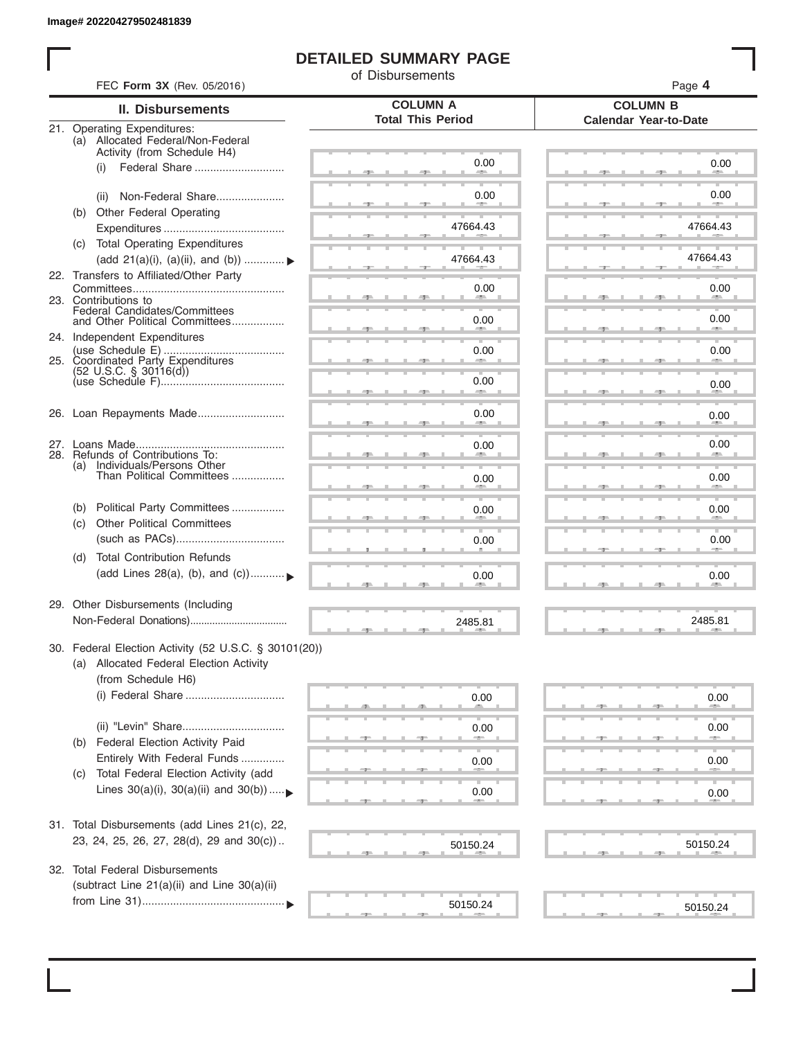Image# 202204279502481839

# DETAILED SUMMARY PAGE

of Disbursements

FEC **Form 3X** (Rev. 05/2016)

| II. Disbursements | COLUMN A Total This Period | COLUMN B Calendar Year-to-Date |
|---|---|---|
| 21. Operating Expenditures: | | |
| (a) Allocated Federal/Non-Federal Activity (from Schedule H4) | | |
| (i) Federal Share | 0.00 | 0.00 |
| (ii) Non-Federal Share | 0.00 | 0.00 |
| (b) Other Federal Operating Expenditures | 47664.43 | 47664.43 |
| (c) Total Operating Expenditures (add 21(a)(i), (a)(ii), and (b)) | 47664.43 | 47664.43 |
| 22. Transfers to Affiliated/Other Party Committees | 0.00 | 0.00 |
| 23. Contributions to Federal Candidates/Committees and Other Political Committees | 0.00 | 0.00 |
| 24. Independent Expenditures (use Schedule E) | 0.00 | 0.00 |
| 25. Coordinated Party Expenditures (52 U.S.C. § 30116(d)) (use Schedule F) | 0.00 | 0.00 |
| 26. Loan Repayments Made | 0.00 | 0.00 |
| 27. Loans Made | 0.00 | 0.00 |
| 28. Refunds of Contributions To: | | |
| (a) Individuals/Persons Other Than Political Committees | 0.00 | 0.00 |
| (b) Political Party Committees | 0.00 | 0.00 |
| (c) Other Political Committees (such as PACs) | 0.00 | 0.00 |
| (d) Total Contribution Refunds (add Lines 28(a), (b), and (c)) | 0.00 | 0.00 |
| 29. Other Disbursements (Including Non-Federal Donations) | 2485.81 | 2485.81 |
| 30. Federal Election Activity (52 U.S.C. § 30101(20)) | | |
| (a) Allocated Federal Election Activity (from Schedule H6) | | |
| (i) Federal Share | 0.00 | 0.00 |
| (ii) "Levin" Share | 0.00 | 0.00 |
| (b) Federal Election Activity Paid Entirely With Federal Funds | 0.00 | 0.00 |
| (c) Total Federal Election Activity (add Lines 30(a)(i), 30(a)(ii) and 30(b)) | 0.00 | 0.00 |
| 31. Total Disbursements (add Lines 21(c), 22, 23, 24, 25, 26, 27, 28(d), 29 and 30(c)) | 50150.24 | 50150.24 |
| 32. Total Federal Disbursements (subtract Line 21(a)(ii) and Line 30(a)(ii) from Line 31) | 50150.24 | 50150.24 |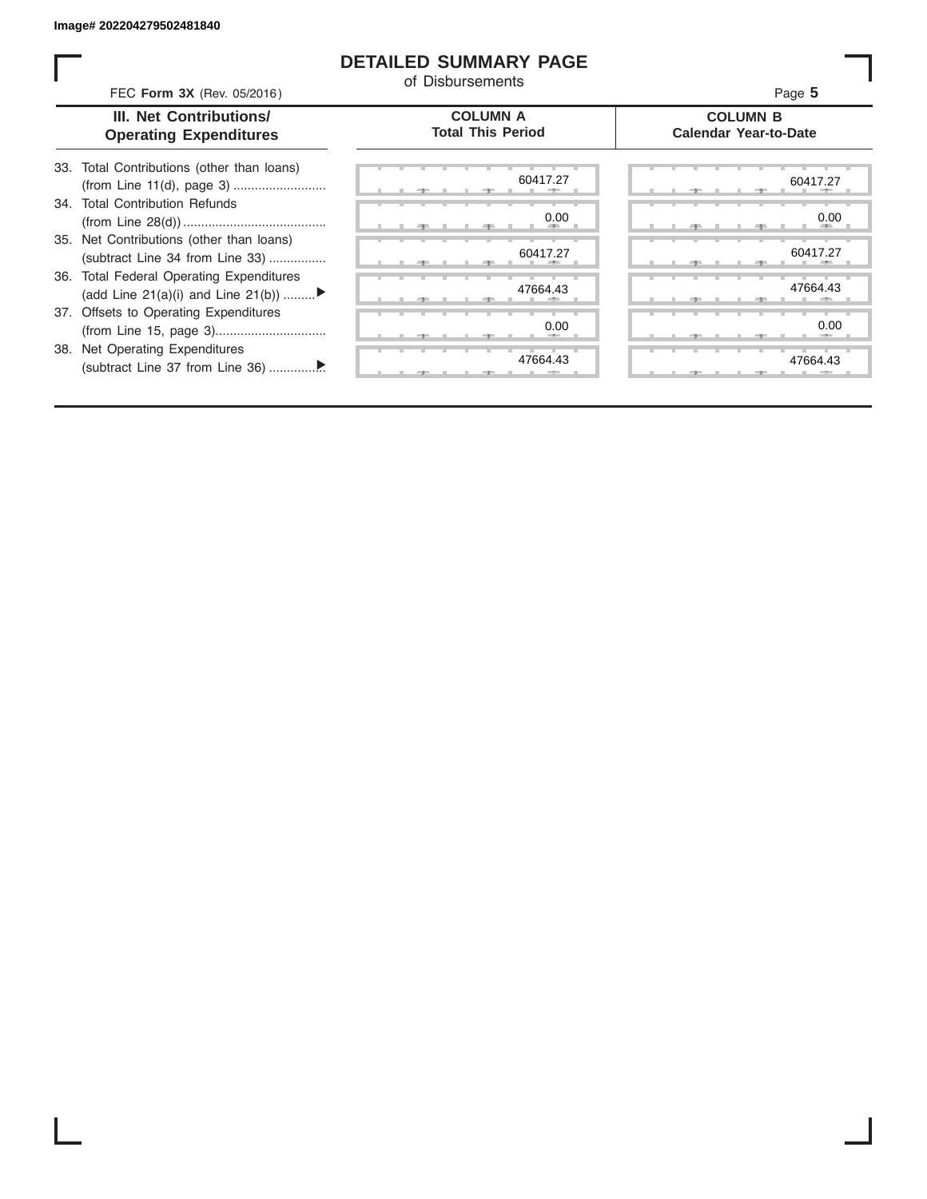Image# 202204279502481840

# DETAILED SUMMARY PAGE

of Disbursements

FEC **Form 3X** (Rev. 05/2016)

| III. Net Contributions/ Operating Expenditures | COLUMN A Total This Period | COLUMN B Calendar Year-to-Date |
|---|---|---|
| 33. Total Contributions (other than loans) (from Line 11(d), page 3) | 60417.27 | 60417.27 |
| 34. Total Contribution Refunds (from Line 28(d)) | 0.00 | 0.00 |
| 35. Net Contributions (other than loans) (subtract Line 34 from Line 33) | 60417.27 | 60417.27 |
| 36. Total Federal Operating Expenditures (add Line 21(a)(i) and Line 21(b)) ▶ | 47664.43 | 47664.43 |
| 37. Offsets to Operating Expenditures (from Line 15, page 3) | 0.00 | 0.00 |
| 38. Net Operating Expenditures (subtract Line 37 from Line 36) ▶ | 47664.43 | 47664.43 |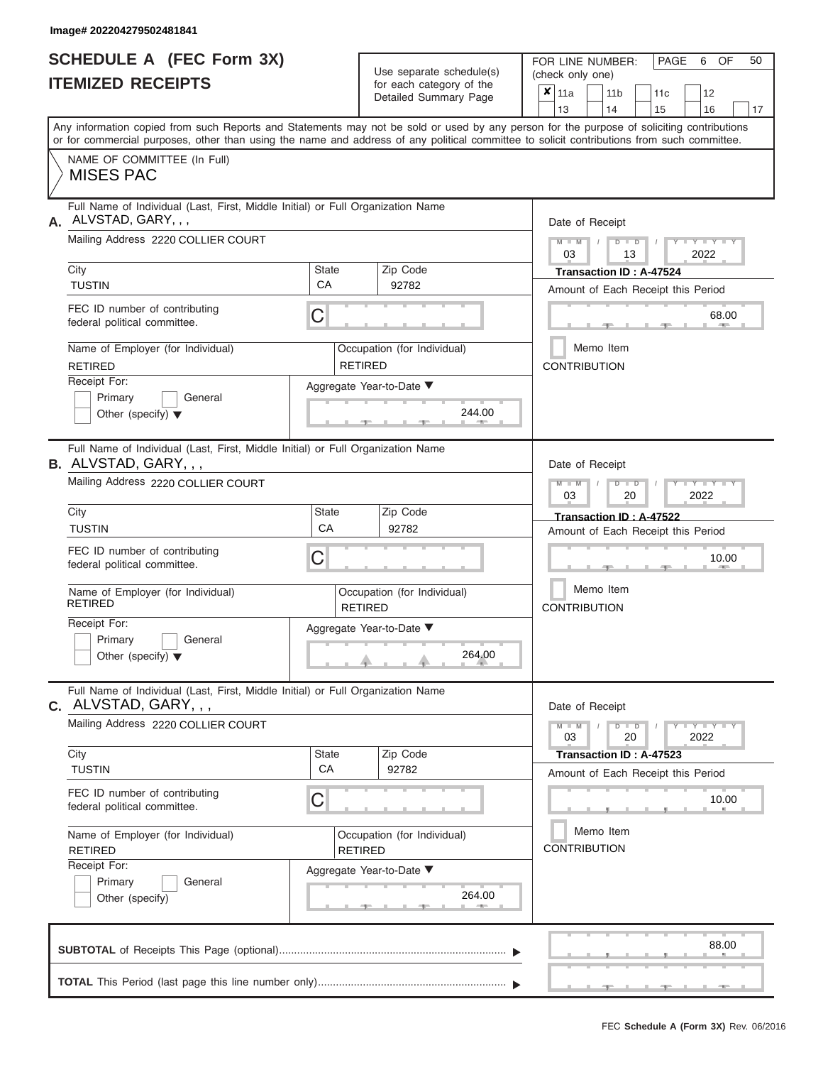Image# 202204279502481841

# SCHEDULE A (FEC Form 3X)
# ITEMIZED RECEIPTS

Use separate schedule(s) for each category of the Detailed Summary Page

FOR LINE NUMBER: (check only one)

| ✘ 11a | 11b | 11c | 12 |
|---|---|---|---|
| 13 | 14 | 15 | 16 | 17 |

Any information copied from such Reports and Statements may not be sold or used by any person for the purpose of soliciting contributions or for commercial purposes, other than using the name and address of any political committee to solicit contributions from such committee.

NAME OF COMMITTEE (In Full)
MISES PAC

---

**A.** Full Name of Individual (Last, First, Middle Initial) or Full Organization Name: ALVSTAD, GARY, , ,

Mailing Address: 2220 COLLIER COURT

City: TUSTIN | State: CA | Zip Code: 92782

FEC ID number of contributing federal political committee: C

Name of Employer (for Individual): RETIRED

Occupation (for Individual): RETIRED

Receipt For: Primary / General / Other (specify)

Aggregate Year-to-Date: 244.00

Date of Receipt: 03 13 2022

Transaction ID : A-47524

Amount of Each Receipt this Period: 68.00

Memo Item

CONTRIBUTION

---

**B.** Full Name of Individual (Last, First, Middle Initial) or Full Organization Name: ALVSTAD, GARY, , ,

Mailing Address: 2220 COLLIER COURT

City: TUSTIN | State: CA | Zip Code: 92782

FEC ID number of contributing federal political committee: C

Name of Employer (for Individual): RETIRED

Occupation (for Individual): RETIRED

Receipt For: Primary / General / Other (specify)

Aggregate Year-to-Date: 264.00

Date of Receipt: 03 20 2022

Transaction ID : A-47522

Amount of Each Receipt this Period: 10.00

Memo Item

CONTRIBUTION

---

**C.** Full Name of Individual (Last, First, Middle Initial) or Full Organization Name: ALVSTAD, GARY, , ,

Mailing Address: 2220 COLLIER COURT

City: TUSTIN | State: CA | Zip Code: 92782

FEC ID number of contributing federal political committee: C

Name of Employer (for Individual): RETIRED

Occupation (for Individual): RETIRED

Receipt For: Primary / General / Other (specify)

Aggregate Year-to-Date: 264.00

Date of Receipt: 03 20 2022

Transaction ID : A-47523

Amount of Each Receipt this Period: 10.00

Memo Item

CONTRIBUTION

---

**SUBTOTAL** of Receipts This Page (optional): 88.00

**TOTAL** This Period (last page this line number only):

FEC Schedule A (Form 3X) Rev. 06/2016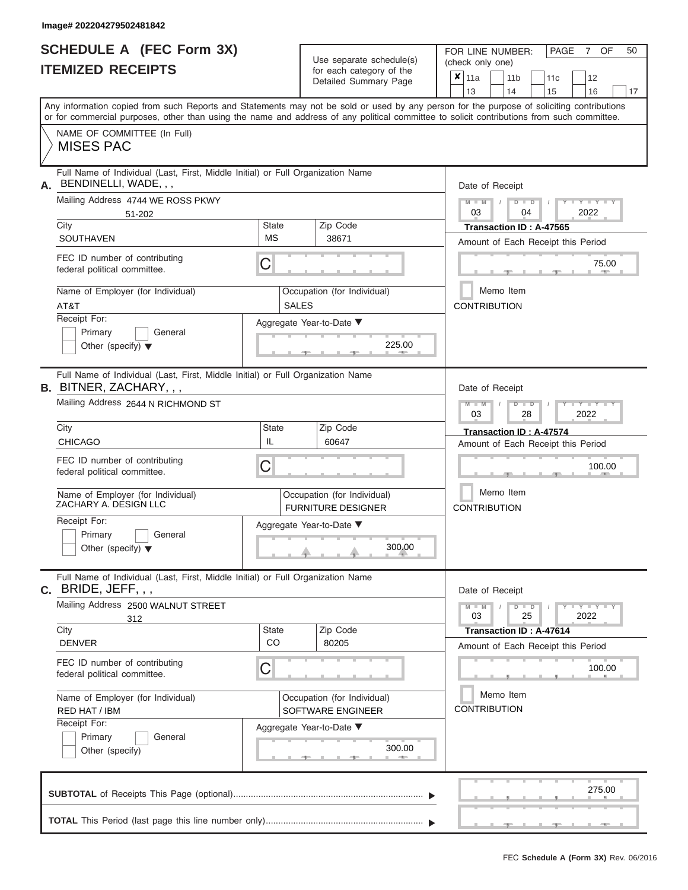Image# 202204279502481842

# SCHEDULE A (FEC Form 3X)
## ITEMIZED RECEIPTS

Use separate schedule(s) for each category of the Detailed Summary Page

FOR LINE NUMBER: (check only one)

| | | | | | | | | |
|---|---|---|---|---|---|---|---|---|
| ✘ | 11a | | 11b | | 11c | | 12 | |
| | 13 | | 14 | | 15 | | 16 | 17 |

PAGE 7 OF 50

Any information copied from such Reports and Statements may not be sold or used by any person for the purpose of soliciting contributions or for commercial purposes, other than using the name and address of any political committee to solicit contributions from such committee.

NAME OF COMMITTEE (In Full)
MISES PAC

---

**A.** Full Name of Individual (Last, First, Middle Initial) or Full Organization Name
BENDINELLI, WADE, , ,

Mailing Address 4744 WE ROSS PKWY
51-202

| City | State | Zip Code |
|---|---|---|
| SOUTHAVEN | MS | 38671 |

FEC ID number of contributing federal political committee. C

Name of Employer (for Individual): AT&T
Occupation (for Individual): SALES

Receipt For: Primary / General / Other (specify)

Aggregate Year-to-Date: 225.00

Date of Receipt: 03 / 04 / 2022
Transaction ID : A-47565
Amount of Each Receipt this Period: 75.00
Memo Item
CONTRIBUTION

---

**B.** Full Name of Individual (Last, First, Middle Initial) or Full Organization Name
BITNER, ZACHARY, , ,

Mailing Address 2644 N RICHMOND ST

| City | State | Zip Code |
|---|---|---|
| CHICAGO | IL | 60647 |

FEC ID number of contributing federal political committee. C

Name of Employer (for Individual): ZACHARY A. DESIGN LLC
Occupation (for Individual): FURNITURE DESIGNER

Receipt For: Primary / General / Other (specify)

Aggregate Year-to-Date: 300.00

Date of Receipt: 03 / 28 / 2022
Transaction ID : A-47574
Amount of Each Receipt this Period: 100.00
Memo Item
CONTRIBUTION

---

**C.** Full Name of Individual (Last, First, Middle Initial) or Full Organization Name
BRIDE, JEFF, , ,

Mailing Address 2500 WALNUT STREET
312

| City | State | Zip Code |
|---|---|---|
| DENVER | CO | 80205 |

FEC ID number of contributing federal political committee. C

Name of Employer (for Individual): RED HAT / IBM
Occupation (for Individual): SOFTWARE ENGINEER

Receipt For: Primary / General / Other (specify)

Aggregate Year-to-Date: 300.00

Date of Receipt: 03 / 25 / 2022
Transaction ID : A-47614
Amount of Each Receipt this Period: 100.00
Memo Item
CONTRIBUTION

---

**SUBTOTAL** of Receipts This Page (optional): 275.00

**TOTAL** This Period (last page this line number only):

FEC Schedule A (Form 3X) Rev. 06/2016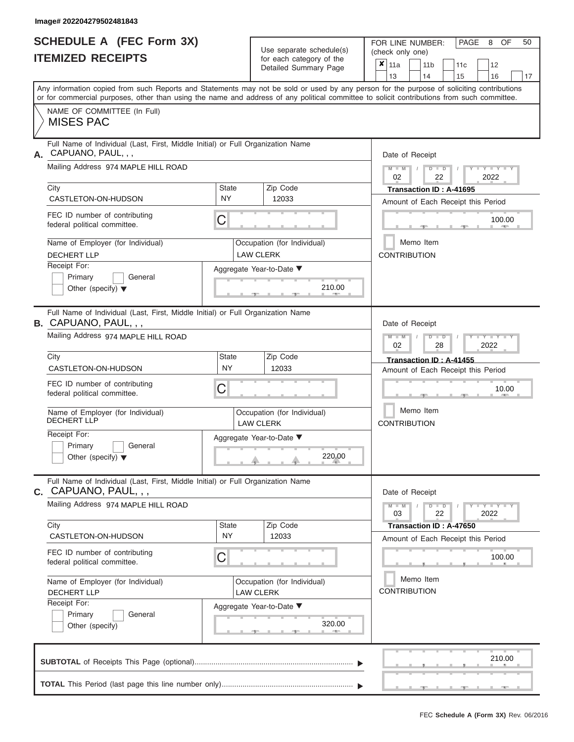Image# 202204279502481843

# SCHEDULE A (FEC Form 3X)
## ITEMIZED RECEIPTS

Use separate schedule(s) for each category of the Detailed Summary Page

FOR LINE NUMBER: (check only one)

- [x] 11a
- [ ] 11b
- [ ] 11c
- [ ] 12
- [ ] 13
- [ ] 14
- [ ] 15
- [ ] 16
- [ ] 17

PAGE 8 OF 50

Any information copied from such Reports and Statements may not be sold or used by any person for the purpose of soliciting contributions or for commercial purposes, other than using the name and address of any political committee to solicit contributions from such committee.

NAME OF COMMITTEE (In Full)
MISES PAC

---

**A.** Full Name of Individual (Last, First, Middle Initial) or Full Organization Name: CAPUANO, PAUL, , ,

Mailing Address: 974 MAPLE HILL ROAD

| City | State | Zip Code |
|---|---|---|
| CASTLETON-ON-HUDSON | NY | 12033 |

FEC ID number of contributing federal political committee: C

Name of Employer (for Individual): DECHERT LLP
Occupation (for Individual): LAW CLERK

Receipt For: Primary / General / Other (specify)

Aggregate Year-to-Date: 210.00

Date of Receipt: 02 / 22 / 2022
Transaction ID : A-41695
Amount of Each Receipt this Period: 100.00
Memo Item
CONTRIBUTION

---

**B.** Full Name of Individual (Last, First, Middle Initial) or Full Organization Name: CAPUANO, PAUL, , ,

Mailing Address: 974 MAPLE HILL ROAD

| City | State | Zip Code |
|---|---|---|
| CASTLETON-ON-HUDSON | NY | 12033 |

FEC ID number of contributing federal political committee: C

Name of Employer (for Individual): DECHERT LLP
Occupation (for Individual): LAW CLERK

Receipt For: Primary / General / Other (specify)

Aggregate Year-to-Date: 220.00

Date of Receipt: 02 / 28 / 2022
Transaction ID : A-41455
Amount of Each Receipt this Period: 10.00
Memo Item
CONTRIBUTION

---

**C.** Full Name of Individual (Last, First, Middle Initial) or Full Organization Name: CAPUANO, PAUL, , ,

Mailing Address: 974 MAPLE HILL ROAD

| City | State | Zip Code |
|---|---|---|
| CASTLETON-ON-HUDSON | NY | 12033 |

FEC ID number of contributing federal political committee: C

Name of Employer (for Individual): DECHERT LLP
Occupation (for Individual): LAW CLERK

Receipt For: Primary / General / Other (specify)

Aggregate Year-to-Date: 320.00

Date of Receipt: 03 / 22 / 2022
Transaction ID : A-47650
Amount of Each Receipt this Period: 100.00
Memo Item
CONTRIBUTION

---

**SUBTOTAL** of Receipts This Page (optional): 210.00

**TOTAL** This Period (last page this line number only):

FEC Schedule A (Form 3X) Rev. 06/2016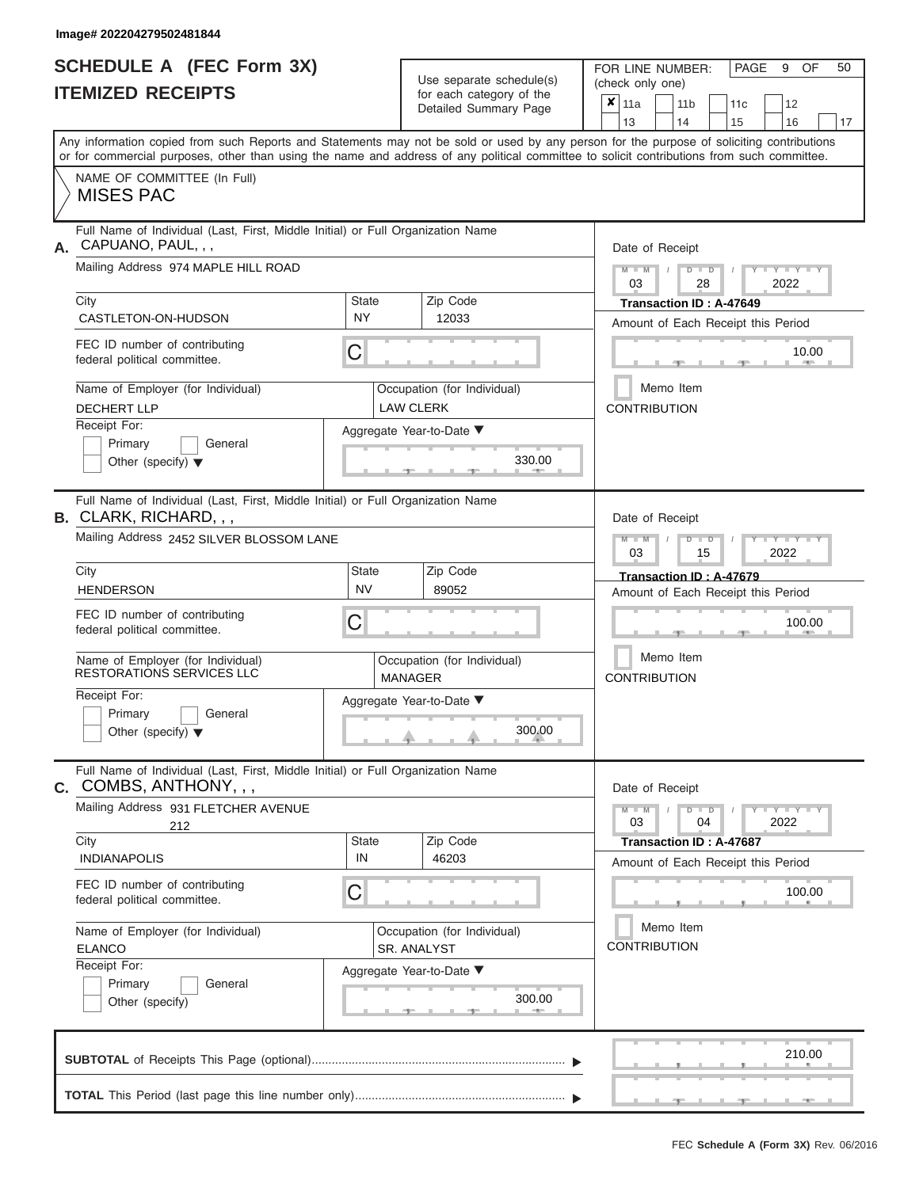Image# 202204279502481844

# SCHEDULE A (FEC Form 3X)
# ITEMIZED RECEIPTS

Use separate schedule(s) for each category of the Detailed Summary Page

FOR LINE NUMBER: (check only one)

| | | | | |
|---|---|---|---|---|
| ✘ 11a | 11b | 11c | 12 | |
| 13 | 14 | 15 | 16 | 17 |

Any information copied from such Reports and Statements may not be sold or used by any person for the purpose of soliciting contributions or for commercial purposes, other than using the name and address of any political committee to solicit contributions from such committee.

NAME OF COMMITTEE (In Full)
MISES PAC

---

**A.** Full Name of Individual (Last, First, Middle Initial) or Full Organization Name: CAPUANO, PAUL, , ,

Mailing Address: 974 MAPLE HILL ROAD

City: CASTLETON-ON-HUDSON | State: NY | Zip Code: 12033

FEC ID number of contributing federal political committee: C

Name of Employer (for Individual): DECHERT LLP

Occupation (for Individual): LAW CLERK

Receipt For: Primary / General / Other (specify)

Aggregate Year-to-Date: 330.00

Date of Receipt: 03 / 28 / 2022

Transaction ID : A-47649

Amount of Each Receipt this Period: 10.00

Memo Item

CONTRIBUTION

---

**B.** Full Name of Individual (Last, First, Middle Initial) or Full Organization Name: CLARK, RICHARD, , ,

Mailing Address: 2452 SILVER BLOSSOM LANE

City: HENDERSON | State: NV | Zip Code: 89052

FEC ID number of contributing federal political committee: C

Name of Employer (for Individual): RESTORATIONS SERVICES LLC

Occupation (for Individual): MANAGER

Receipt For: Primary / General / Other (specify)

Aggregate Year-to-Date: 300.00

Date of Receipt: 03 / 15 / 2022

Transaction ID : A-47679

Amount of Each Receipt this Period: 100.00

Memo Item

CONTRIBUTION

---

**C.** Full Name of Individual (Last, First, Middle Initial) or Full Organization Name: COMBS, ANTHONY, , ,

Mailing Address: 931 FLETCHER AVENUE 212

City: INDIANAPOLIS | State: IN | Zip Code: 46203

FEC ID number of contributing federal political committee: C

Name of Employer (for Individual): ELANCO

Occupation (for Individual): SR. ANALYST

Receipt For: Primary / General / Other (specify)

Aggregate Year-to-Date: 300.00

Date of Receipt: 03 / 04 / 2022

Transaction ID : A-47687

Amount of Each Receipt this Period: 100.00

Memo Item

CONTRIBUTION

---

**SUBTOTAL** of Receipts This Page (optional): 210.00

**TOTAL** This Period (last page this line number only):

FEC Schedule A (Form 3X) Rev. 06/2016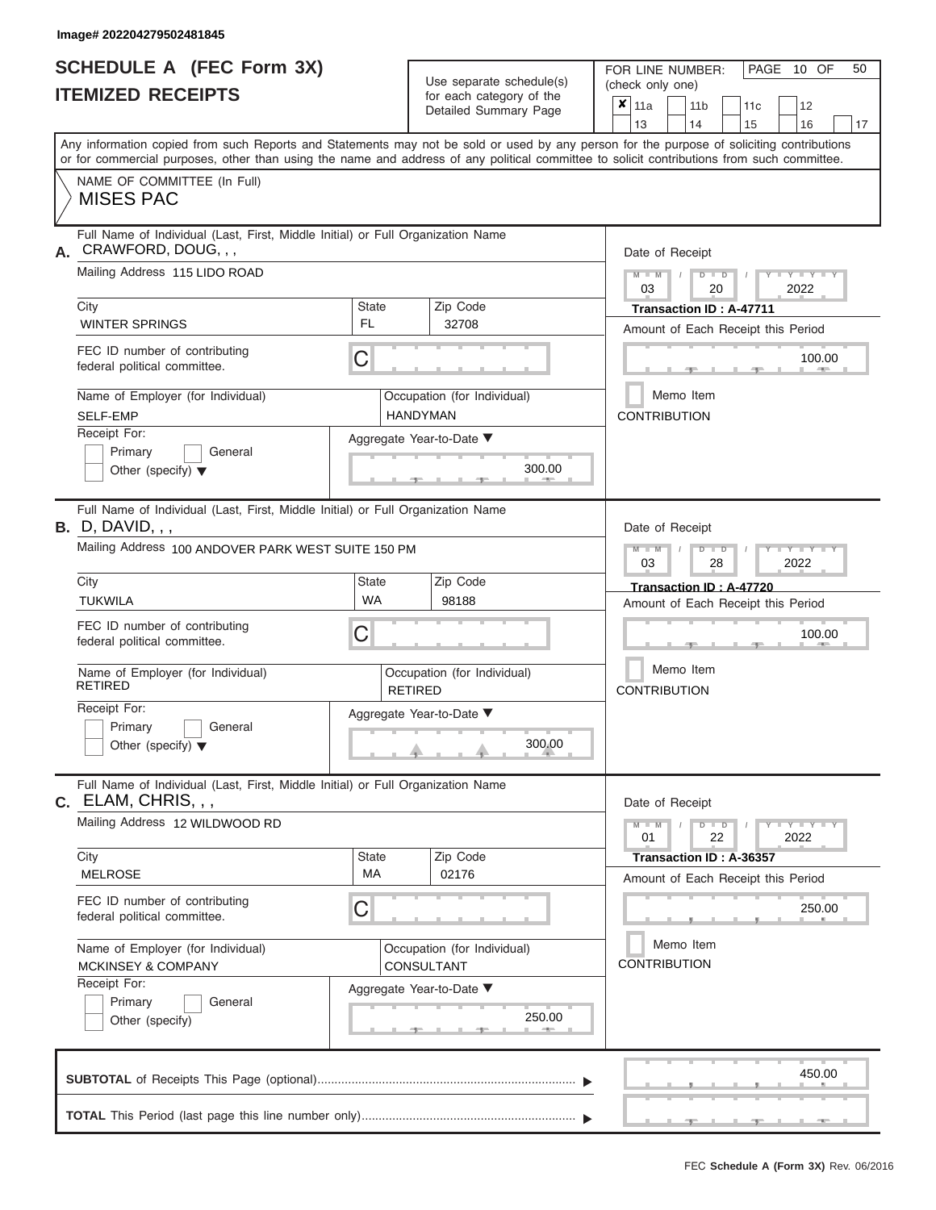Image# 202204279502481845

# SCHEDULE A (FEC Form 3X)
## ITEMIZED RECEIPTS

Use separate schedule(s) for each category of the Detailed Summary Page

FOR LINE NUMBER: (check only one)

- [x] 11a
- [ ] 11b
- [ ] 11c
- [ ] 12
- [ ] 13
- [ ] 14
- [ ] 15
- [ ] 16
- [ ] 17

Any information copied from such Reports and Statements may not be sold or used by any person for the purpose of soliciting contributions or for commercial purposes, other than using the name and address of any political committee to solicit contributions from such committee.

NAME OF COMMITTEE (In Full)
MISES PAC

---

**A.** Full Name of Individual (Last, First, Middle Initial) or Full Organization Name: CRAWFORD, DOUG, , ,

Mailing Address: 115 LIDO ROAD

| City | State | Zip Code |
|---|---|---|
| WINTER SPRINGS | FL | 32708 |

FEC ID number of contributing federal political committee: C

Name of Employer (for Individual): SELF-EMP
Occupation (for Individual): HANDYMAN

Receipt For: Primary / General / Other (specify)

Aggregate Year-to-Date: 300.00

Date of Receipt: 03 / 20 / 2022
Transaction ID : A-47711
Amount of Each Receipt this Period: 100.00
Memo Item
CONTRIBUTION

---

**B.** Full Name of Individual (Last, First, Middle Initial) or Full Organization Name: D, DAVID, , ,

Mailing Address: 100 ANDOVER PARK WEST SUITE 150 PM

| City | State | Zip Code |
|---|---|---|
| TUKWILA | WA | 98188 |

FEC ID number of contributing federal political committee: C

Name of Employer (for Individual): RETIRED
Occupation (for Individual): RETIRED

Receipt For: Primary / General / Other (specify)

Aggregate Year-to-Date: 300.00

Date of Receipt: 03 / 28 / 2022
Transaction ID : A-47720
Amount of Each Receipt this Period: 100.00
Memo Item
CONTRIBUTION

---

**C.** Full Name of Individual (Last, First, Middle Initial) or Full Organization Name: ELAM, CHRIS, , ,

Mailing Address: 12 WILDWOOD RD

| City | State | Zip Code |
|---|---|---|
| MELROSE | MA | 02176 |

FEC ID number of contributing federal political committee: C

Name of Employer (for Individual): MCKINSEY & COMPANY
Occupation (for Individual): CONSULTANT

Receipt For: Primary / General / Other (specify)

Aggregate Year-to-Date: 250.00

Date of Receipt: 01 / 22 / 2022
Transaction ID : A-36357
Amount of Each Receipt this Period: 250.00
Memo Item
CONTRIBUTION

---

**SUBTOTAL** of Receipts This Page (optional): 450.00

**TOTAL** This Period (last page this line number only):

FEC Schedule A (Form 3X) Rev. 06/2016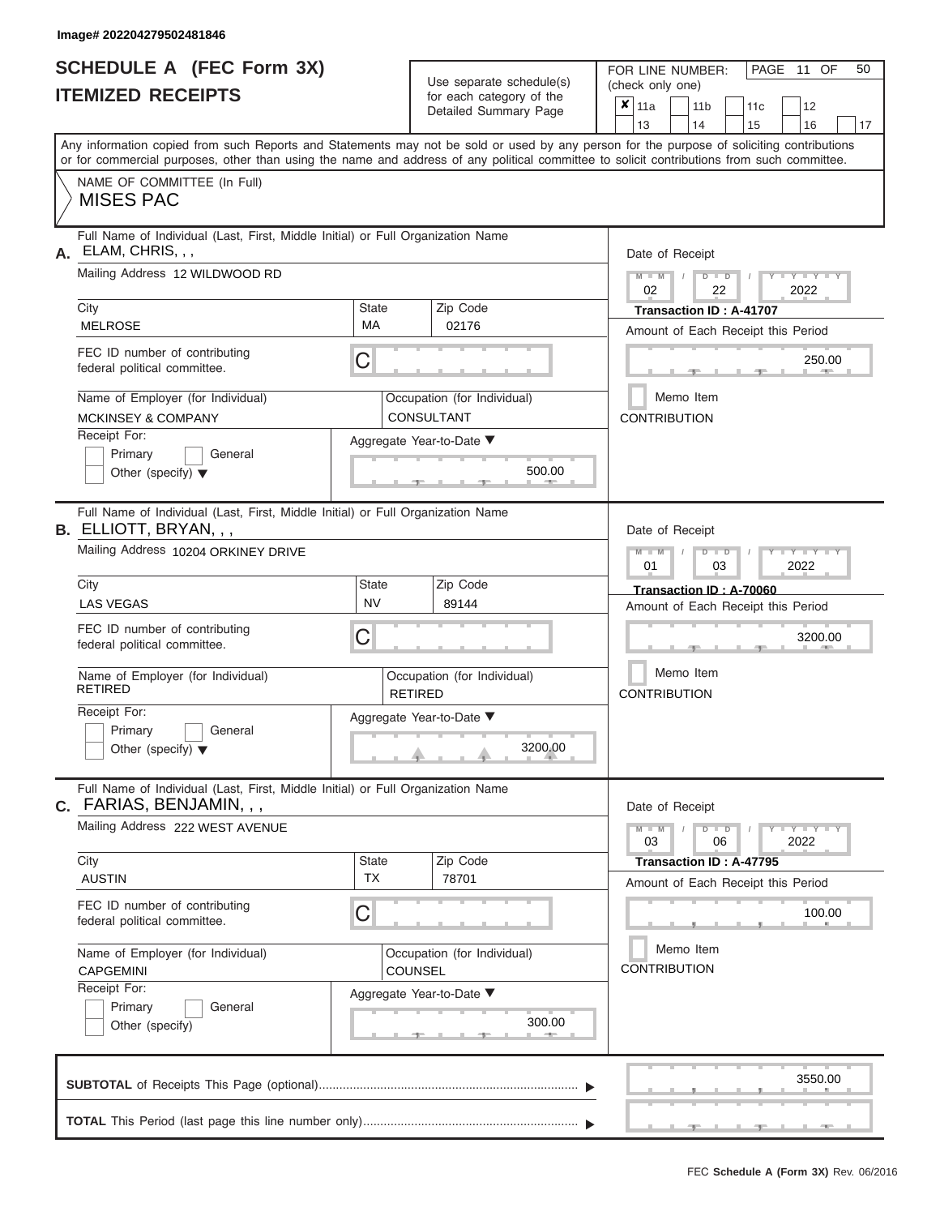Image# 202204279502481846

# SCHEDULE A (FEC Form 3X)
## ITEMIZED RECEIPTS

Use separate schedule(s) for each category of the Detailed Summary Page

FOR LINE NUMBER: (check only one)

- [x] 11a
- [ ] 11b
- [ ] 11c
- [ ] 12
- [ ] 13
- [ ] 14
- [ ] 15
- [ ] 16
- [ ] 17

PAGE 11 OF 50

Any information copied from such Reports and Statements may not be sold or used by any person for the purpose of soliciting contributions or for commercial purposes, other than using the name and address of any political committee to solicit contributions from such committee.

NAME OF COMMITTEE (In Full)
MISES PAC

---

**A.** Full Name of Individual (Last, First, Middle Initial) or Full Organization Name: ELAM, CHRIS, , ,

Mailing Address: 12 WILDWOOD RD

City: MELROSE | State: MA | Zip Code: 02176

FEC ID number of contributing federal political committee: C

Name of Employer (for Individual): MCKINSEY & COMPANY

Occupation (for Individual): CONSULTANT

Receipt For: Primary / General / Other (specify)

Aggregate Year-to-Date: 500.00

Date of Receipt: 02 / 22 / 2022

Transaction ID : A-41707

Amount of Each Receipt this Period: 250.00

Memo Item

CONTRIBUTION

---

**B.** Full Name of Individual (Last, First, Middle Initial) or Full Organization Name: ELLIOTT, BRYAN, , ,

Mailing Address: 10204 ORKINEY DRIVE

City: LAS VEGAS | State: NV | Zip Code: 89144

FEC ID number of contributing federal political committee: C

Name of Employer (for Individual): RETIRED

Occupation (for Individual): RETIRED

Receipt For: Primary / General / Other (specify)

Aggregate Year-to-Date: 3200.00

Date of Receipt: 01 / 03 / 2022

Transaction ID : A-70060

Amount of Each Receipt this Period: 3200.00

Memo Item

CONTRIBUTION

---

**C.** Full Name of Individual (Last, First, Middle Initial) or Full Organization Name: FARIAS, BENJAMIN, , ,

Mailing Address: 222 WEST AVENUE

City: AUSTIN | State: TX | Zip Code: 78701

FEC ID number of contributing federal political committee: C

Name of Employer (for Individual): CAPGEMINI

Occupation (for Individual): COUNSEL

Receipt For: Primary / General / Other (specify)

Aggregate Year-to-Date: 300.00

Date of Receipt: 03 / 06 / 2022

Transaction ID : A-47795

Amount of Each Receipt this Period: 100.00

Memo Item

CONTRIBUTION

---

**SUBTOTAL** of Receipts This Page (optional): 3550.00

**TOTAL** This Period (last page this line number only):

FEC **Schedule A (Form 3X)** Rev. 06/2016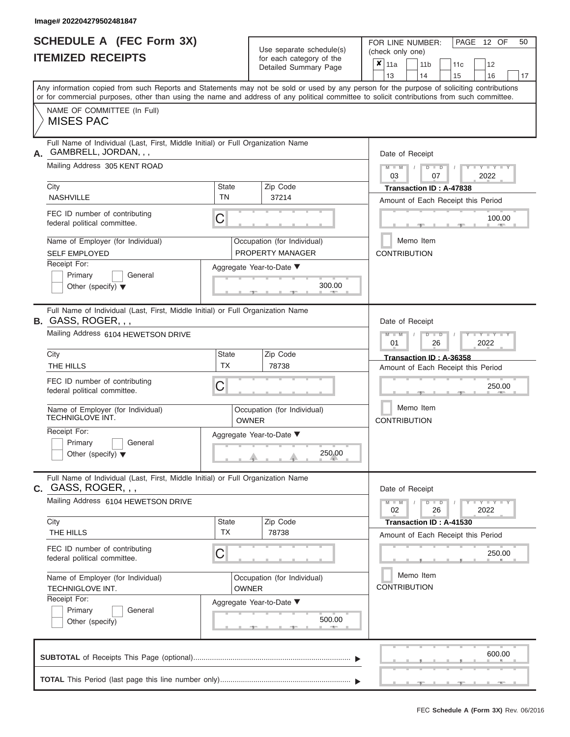Image# 202204279502481847

# SCHEDULE A (FEC Form 3X)
## ITEMIZED RECEIPTS

Use separate schedule(s) for each category of the Detailed Summary Page

FOR LINE NUMBER: (check only one)

- [x] 11a
- [ ] 11b
- [ ] 11c
- [ ] 12
- [ ] 13
- [ ] 14
- [ ] 15
- [ ] 16
- [ ] 17

Any information copied from such Reports and Statements may not be sold or used by any person for the purpose of soliciting contributions or for commercial purposes, other than using the name and address of any political committee to solicit contributions from such committee.

NAME OF COMMITTEE (In Full)
MISES PAC

---

**A.** Full Name of Individual (Last, First, Middle Initial) or Full Organization Name: GAMBRELL, JORDAN, , ,

Mailing Address: 305 KENT ROAD

City: NASHVILLE | State: TN | Zip Code: 37214

FEC ID number of contributing federal political committee: C

Name of Employer (for Individual): SELF EMPLOYED

Occupation (for Individual): PROPERTY MANAGER

Receipt For: Primary / General / Other (specify)

Aggregate Year-to-Date: 300.00

Date of Receipt: 03 / 07 / 2022

Transaction ID : A-47838

Amount of Each Receipt this Period: 100.00

Memo Item

CONTRIBUTION

---

**B.** Full Name of Individual (Last, First, Middle Initial) or Full Organization Name: GASS, ROGER, , ,

Mailing Address: 6104 HEWETSON DRIVE

City: THE HILLS | State: TX | Zip Code: 78738

FEC ID number of contributing federal political committee: C

Name of Employer (for Individual): TECHNIGLOVE INT.

Occupation (for Individual): OWNER

Receipt For: Primary / General / Other (specify)

Aggregate Year-to-Date: 250.00

Date of Receipt: 01 / 26 / 2022

Transaction ID : A-36358

Amount of Each Receipt this Period: 250.00

Memo Item

CONTRIBUTION

---

**C.** Full Name of Individual (Last, First, Middle Initial) or Full Organization Name: GASS, ROGER, , ,

Mailing Address: 6104 HEWETSON DRIVE

City: THE HILLS | State: TX | Zip Code: 78738

FEC ID number of contributing federal political committee: C

Name of Employer (for Individual): TECHNIGLOVE INT.

Occupation (for Individual): OWNER

Receipt For: Primary / General / Other (specify)

Aggregate Year-to-Date: 500.00

Date of Receipt: 02 / 26 / 2022

Transaction ID : A-41530

Amount of Each Receipt this Period: 250.00

Memo Item

CONTRIBUTION

---

**SUBTOTAL** of Receipts This Page (optional): 600.00

**TOTAL** This Period (last page this line number only):

FEC **Schedule A (Form 3X)** Rev. 06/2016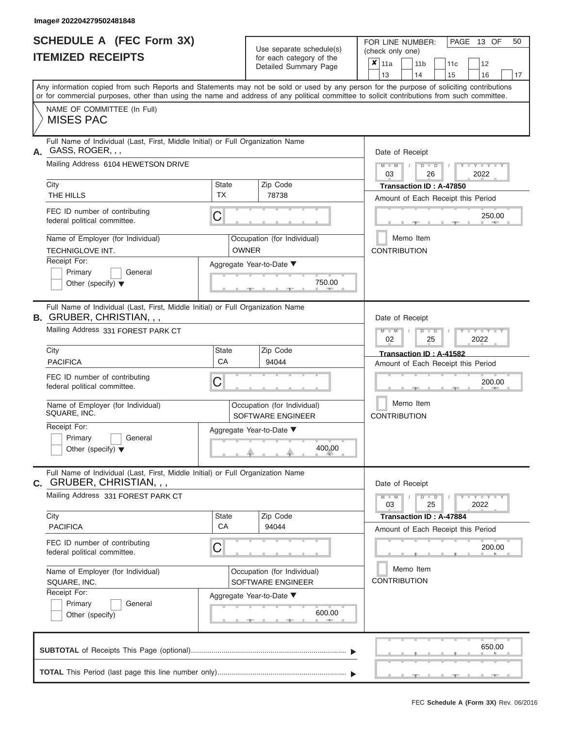Image# 202204279502481848

# SCHEDULE A (FEC Form 3X)
## ITEMIZED RECEIPTS

Use separate schedule(s) for each category of the Detailed Summary Page

FOR LINE NUMBER: (check only one)

- [x] 11a
- [ ] 11b
- [ ] 11c
- [ ] 12
- [ ] 13
- [ ] 14
- [ ] 15
- [ ] 16
- [ ] 17

PAGE 13 OF 50

Any information copied from such Reports and Statements may not be sold or used by any person for the purpose of soliciting contributions or for commercial purposes, other than using the name and address of any political committee to solicit contributions from such committee.

NAME OF COMMITTEE (In Full)
MISES PAC

---

**A.** Full Name of Individual (Last, First, Middle Initial) or Full Organization Name: GASS, ROGER, , ,

Mailing Address: 6104 HEWETSON DRIVE

| City | State | Zip Code |
|---|---|---|
| THE HILLS | TX | 78738 |

FEC ID number of contributing federal political committee: C

Name of Employer (for Individual): TECHNIGLOVE INT.

Occupation (for Individual): OWNER

Receipt For: Primary / General / Other (specify)

Aggregate Year-to-Date: 750.00

Date of Receipt: 03 / 26 / 2022

Transaction ID : A-47850

Amount of Each Receipt this Period: 250.00

Memo Item

CONTRIBUTION

---

**B.** Full Name of Individual (Last, First, Middle Initial) or Full Organization Name: GRUBER, CHRISTIAN, , ,

Mailing Address: 331 FOREST PARK CT

| City | State | Zip Code |
|---|---|---|
| PACIFICA | CA | 94044 |

FEC ID number of contributing federal political committee: C

Name of Employer (for Individual): SQUARE, INC.

Occupation (for Individual): SOFTWARE ENGINEER

Receipt For: Primary / General / Other (specify)

Aggregate Year-to-Date: 400.00

Date of Receipt: 02 / 25 / 2022

Transaction ID : A-41582

Amount of Each Receipt this Period: 200.00

Memo Item

CONTRIBUTION

---

**C.** Full Name of Individual (Last, First, Middle Initial) or Full Organization Name: GRUBER, CHRISTIAN, , ,

Mailing Address: 331 FOREST PARK CT

| City | State | Zip Code |
|---|---|---|
| PACIFICA | CA | 94044 |

FEC ID number of contributing federal political committee: C

Name of Employer (for Individual): SQUARE, INC.

Occupation (for Individual): SOFTWARE ENGINEER

Receipt For: Primary / General / Other (specify)

Aggregate Year-to-Date: 600.00

Date of Receipt: 03 / 25 / 2022

Transaction ID : A-47884

Amount of Each Receipt this Period: 200.00

Memo Item

CONTRIBUTION

---

**SUBTOTAL** of Receipts This Page (optional): 650.00

**TOTAL** This Period (last page this line number only):

FEC Schedule A (Form 3X) Rev. 06/2016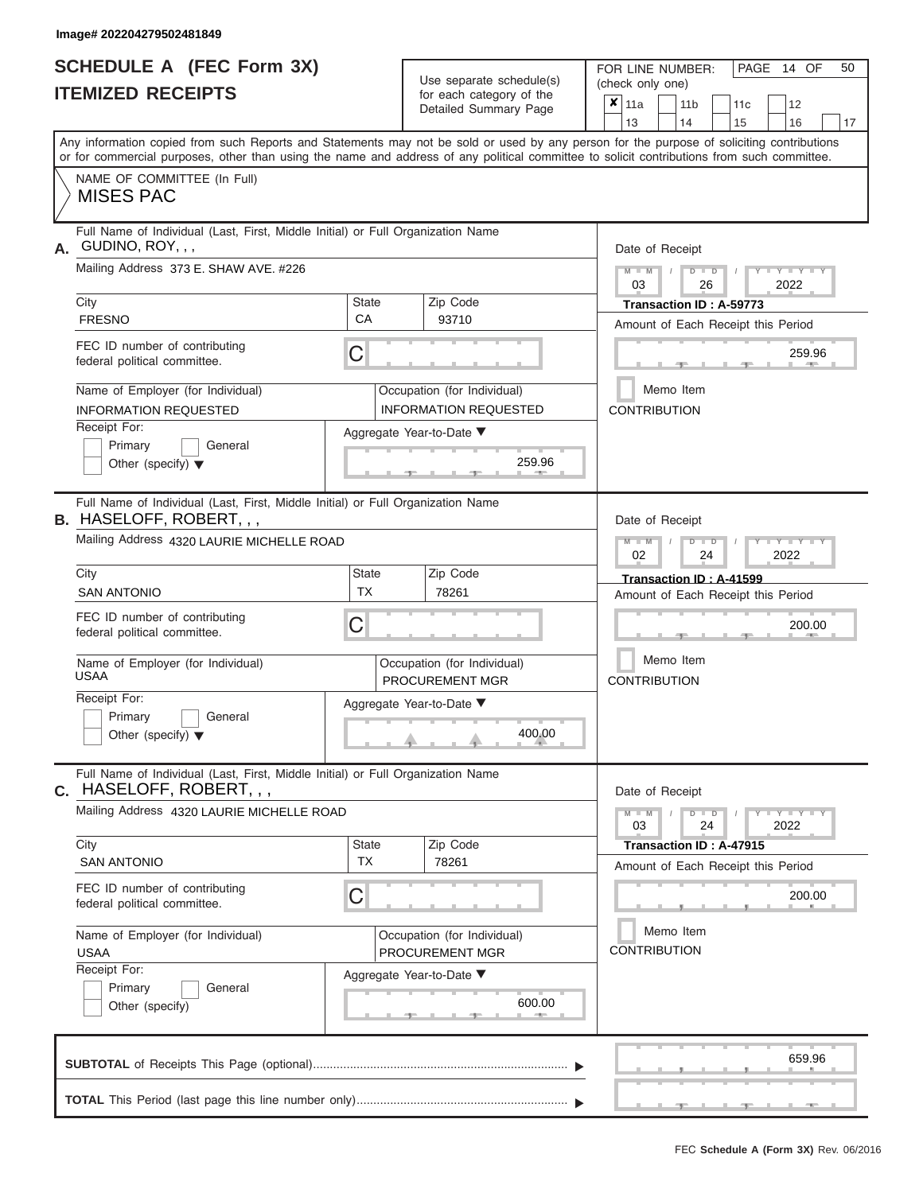Image# 202204279502481849

# SCHEDULE A (FEC Form 3X)
# ITEMIZED RECEIPTS

Use separate schedule(s) for each category of the Detailed Summary Page

FOR LINE NUMBER: (check only one)

- [x] 11a
- [ ] 11b
- [ ] 11c
- [ ] 12
- [ ] 13
- [ ] 14
- [ ] 15
- [ ] 16
- [ ] 17

Any information copied from such Reports and Statements may not be sold or used by any person for the purpose of soliciting contributions or for commercial purposes, other than using the name and address of any political committee to solicit contributions from such committee.

NAME OF COMMITTEE (In Full)
MISES PAC

---

**A.** Full Name of Individual (Last, First, Middle Initial) or Full Organization Name: GUDINO, ROY, , ,

Mailing Address: 373 E. SHAW AVE. #226

| City | State | Zip Code |
|---|---|---|
| FRESNO | CA | 93710 |

FEC ID number of contributing federal political committee: C

Name of Employer (for Individual): INFORMATION REQUESTED

Occupation (for Individual): INFORMATION REQUESTED

Receipt For: Primary / General / Other (specify)

Aggregate Year-to-Date: 259.96

Date of Receipt: 03 / 26 / 2022

Transaction ID : A-59773

Amount of Each Receipt this Period: 259.96

Memo Item

CONTRIBUTION

---

**B.** Full Name of Individual (Last, First, Middle Initial) or Full Organization Name: HASELOFF, ROBERT, , ,

Mailing Address: 4320 LAURIE MICHELLE ROAD

| City | State | Zip Code |
|---|---|---|
| SAN ANTONIO | TX | 78261 |

FEC ID number of contributing federal political committee: C

Name of Employer (for Individual): USAA

Occupation (for Individual): PROCUREMENT MGR

Receipt For: Primary / General / Other (specify)

Aggregate Year-to-Date: 400.00

Date of Receipt: 02 / 24 / 2022

Transaction ID : A-41599

Amount of Each Receipt this Period: 200.00

Memo Item

CONTRIBUTION

---

**C.** Full Name of Individual (Last, First, Middle Initial) or Full Organization Name: HASELOFF, ROBERT, , ,

Mailing Address: 4320 LAURIE MICHELLE ROAD

| City | State | Zip Code |
|---|---|---|
| SAN ANTONIO | TX | 78261 |

FEC ID number of contributing federal political committee: C

Name of Employer (for Individual): USAA

Occupation (for Individual): PROCUREMENT MGR

Receipt For: Primary / General / Other (specify)

Aggregate Year-to-Date: 600.00

Date of Receipt: 03 / 24 / 2022

Transaction ID : A-47915

Amount of Each Receipt this Period: 200.00

Memo Item

CONTRIBUTION

---

**SUBTOTAL** of Receipts This Page (optional): 659.96

**TOTAL** This Period (last page this line number only):

FEC Schedule A (Form 3X) Rev. 06/2016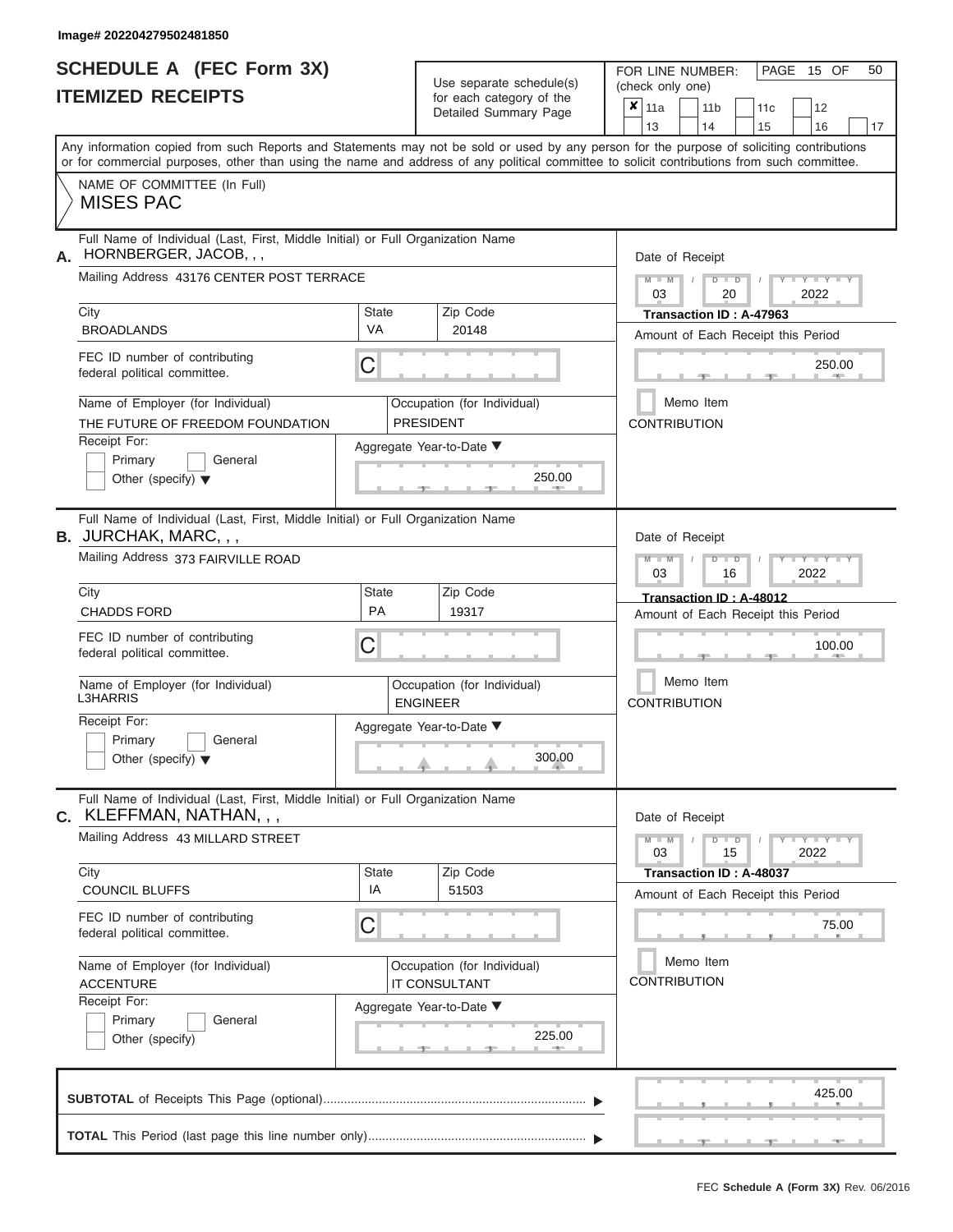Image# 202204279502481850

# SCHEDULE A (FEC Form 3X)
## ITEMIZED RECEIPTS

Use separate schedule(s) for each category of the Detailed Summary Page

FOR LINE NUMBER: (check only one)

☒ 11a ☐ 11b ☐ 11c ☐ 12 ☐ 13 ☐ 14 ☐ 15 ☐ 16 ☐ 17

PAGE 15 OF 50

Any information copied from such Reports and Statements may not be sold or used by any person for the purpose of soliciting contributions or for commercial purposes, other than using the name and address of any political committee to solicit contributions from such committee.

NAME OF COMMITTEE (In Full)
MISES PAC

---

**A.** Full Name of Individual (Last, First, Middle Initial) or Full Organization Name: HORNBERGER, JACOB, , ,

Mailing Address: 43176 CENTER POST TERRACE

City: BROADLANDS | State: VA | Zip Code: 20148

FEC ID number of contributing federal political committee: C

Name of Employer (for Individual): THE FUTURE OF FREEDOM FOUNDATION

Occupation (for Individual): PRESIDENT

Receipt For: ☐ Primary ☐ General ☐ Other (specify)

Aggregate Year-to-Date: 250.00

Date of Receipt: 03 / 20 / 2022

Transaction ID : A-47963

Amount of Each Receipt this Period: 250.00

☐ Memo Item

CONTRIBUTION

---

**B.** Full Name of Individual (Last, First, Middle Initial) or Full Organization Name: JURCHAK, MARC, , ,

Mailing Address: 373 FAIRVILLE ROAD

City: CHADDS FORD | State: PA | Zip Code: 19317

FEC ID number of contributing federal political committee: C

Name of Employer (for Individual): L3HARRIS

Occupation (for Individual): ENGINEER

Receipt For: ☐ Primary ☐ General ☐ Other (specify)

Aggregate Year-to-Date: 300.00

Date of Receipt: 03 / 16 / 2022

Transaction ID : A-48012

Amount of Each Receipt this Period: 100.00

☐ Memo Item

CONTRIBUTION

---

**C.** Full Name of Individual (Last, First, Middle Initial) or Full Organization Name: KLEFFMAN, NATHAN, , ,

Mailing Address: 43 MILLARD STREET

City: COUNCIL BLUFFS | State: IA | Zip Code: 51503

FEC ID number of contributing federal political committee: C

Name of Employer (for Individual): ACCENTURE

Occupation (for Individual): IT CONSULTANT

Receipt For: ☐ Primary ☐ General ☐ Other (specify)

Aggregate Year-to-Date: 225.00

Date of Receipt: 03 / 15 / 2022

Transaction ID : A-48037

Amount of Each Receipt this Period: 75.00

☐ Memo Item

CONTRIBUTION

---

**SUBTOTAL** of Receipts This Page (optional): 425.00

**TOTAL** This Period (last page this line number only):

FEC **Schedule A (Form 3X)** Rev. 06/2016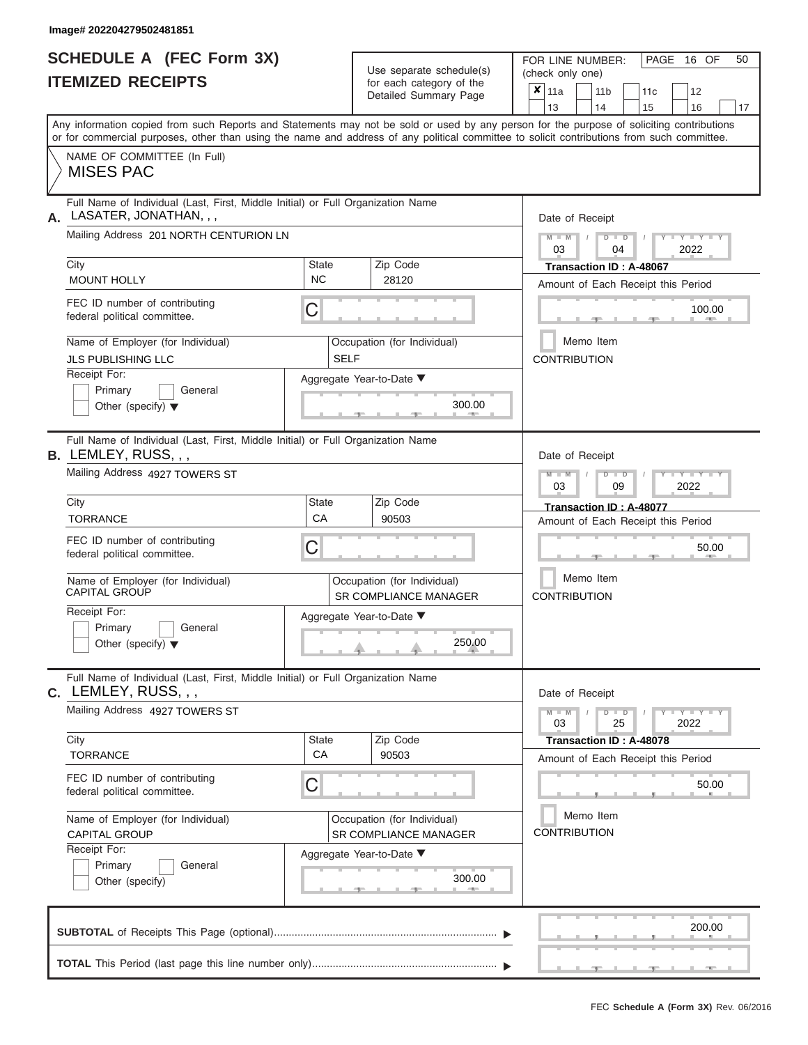Image# 202204279502481851

# SCHEDULE A (FEC Form 3X)
## ITEMIZED RECEIPTS

Use separate schedule(s) for each category of the Detailed Summary Page

FOR LINE NUMBER: (check only one)

- [x] 11a
- [ ] 11b
- [ ] 11c
- [ ] 12
- [ ] 13
- [ ] 14
- [ ] 15
- [ ] 16
- [ ] 17

PAGE 16 OF 50

Any information copied from such Reports and Statements may not be sold or used by any person for the purpose of soliciting contributions or for commercial purposes, other than using the name and address of any political committee to solicit contributions from such committee.

NAME OF COMMITTEE (In Full)
MISES PAC

---

**A.** Full Name of Individual (Last, First, Middle Initial) or Full Organization Name
LASATER, JONATHAN, , ,

Mailing Address 201 NORTH CENTURION LN

| City | State | Zip Code |
|---|---|---|
| MOUNT HOLLY | NC | 28120 |

FEC ID number of contributing federal political committee. C

Name of Employer (for Individual): JLS PUBLISHING LLC
Occupation (for Individual): SELF

Receipt For: Primary / General / Other (specify)

Aggregate Year-to-Date: 300.00

Date of Receipt: 03 / 04 / 2022
Transaction ID : A-48067
Amount of Each Receipt this Period: 100.00
Memo Item
CONTRIBUTION

---

**B.** Full Name of Individual (Last, First, Middle Initial) or Full Organization Name
LEMLEY, RUSS, , ,

Mailing Address 4927 TOWERS ST

| City | State | Zip Code |
|---|---|---|
| TORRANCE | CA | 90503 |

FEC ID number of contributing federal political committee. C

Name of Employer (for Individual): CAPITAL GROUP
Occupation (for Individual): SR COMPLIANCE MANAGER

Receipt For: Primary / General / Other (specify)

Aggregate Year-to-Date: 250.00

Date of Receipt: 03 / 09 / 2022
Transaction ID : A-48077
Amount of Each Receipt this Period: 50.00
Memo Item
CONTRIBUTION

---

**C.** Full Name of Individual (Last, First, Middle Initial) or Full Organization Name
LEMLEY, RUSS, , ,

Mailing Address 4927 TOWERS ST

| City | State | Zip Code |
|---|---|---|
| TORRANCE | CA | 90503 |

FEC ID number of contributing federal political committee. C

Name of Employer (for Individual): CAPITAL GROUP
Occupation (for Individual): SR COMPLIANCE MANAGER

Receipt For: Primary / General / Other (specify)

Aggregate Year-to-Date: 300.00

Date of Receipt: 03 / 25 / 2022
Transaction ID : A-48078
Amount of Each Receipt this Period: 50.00
Memo Item
CONTRIBUTION

---

**SUBTOTAL** of Receipts This Page (optional): 200.00

**TOTAL** This Period (last page this line number only):

FEC Schedule A (Form 3X) Rev. 06/2016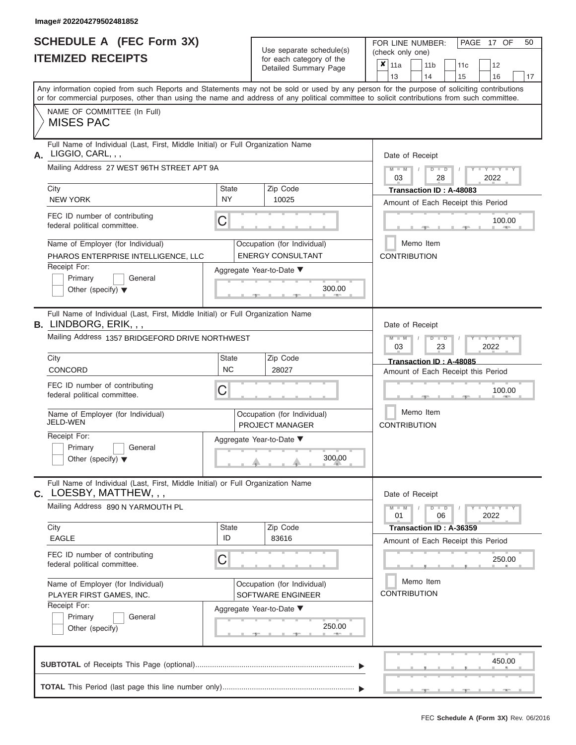Image# 202204279502481852

# SCHEDULE A (FEC Form 3X)
## ITEMIZED RECEIPTS

Use separate schedule(s) for each category of the Detailed Summary Page

FOR LINE NUMBER: (check only one)

| | | | | |
|---|---|---|---|---|
| ✘ 11a | 11b | 11c | 12 | |
| 13 | 14 | 15 | 16 | 17 |

PAGE 17 OF 50

Any information copied from such Reports and Statements may not be sold or used by any person for the purpose of soliciting contributions or for commercial purposes, other than using the name and address of any political committee to solicit contributions from such committee.

NAME OF COMMITTEE (In Full)
MISES PAC

---

**A.** Full Name of Individual (Last, First, Middle Initial) or Full Organization Name: LIGGIO, CARL, , ,

Mailing Address: 27 WEST 96TH STREET APT 9A

| City | State | Zip Code |
|---|---|---|
| NEW YORK | NY | 10025 |

FEC ID number of contributing federal political committee: C

Name of Employer (for Individual): PHAROS ENTERPRISE INTELLIGENCE, LLC

Occupation (for Individual): ENERGY CONSULTANT

Receipt For: Primary / General / Other (specify)

Aggregate Year-to-Date: 300.00

Date of Receipt: 03 / 28 / 2022

Transaction ID : A-48083

Amount of Each Receipt this Period: 100.00

Memo Item

CONTRIBUTION

---

**B.** Full Name of Individual (Last, First, Middle Initial) or Full Organization Name: LINDBORG, ERIK, , ,

Mailing Address: 1357 BRIDGEFORD DRIVE NORTHWEST

| City | State | Zip Code |
|---|---|---|
| CONCORD | NC | 28027 |

FEC ID number of contributing federal political committee: C

Name of Employer (for Individual): JELD-WEN

Occupation (for Individual): PROJECT MANAGER

Receipt For: Primary / General / Other (specify)

Aggregate Year-to-Date: 300.00

Date of Receipt: 03 / 23 / 2022

Transaction ID : A-48085

Amount of Each Receipt this Period: 100.00

Memo Item

CONTRIBUTION

---

**C.** Full Name of Individual (Last, First, Middle Initial) or Full Organization Name: LOESBY, MATTHEW, , ,

Mailing Address: 890 N YARMOUTH PL

| City | State | Zip Code |
|---|---|---|
| EAGLE | ID | 83616 |

FEC ID number of contributing federal political committee: C

Name of Employer (for Individual): PLAYER FIRST GAMES, INC.

Occupation (for Individual): SOFTWARE ENGINEER

Receipt For: Primary / General / Other (specify)

Aggregate Year-to-Date: 250.00

Date of Receipt: 01 / 06 / 2022

Transaction ID : A-36359

Amount of Each Receipt this Period: 250.00

Memo Item

CONTRIBUTION

---

**SUBTOTAL** of Receipts This Page (optional): 450.00

**TOTAL** This Period (last page this line number only):

FEC **Schedule A (Form 3X)** Rev. 06/2016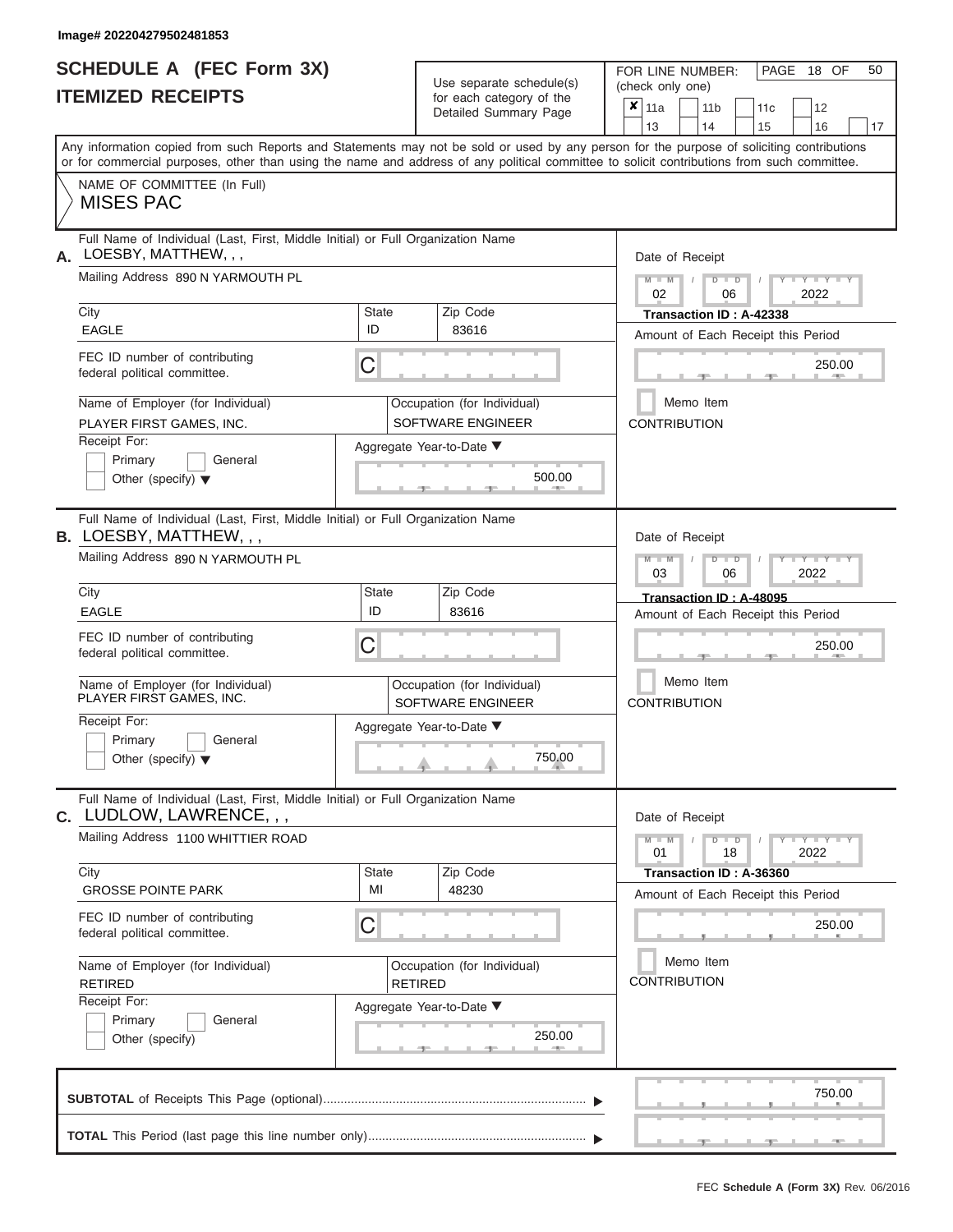Image# 202204279502481853

# SCHEDULE A (FEC Form 3X)
# ITEMIZED RECEIPTS

Use separate schedule(s) for each category of the Detailed Summary Page

FOR LINE NUMBER: (check only one)

☒ 11a ☐ 11b ☐ 11c ☐ 12 ☐ 13 ☐ 14 ☐ 15 ☐ 16 ☐ 17

PAGE 18 OF 50

Any information copied from such Reports and Statements may not be sold or used by any person for the purpose of soliciting contributions or for commercial purposes, other than using the name and address of any political committee to solicit contributions from such committee.

NAME OF COMMITTEE (In Full)

**MISES PAC**

---

**A.** Full Name of Individual (Last, First, Middle Initial) or Full Organization Name: LOESBY, MATTHEW, , ,

Mailing Address: 890 N YARMOUTH PL

| City | State | Zip Code |
|---|---|---|
| EAGLE | ID | 83616 |

FEC ID number of contributing federal political committee: C

Name of Employer (for Individual): PLAYER FIRST GAMES, INC.

Occupation (for Individual): SOFTWARE ENGINEER

Receipt For: ☐ Primary ☐ General ☐ Other (specify)

Aggregate Year-to-Date: 500.00

Date of Receipt: 02 / 06 / 2022

Transaction ID : A-42338

Amount of Each Receipt this Period: 250.00

☐ Memo Item

CONTRIBUTION

---

**B.** Full Name of Individual (Last, First, Middle Initial) or Full Organization Name: LOESBY, MATTHEW, , ,

Mailing Address: 890 N YARMOUTH PL

| City | State | Zip Code |
|---|---|---|
| EAGLE | ID | 83616 |

FEC ID number of contributing federal political committee: C

Name of Employer (for Individual): PLAYER FIRST GAMES, INC.

Occupation (for Individual): SOFTWARE ENGINEER

Receipt For: ☐ Primary ☐ General ☐ Other (specify)

Aggregate Year-to-Date: 750.00

Date of Receipt: 03 / 06 / 2022

Transaction ID : A-48095

Amount of Each Receipt this Period: 250.00

☐ Memo Item

CONTRIBUTION

---

**C.** Full Name of Individual (Last, First, Middle Initial) or Full Organization Name: LUDLOW, LAWRENCE, , ,

Mailing Address: 1100 WHITTIER ROAD

| City | State | Zip Code |
|---|---|---|
| GROSSE POINTE PARK | MI | 48230 |

FEC ID number of contributing federal political committee: C

Name of Employer (for Individual): RETIRED

Occupation (for Individual): RETIRED

Receipt For: ☐ Primary ☐ General ☐ Other (specify)

Aggregate Year-to-Date: 250.00

Date of Receipt: 01 / 18 / 2022

Transaction ID : A-36360

Amount of Each Receipt this Period: 250.00

☐ Memo Item

CONTRIBUTION

---

**SUBTOTAL** of Receipts This Page (optional): 750.00

**TOTAL** This Period (last page this line number only):

FEC **Schedule A (Form 3X)** Rev. 06/2016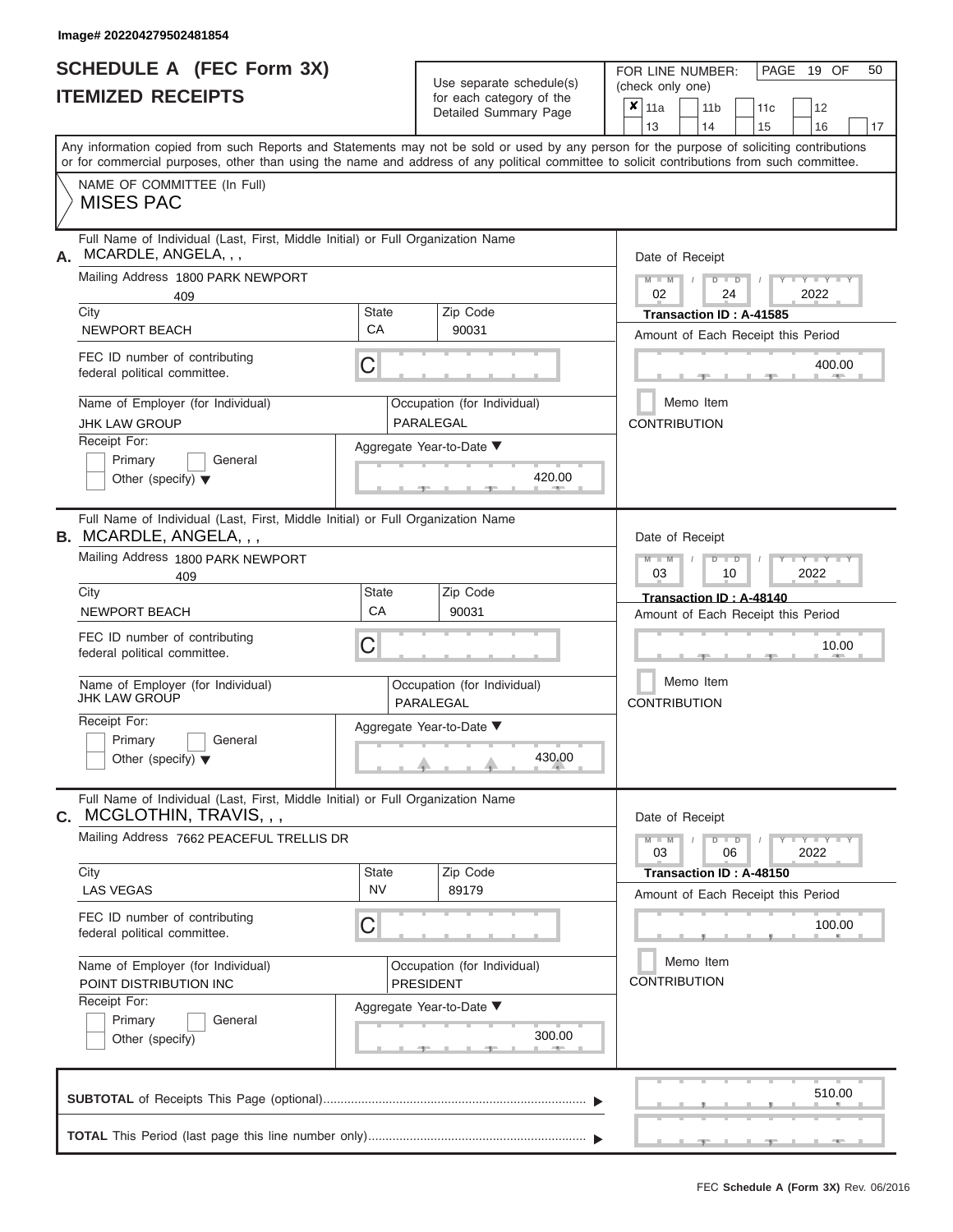Image# 202204279502481854

# SCHEDULE A (FEC Form 3X)
## ITEMIZED RECEIPTS

Use separate schedule(s) for each category of the Detailed Summary Page

FOR LINE NUMBER: (check only one)

- [x] 11a
- [ ] 11b
- [ ] 11c
- [ ] 12
- [ ] 13
- [ ] 14
- [ ] 15
- [ ] 16
- [ ] 17

PAGE 19 OF 50

Any information copied from such Reports and Statements may not be sold or used by any person for the purpose of soliciting contributions or for commercial purposes, other than using the name and address of any political committee to solicit contributions from such committee.

NAME OF COMMITTEE (In Full)
MISES PAC

---

**A.** Full Name of Individual (Last, First, Middle Initial) or Full Organization Name: MCARDLE, ANGELA, , ,

Mailing Address: 1800 PARK NEWPORT
409

City: NEWPORT BEACH | State: CA | Zip Code: 90031

FEC ID number of contributing federal political committee: C

Name of Employer (for Individual): JHK LAW GROUP
Occupation (for Individual): PARALEGAL

Receipt For: Primary / General / Other (specify)

Aggregate Year-to-Date: 420.00

Date of Receipt: 02 / 24 / 2022
Transaction ID : A-41585

Amount of Each Receipt this Period: 400.00

Memo Item
CONTRIBUTION

---

**B.** Full Name of Individual (Last, First, Middle Initial) or Full Organization Name: MCARDLE, ANGELA, , ,

Mailing Address: 1800 PARK NEWPORT
409

City: NEWPORT BEACH | State: CA | Zip Code: 90031

FEC ID number of contributing federal political committee: C

Name of Employer (for Individual): JHK LAW GROUP
Occupation (for Individual): PARALEGAL

Receipt For: Primary / General / Other (specify)

Aggregate Year-to-Date: 430.00

Date of Receipt: 03 / 10 / 2022
Transaction ID : A-48140

Amount of Each Receipt this Period: 10.00

Memo Item
CONTRIBUTION

---

**C.** Full Name of Individual (Last, First, Middle Initial) or Full Organization Name: MCGLOTHIN, TRAVIS, , ,

Mailing Address: 7662 PEACEFUL TRELLIS DR

City: LAS VEGAS | State: NV | Zip Code: 89179

FEC ID number of contributing federal political committee: C

Name of Employer (for Individual): POINT DISTRIBUTION INC
Occupation (for Individual): PRESIDENT

Receipt For: Primary / General / Other (specify)

Aggregate Year-to-Date: 300.00

Date of Receipt: 03 / 06 / 2022
Transaction ID : A-48150

Amount of Each Receipt this Period: 100.00

Memo Item
CONTRIBUTION

---

**SUBTOTAL** of Receipts This Page (optional): 510.00

**TOTAL** This Period (last page this line number only):

FEC Schedule A (Form 3X) Rev. 06/2016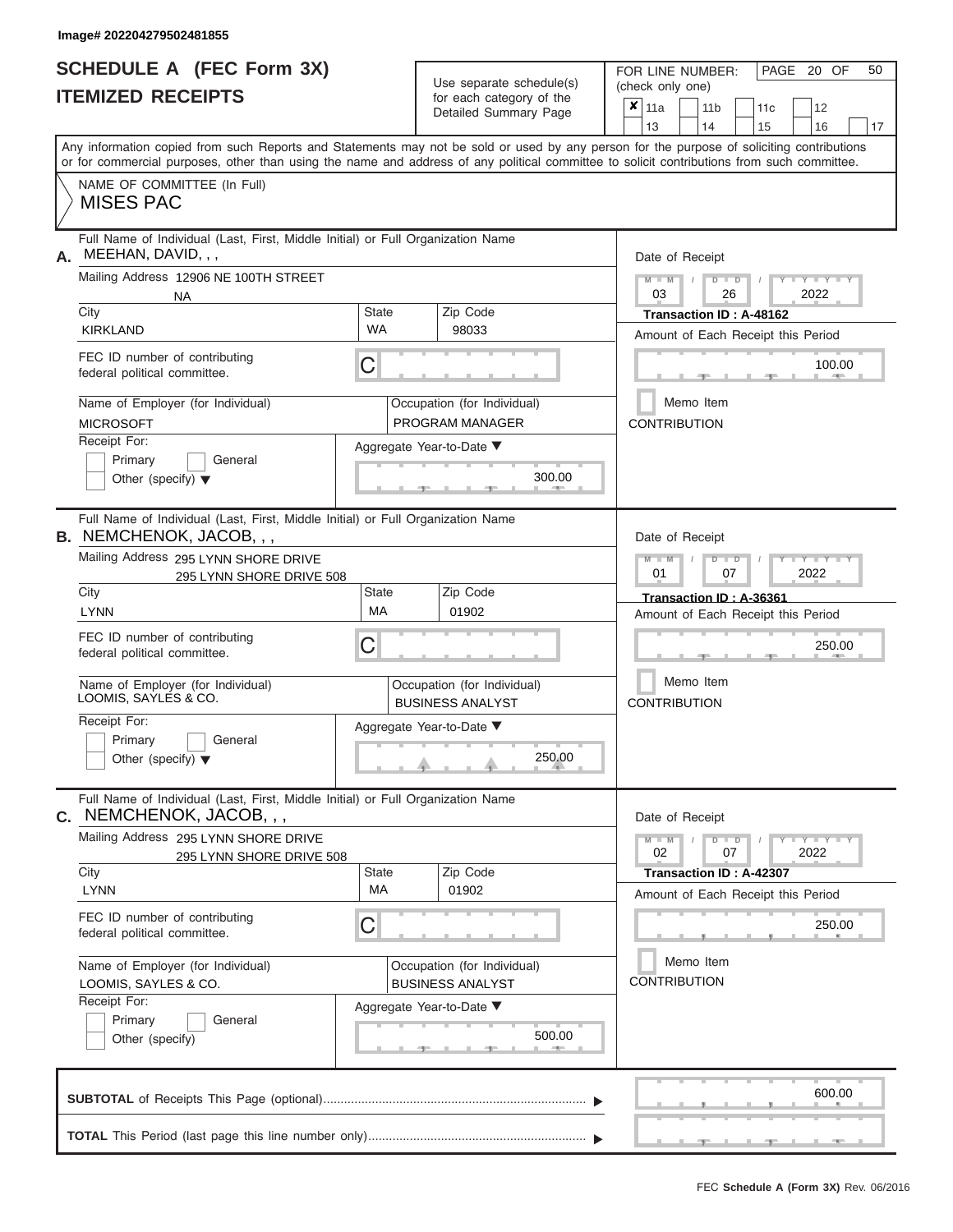Image# 202204279502481855

# SCHEDULE A (FEC Form 3X)
## ITEMIZED RECEIPTS

Use separate schedule(s) for each category of the Detailed Summary Page

FOR LINE NUMBER: (check only one)

- [x] 11a
- [ ] 11b
- [ ] 11c
- [ ] 12
- [ ] 13
- [ ] 14
- [ ] 15
- [ ] 16
- [ ] 17

Any information copied from such Reports and Statements may not be sold or used by any person for the purpose of soliciting contributions or for commercial purposes, other than using the name and address of any political committee to solicit contributions from such committee.

NAME OF COMMITTEE (In Full)
MISES PAC

---

**A.** Full Name of Individual (Last, First, Middle Initial) or Full Organization Name
MEEHAN, DAVID, , ,

Mailing Address: 12906 NE 100TH STREET
NA

| City | State | Zip Code |
|---|---|---|
| KIRKLAND | WA | 98033 |

FEC ID number of contributing federal political committee: C

Name of Employer (for Individual): MICROSOFT
Occupation (for Individual): PROGRAM MANAGER

Receipt For: Primary / General / Other (specify)

Aggregate Year-to-Date: 300.00

Date of Receipt: 03 / 26 / 2022
Transaction ID : A-48162
Amount of Each Receipt this Period: 100.00
Memo Item
CONTRIBUTION

---

**B.** Full Name of Individual (Last, First, Middle Initial) or Full Organization Name
NEMCHENOK, JACOB, , ,

Mailing Address: 295 LYNN SHORE DRIVE
295 LYNN SHORE DRIVE 508

| City | State | Zip Code |
|---|---|---|
| LYNN | MA | 01902 |

FEC ID number of contributing federal political committee: C

Name of Employer (for Individual): LOOMIS, SAYLES & CO.
Occupation (for Individual): BUSINESS ANALYST

Receipt For: Primary / General / Other (specify)

Aggregate Year-to-Date: 250.00

Date of Receipt: 01 / 07 / 2022
Transaction ID : A-36361
Amount of Each Receipt this Period: 250.00
Memo Item
CONTRIBUTION

---

**C.** Full Name of Individual (Last, First, Middle Initial) or Full Organization Name
NEMCHENOK, JACOB, , ,

Mailing Address: 295 LYNN SHORE DRIVE
295 LYNN SHORE DRIVE 508

| City | State | Zip Code |
|---|---|---|
| LYNN | MA | 01902 |

FEC ID number of contributing federal political committee: C

Name of Employer (for Individual): LOOMIS, SAYLES & CO.
Occupation (for Individual): BUSINESS ANALYST

Receipt For: Primary / General / Other (specify)

Aggregate Year-to-Date: 500.00

Date of Receipt: 02 / 07 / 2022
Transaction ID : A-42307
Amount of Each Receipt this Period: 250.00
Memo Item
CONTRIBUTION

---

**SUBTOTAL** of Receipts This Page (optional): 600.00

**TOTAL** This Period (last page this line number only):

FEC **Schedule A (Form 3X)** Rev. 06/2016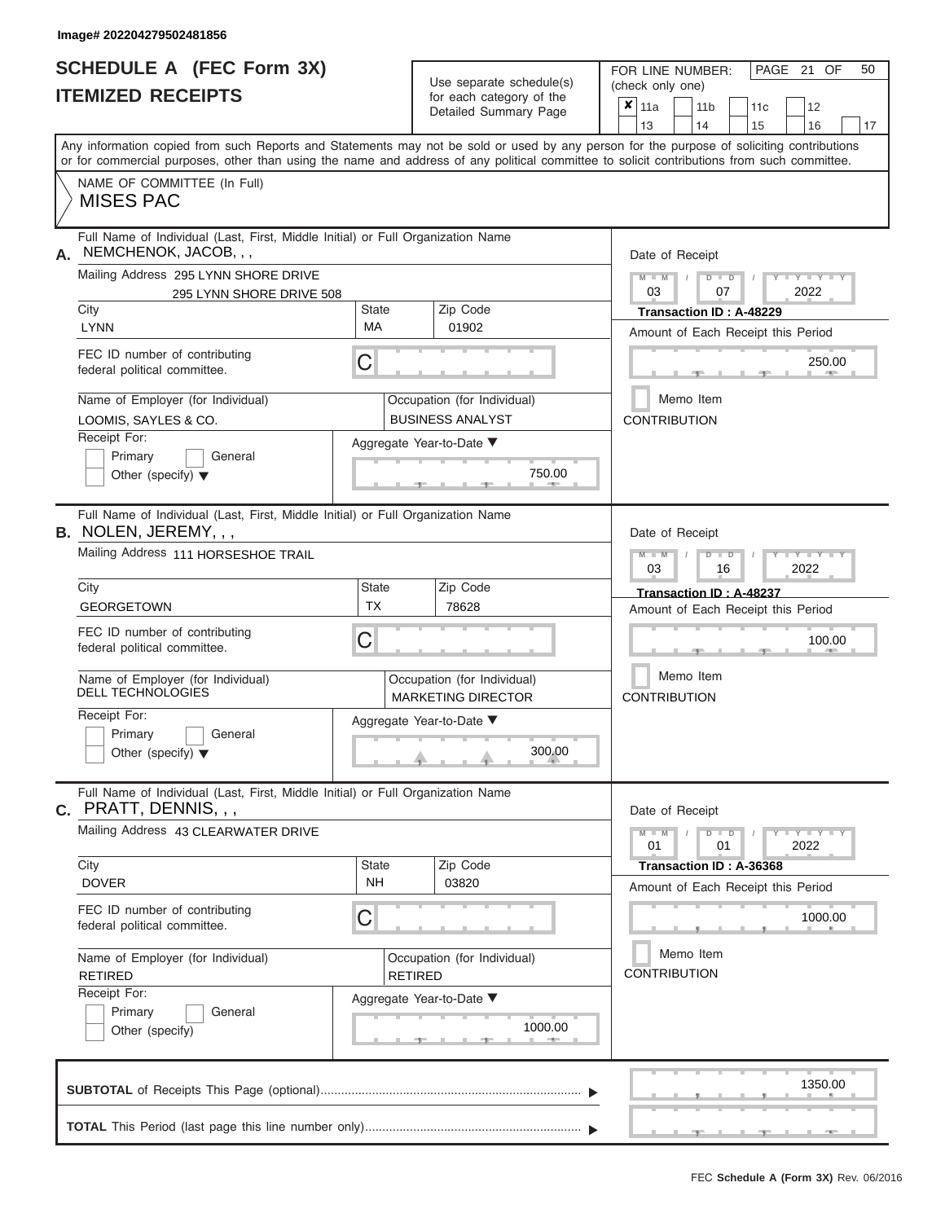Image# 202204279502481856

# SCHEDULE A (FEC Form 3X)
# ITEMIZED RECEIPTS

Use separate schedule(s) for each category of the Detailed Summary Page

FOR LINE NUMBER: (check only one)

- [x] 11a
- [ ] 11b
- [ ] 11c
- [ ] 12
- [ ] 13
- [ ] 14
- [ ] 15
- [ ] 16
- [ ] 17

PAGE 21 OF 50

Any information copied from such Reports and Statements may not be sold or used by any person for the purpose of soliciting contributions or for commercial purposes, other than using the name and address of any political committee to solicit contributions from such committee.

NAME OF COMMITTEE (In Full)
**MISES PAC**

---

**A.** Full Name of Individual (Last, First, Middle Initial) or Full Organization Name: NEMCHENOK, JACOB, , ,

Mailing Address: 295 LYNN SHORE DRIVE, 295 LYNN SHORE DRIVE 508

City: LYNN | State: MA | Zip Code: 01902

FEC ID number of contributing federal political committee: C

Name of Employer (for Individual): LOOMIS, SAYLES & CO.

Occupation (for Individual): BUSINESS ANALYST

Receipt For: Primary / General / Other (specify)

Aggregate Year-to-Date: 750.00

Date of Receipt: 03 / 07 / 2022

Transaction ID : A-48229

Amount of Each Receipt this Period: 250.00

Memo Item

CONTRIBUTION

---

**B.** Full Name of Individual (Last, First, Middle Initial) or Full Organization Name: NOLEN, JEREMY, , ,

Mailing Address: 111 HORSESHOE TRAIL

City: GEORGETOWN | State: TX | Zip Code: 78628

FEC ID number of contributing federal political committee: C

Name of Employer (for Individual): DELL TECHNOLOGIES

Occupation (for Individual): MARKETING DIRECTOR

Receipt For: Primary / General / Other (specify)

Aggregate Year-to-Date: 300.00

Date of Receipt: 03 / 16 / 2022

Transaction ID : A-48237

Amount of Each Receipt this Period: 100.00

Memo Item

CONTRIBUTION

---

**C.** Full Name of Individual (Last, First, Middle Initial) or Full Organization Name: PRATT, DENNIS, , ,

Mailing Address: 43 CLEARWATER DRIVE

City: DOVER | State: NH | Zip Code: 03820

FEC ID number of contributing federal political committee: C

Name of Employer (for Individual): RETIRED

Occupation (for Individual): RETIRED

Receipt For: Primary / General / Other (specify)

Aggregate Year-to-Date: 1000.00

Date of Receipt: 01 / 01 / 2022

Transaction ID : A-36368

Amount of Each Receipt this Period: 1000.00

Memo Item

CONTRIBUTION

---

**SUBTOTAL** of Receipts This Page (optional): 1350.00

**TOTAL** This Period (last page this line number only):

FEC **Schedule A (Form 3X)** Rev. 06/2016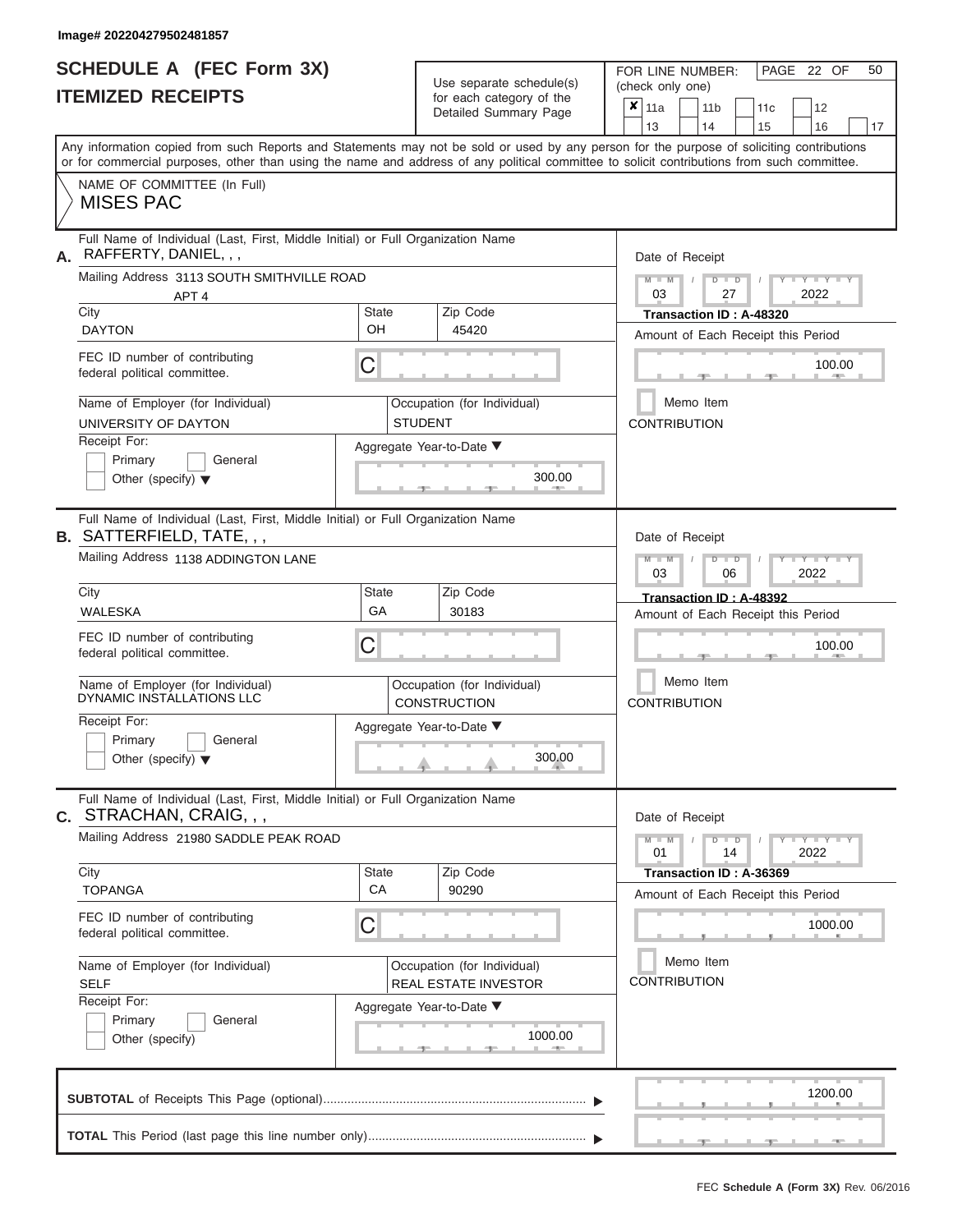Image# 202204279502481857

# SCHEDULE A (FEC Form 3X)
## ITEMIZED RECEIPTS

Use separate schedule(s) for each category of the Detailed Summary Page

FOR LINE NUMBER: (check only one)

- [x] 11a
- [ ] 11b
- [ ] 11c
- [ ] 12
- [ ] 13
- [ ] 14
- [ ] 15
- [ ] 16
- [ ] 17

PAGE 22 OF 50

Any information copied from such Reports and Statements may not be sold or used by any person for the purpose of soliciting contributions or for commercial purposes, other than using the name and address of any political committee to solicit contributions from such committee.

NAME OF COMMITTEE (In Full)
MISES PAC

---

**A.** Full Name of Individual (Last, First, Middle Initial) or Full Organization Name: RAFFERTY, DANIEL, , ,

Mailing Address: 3113 SOUTH SMITHVILLE ROAD, APT 4

| City | State | Zip Code |
|---|---|---|
| DAYTON | OH | 45420 |

FEC ID number of contributing federal political committee: C

Name of Employer (for Individual): UNIVERSITY OF DAYTON

Occupation (for Individual): STUDENT

Receipt For: [ ] Primary [ ] General [ ] Other (specify)

Aggregate Year-to-Date: 300.00

Date of Receipt: 03 / 27 / 2022

Transaction ID : A-48320

Amount of Each Receipt this Period: 100.00

[ ] Memo Item

CONTRIBUTION

---

**B.** Full Name of Individual (Last, First, Middle Initial) or Full Organization Name: SATTERFIELD, TATE, , ,

Mailing Address: 1138 ADDINGTON LANE

| City | State | Zip Code |
|---|---|---|
| WALESKA | GA | 30183 |

FEC ID number of contributing federal political committee: C

Name of Employer (for Individual): DYNAMIC INSTALLATIONS LLC

Occupation (for Individual): CONSTRUCTION

Receipt For: [ ] Primary [ ] General [ ] Other (specify)

Aggregate Year-to-Date: 300.00

Date of Receipt: 03 / 06 / 2022

Transaction ID : A-48392

Amount of Each Receipt this Period: 100.00

[ ] Memo Item

CONTRIBUTION

---

**C.** Full Name of Individual (Last, First, Middle Initial) or Full Organization Name: STRACHAN, CRAIG, , ,

Mailing Address: 21980 SADDLE PEAK ROAD

| City | State | Zip Code |
|---|---|---|
| TOPANGA | CA | 90290 |

FEC ID number of contributing federal political committee: C

Name of Employer (for Individual): SELF

Occupation (for Individual): REAL ESTATE INVESTOR

Receipt For: [ ] Primary [ ] General [ ] Other (specify)

Aggregate Year-to-Date: 1000.00

Date of Receipt: 01 / 14 / 2022

Transaction ID : A-36369

Amount of Each Receipt this Period: 1000.00

[ ] Memo Item

CONTRIBUTION

---

**SUBTOTAL** of Receipts This Page (optional): 1200.00

**TOTAL** This Period (last page this line number only):

FEC **Schedule A (Form 3X)** Rev. 06/2016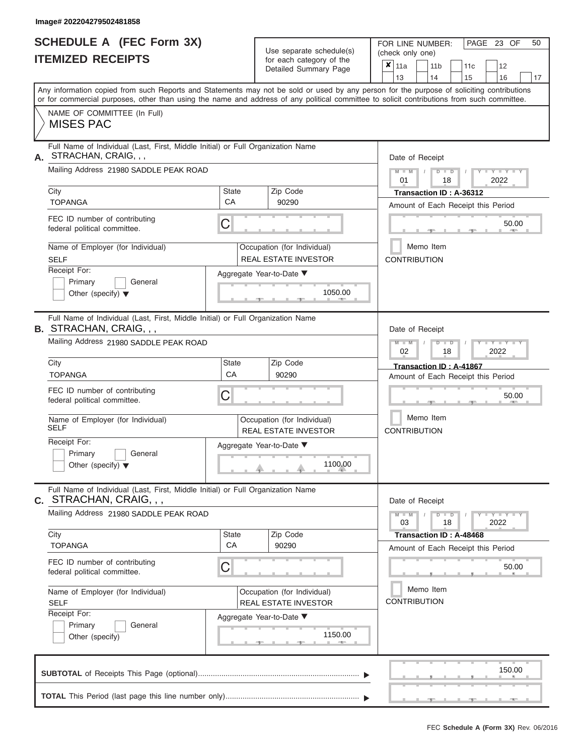Image# 202204279502481858

# SCHEDULE A (FEC Form 3X)
# ITEMIZED RECEIPTS

Use separate schedule(s) for each category of the Detailed Summary Page

FOR LINE NUMBER: (check only one)

- [x] 11a
- [ ] 11b
- [ ] 11c
- [ ] 12
- [ ] 13
- [ ] 14
- [ ] 15
- [ ] 16
- [ ] 17

Any information copied from such Reports and Statements may not be sold or used by any person for the purpose of soliciting contributions or for commercial purposes, other than using the name and address of any political committee to solicit contributions from such committee.

NAME OF COMMITTEE (In Full)
MISES PAC

---

**A.** Full Name of Individual (Last, First, Middle Initial) or Full Organization Name: STRACHAN, CRAIG, , ,

Mailing Address: 21980 SADDLE PEAK ROAD

City: TOPANGA | State: CA | Zip Code: 90290

FEC ID number of contributing federal political committee: C

Name of Employer (for Individual): SELF

Occupation (for Individual): REAL ESTATE INVESTOR

Receipt For: Primary / General / Other (specify)

Aggregate Year-to-Date: 1050.00

Date of Receipt: 01 / 18 / 2022

Transaction ID : A-36312

Amount of Each Receipt this Period: 50.00

Memo Item

CONTRIBUTION

---

**B.** Full Name of Individual (Last, First, Middle Initial) or Full Organization Name: STRACHAN, CRAIG, , ,

Mailing Address: 21980 SADDLE PEAK ROAD

City: TOPANGA | State: CA | Zip Code: 90290

FEC ID number of contributing federal political committee: C

Name of Employer (for Individual): SELF

Occupation (for Individual): REAL ESTATE INVESTOR

Receipt For: Primary / General / Other (specify)

Aggregate Year-to-Date: 1100.00

Date of Receipt: 02 / 18 / 2022

Transaction ID : A-41867

Amount of Each Receipt this Period: 50.00

Memo Item

CONTRIBUTION

---

**C.** Full Name of Individual (Last, First, Middle Initial) or Full Organization Name: STRACHAN, CRAIG, , ,

Mailing Address: 21980 SADDLE PEAK ROAD

City: TOPANGA | State: CA | Zip Code: 90290

FEC ID number of contributing federal political committee: C

Name of Employer (for Individual): SELF

Occupation (for Individual): REAL ESTATE INVESTOR

Receipt For: Primary / General / Other (specify)

Aggregate Year-to-Date: 1150.00

Date of Receipt: 03 / 18 / 2022

Transaction ID : A-48468

Amount of Each Receipt this Period: 50.00

Memo Item

CONTRIBUTION

---

**SUBTOTAL** of Receipts This Page (optional): 150.00

**TOTAL** This Period (last page this line number only):

FEC **Schedule A (Form 3X)** Rev. 06/2016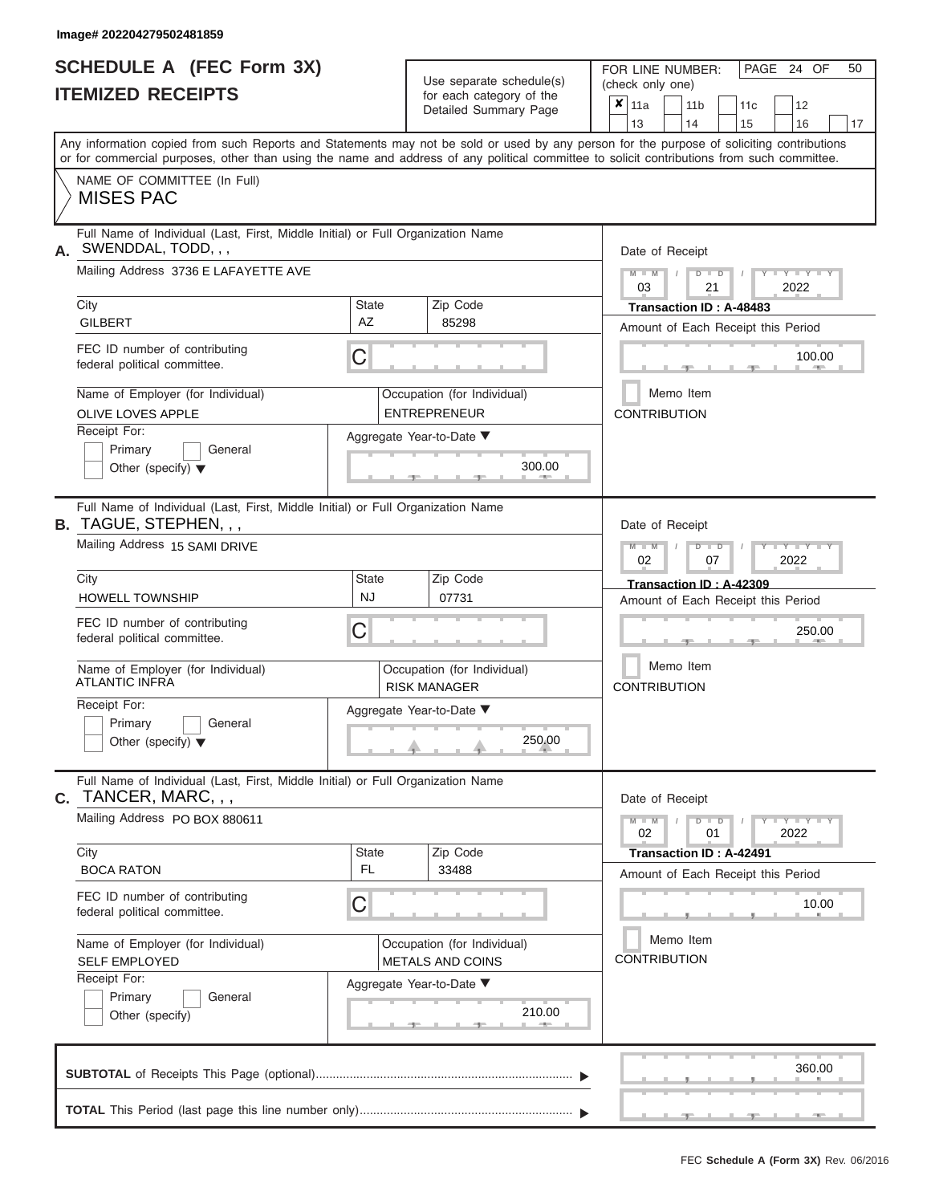Image# 202204279502481859

# SCHEDULE A (FEC Form 3X)
## ITEMIZED RECEIPTS

Use separate schedule(s) for each category of the Detailed Summary Page

FOR LINE NUMBER: (check only one)

| ✘ 11a | 11b | 11c | 12 |
|---|---|---|---|
| 13 | 14 | 15 | 16 | 17 |

PAGE 24 OF 50

Any information copied from such Reports and Statements may not be sold or used by any person for the purpose of soliciting contributions or for commercial purposes, other than using the name and address of any political committee to solicit contributions from such committee.

NAME OF COMMITTEE (In Full)
MISES PAC

---

**A.** Full Name of Individual (Last, First, Middle Initial) or Full Organization Name
SWENDDAL, TODD, , ,

Mailing Address: 3736 E LAFAYETTE AVE

City: GILBERT | State: AZ | Zip Code: 85298

FEC ID number of contributing federal political committee: C

Name of Employer (for Individual): OLIVE LOVES APPLE
Occupation (for Individual): ENTREPRENEUR

Receipt For: Primary / General / Other (specify)

Aggregate Year-to-Date: 300.00

Date of Receipt: 03 / 21 / 2022
Transaction ID : A-48483
Amount of Each Receipt this Period: 100.00
Memo Item
CONTRIBUTION

---

**B.** Full Name of Individual (Last, First, Middle Initial) or Full Organization Name
TAGUE, STEPHEN, , ,

Mailing Address: 15 SAMI DRIVE

City: HOWELL TOWNSHIP | State: NJ | Zip Code: 07731

FEC ID number of contributing federal political committee: C

Name of Employer (for Individual): ATLANTIC INFRA
Occupation (for Individual): RISK MANAGER

Receipt For: Primary / General / Other (specify)

Aggregate Year-to-Date: 250.00

Date of Receipt: 02 / 07 / 2022
Transaction ID : A-42309
Amount of Each Receipt this Period: 250.00
Memo Item
CONTRIBUTION

---

**C.** Full Name of Individual (Last, First, Middle Initial) or Full Organization Name
TANCER, MARC, , ,

Mailing Address: PO BOX 880611

City: BOCA RATON | State: FL | Zip Code: 33488

FEC ID number of contributing federal political committee: C

Name of Employer (for Individual): SELF EMPLOYED
Occupation (for Individual): METALS AND COINS

Receipt For: Primary / General / Other (specify)

Aggregate Year-to-Date: 210.00

Date of Receipt: 02 / 01 / 2022
Transaction ID : A-42491
Amount of Each Receipt this Period: 10.00
Memo Item
CONTRIBUTION

---

**SUBTOTAL** of Receipts This Page (optional): 360.00

**TOTAL** This Period (last page this line number only):

FEC Schedule A (Form 3X) Rev. 06/2016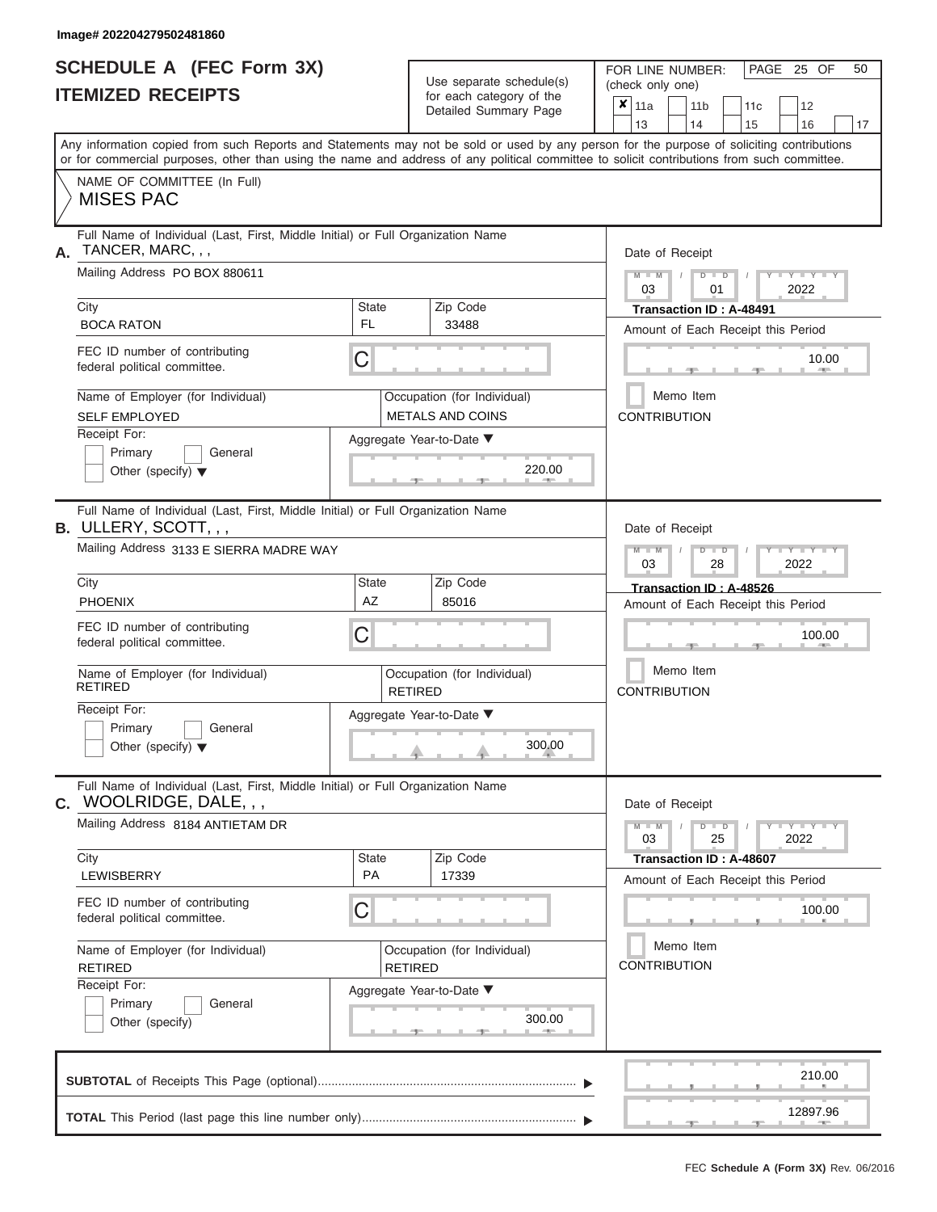Image# 202204279502481860

# SCHEDULE A (FEC Form 3X)
## ITEMIZED RECEIPTS

Use separate schedule(s) for each category of the Detailed Summary Page

FOR LINE NUMBER: (check only one)

- [x] 11a
- [ ] 11b
- [ ] 11c
- [ ] 12
- [ ] 13
- [ ] 14
- [ ] 15
- [ ] 16
- [ ] 17

PAGE 25 OF 50

Any information copied from such Reports and Statements may not be sold or used by any person for the purpose of soliciting contributions or for commercial purposes, other than using the name and address of any political committee to solicit contributions from such committee.

NAME OF COMMITTEE (In Full)
MISES PAC

---

**A.** Full Name of Individual (Last, First, Middle Initial) or Full Organization Name: TANCER, MARC, , ,

Mailing Address: PO BOX 880611

City: BOCA RATON | State: FL | Zip Code: 33488

FEC ID number of contributing federal political committee: C

Name of Employer (for Individual): SELF EMPLOYED

Occupation (for Individual): METALS AND COINS

Receipt For: [ ] Primary [ ] General [ ] Other (specify)

Aggregate Year-to-Date: 220.00

Date of Receipt: 03 / 01 / 2022

Transaction ID : A-48491

Amount of Each Receipt this Period: 10.00

[ ] Memo Item

CONTRIBUTION

---

**B.** Full Name of Individual (Last, First, Middle Initial) or Full Organization Name: ULLERY, SCOTT, , ,

Mailing Address: 3133 E SIERRA MADRE WAY

City: PHOENIX | State: AZ | Zip Code: 85016

FEC ID number of contributing federal political committee: C

Name of Employer (for Individual): RETIRED

Occupation (for Individual): RETIRED

Receipt For: [ ] Primary [ ] General [ ] Other (specify)

Aggregate Year-to-Date: 300.00

Date of Receipt: 03 / 28 / 2022

Transaction ID : A-48526

Amount of Each Receipt this Period: 100.00

[ ] Memo Item

CONTRIBUTION

---

**C.** Full Name of Individual (Last, First, Middle Initial) or Full Organization Name: WOOLRIDGE, DALE, , ,

Mailing Address: 8184 ANTIETAM DR

City: LEWISBERRY | State: PA | Zip Code: 17339

FEC ID number of contributing federal political committee: C

Name of Employer (for Individual): RETIRED

Occupation (for Individual): RETIRED

Receipt For: [ ] Primary [ ] General [ ] Other (specify)

Aggregate Year-to-Date: 300.00

Date of Receipt: 03 / 25 / 2022

Transaction ID : A-48607

Amount of Each Receipt this Period: 100.00

[ ] Memo Item

CONTRIBUTION

---

**SUBTOTAL** of Receipts This Page (optional): 210.00

**TOTAL** This Period (last page this line number only): 12897.96

FEC **Schedule A (Form 3X)** Rev. 06/2016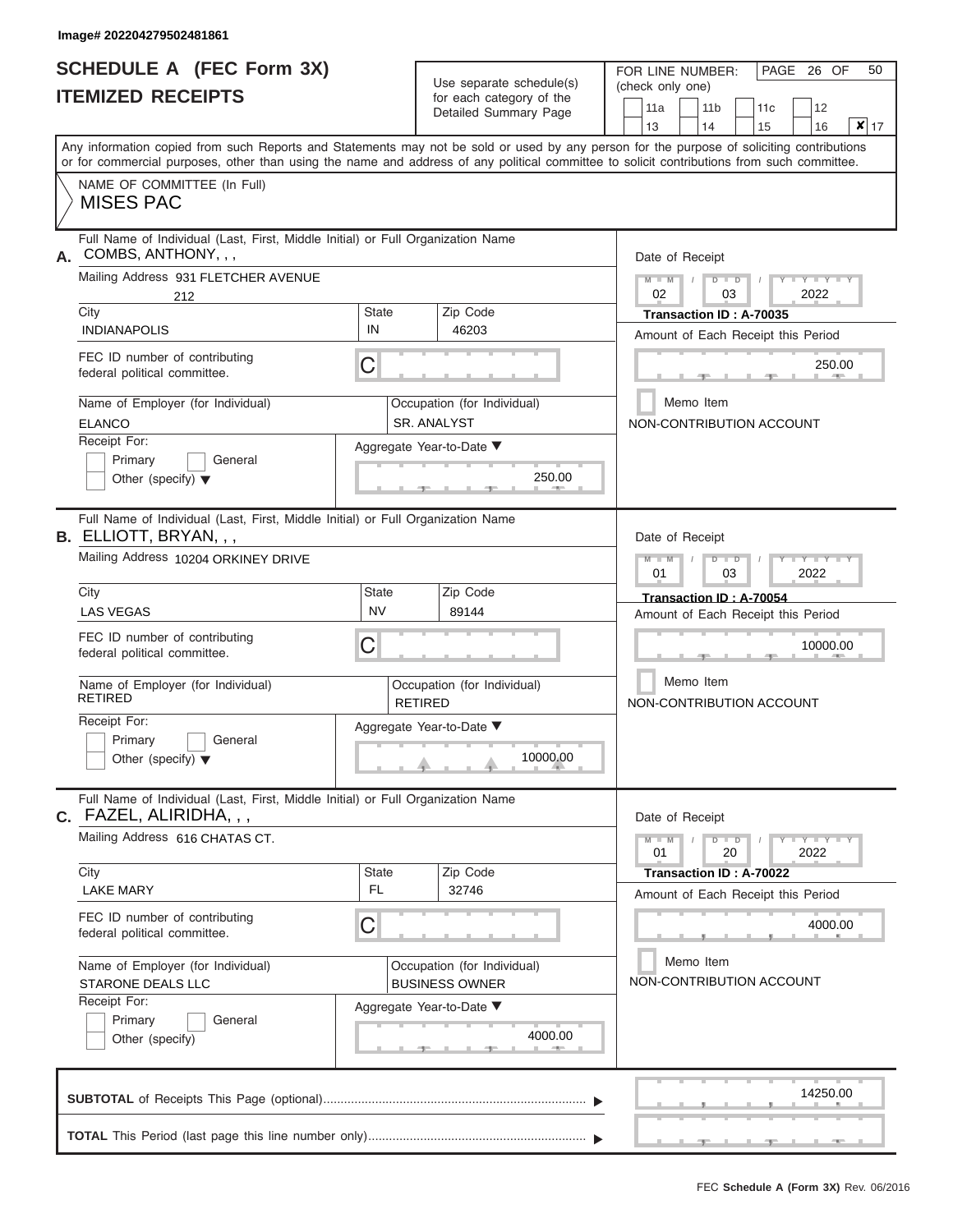Image# 202204279502481861

# SCHEDULE A (FEC Form 3X)
# ITEMIZED RECEIPTS

Use separate schedule(s) for each category of the Detailed Summary Page

FOR LINE NUMBER: (check only one)

11a | 11b | 11c | 12 | 13 | 14 | 15 | 16 | ✘ 17

PAGE 26 OF 50

Any information copied from such Reports and Statements may not be sold or used by any person for the purpose of soliciting contributions or for commercial purposes, other than using the name and address of any political committee to solicit contributions from such committee.

NAME OF COMMITTEE (In Full)
MISES PAC

---

**A.** Full Name of Individual (Last, First, Middle Initial) or Full Organization Name: COMBS, ANTHONY, , ,

Mailing Address: 931 FLETCHER AVENUE 212

City: INDIANAPOLIS | State: IN | Zip Code: 46203

FEC ID number of contributing federal political committee: C

Name of Employer (for Individual): ELANCO

Occupation (for Individual): SR. ANALYST

Receipt For: Primary / General / Other (specify)

Aggregate Year-to-Date: 250.00

Date of Receipt: 02 / 03 / 2022

Transaction ID : A-70035

Amount of Each Receipt this Period: 250.00

Memo Item

NON-CONTRIBUTION ACCOUNT

---

**B.** Full Name of Individual (Last, First, Middle Initial) or Full Organization Name: ELLIOTT, BRYAN, , ,

Mailing Address: 10204 ORKINEY DRIVE

City: LAS VEGAS | State: NV | Zip Code: 89144

FEC ID number of contributing federal political committee: C

Name of Employer (for Individual): RETIRED

Occupation (for Individual): RETIRED

Receipt For: Primary / General / Other (specify)

Aggregate Year-to-Date: 10000.00

Date of Receipt: 01 / 03 / 2022

Transaction ID : A-70054

Amount of Each Receipt this Period: 10000.00

Memo Item

NON-CONTRIBUTION ACCOUNT

---

**C.** Full Name of Individual (Last, First, Middle Initial) or Full Organization Name: FAZEL, ALIRIDHA, , ,

Mailing Address: 616 CHATAS CT.

City: LAKE MARY | State: FL | Zip Code: 32746

FEC ID number of contributing federal political committee: C

Name of Employer (for Individual): STARONE DEALS LLC

Occupation (for Individual): BUSINESS OWNER

Receipt For: Primary / General / Other (specify)

Aggregate Year-to-Date: 4000.00

Date of Receipt: 01 / 20 / 2022

Transaction ID : A-70022

Amount of Each Receipt this Period: 4000.00

Memo Item

NON-CONTRIBUTION ACCOUNT

---

**SUBTOTAL** of Receipts This Page (optional): 14250.00

**TOTAL** This Period (last page this line number only):

FEC **Schedule A (Form 3X)** Rev. 06/2016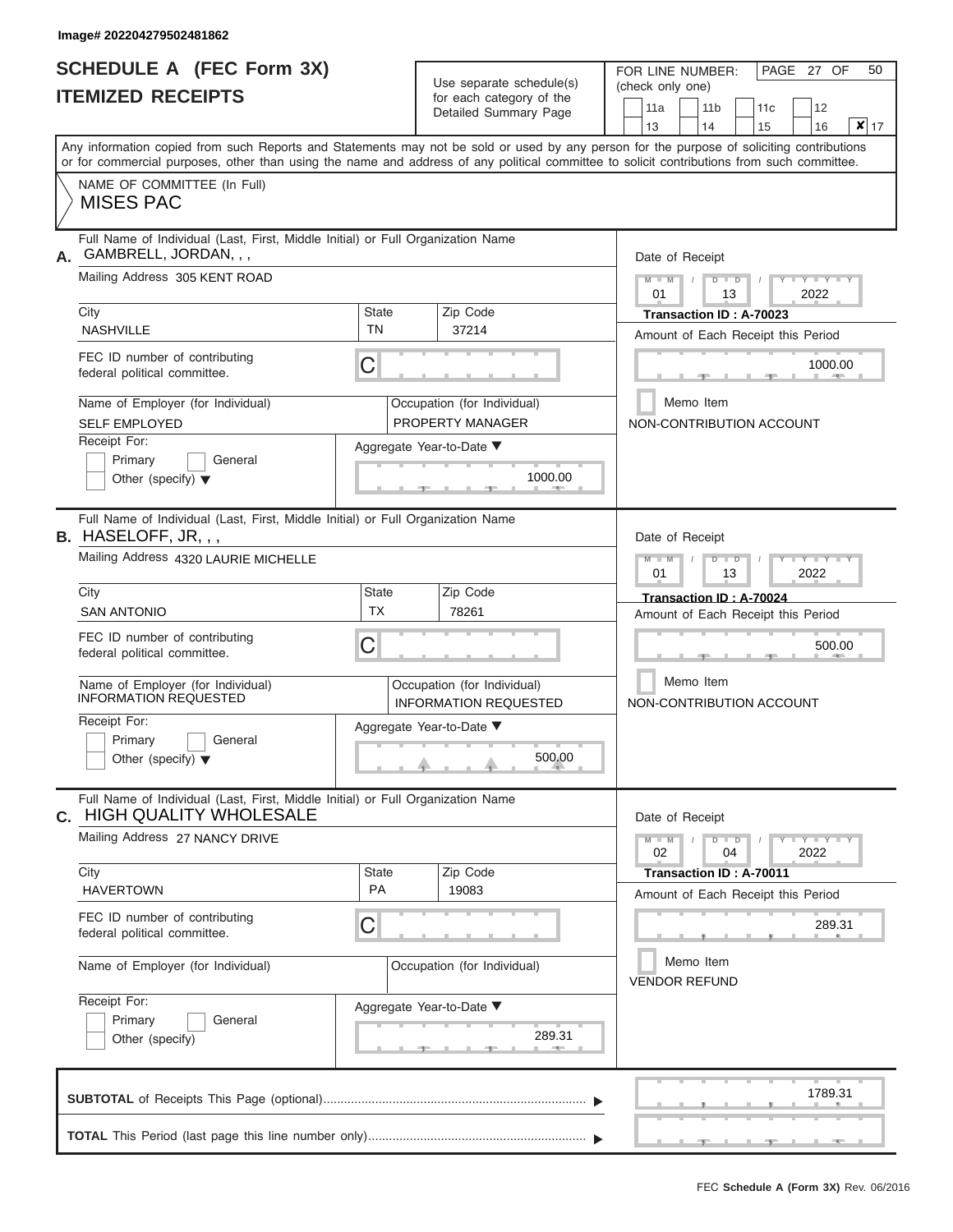Image# 202204279502481862

# SCHEDULE A (FEC Form 3X)
## ITEMIZED RECEIPTS

Use separate schedule(s) for each category of the Detailed Summary Page

FOR LINE NUMBER: (check only one)

11a | 11b | 11c | 12
13 | 14 | 15 | 16 | ✘ 17

PAGE 27 OF 50

Any information copied from such Reports and Statements may not be sold or used by any person for the purpose of soliciting contributions or for commercial purposes, other than using the name and address of any political committee to solicit contributions from such committee.

NAME OF COMMITTEE (In Full)
MISES PAC

---

**A.** Full Name of Individual (Last, First, Middle Initial) or Full Organization Name: GAMBRELL, JORDAN, , ,

Mailing Address: 305 KENT ROAD

City: NASHVILLE | State: TN | Zip Code: 37214

FEC ID number of contributing federal political committee: C

Name of Employer (for Individual): SELF EMPLOYED

Occupation (for Individual): PROPERTY MANAGER

Receipt For: Primary / General / Other (specify)

Aggregate Year-to-Date: 1000.00

Date of Receipt: 01 / 13 / 2022

Transaction ID : A-70023

Amount of Each Receipt this Period: 1000.00

Memo Item

NON-CONTRIBUTION ACCOUNT

---

**B.** Full Name of Individual (Last, First, Middle Initial) or Full Organization Name: HASELOFF, JR, , ,

Mailing Address: 4320 LAURIE MICHELLE

City: SAN ANTONIO | State: TX | Zip Code: 78261

FEC ID number of contributing federal political committee: C

Name of Employer (for Individual): INFORMATION REQUESTED

Occupation (for Individual): INFORMATION REQUESTED

Receipt For: Primary / General / Other (specify)

Aggregate Year-to-Date: 500.00

Date of Receipt: 01 / 13 / 2022

Transaction ID : A-70024

Amount of Each Receipt this Period: 500.00

Memo Item

NON-CONTRIBUTION ACCOUNT

---

**C.** Full Name of Individual (Last, First, Middle Initial) or Full Organization Name: HIGH QUALITY WHOLESALE

Mailing Address: 27 NANCY DRIVE

City: HAVERTOWN | State: PA | Zip Code: 19083

FEC ID number of contributing federal political committee: C

Name of Employer (for Individual):

Occupation (for Individual):

Receipt For: Primary / General / Other (specify)

Aggregate Year-to-Date: 289.31

Date of Receipt: 02 / 04 / 2022

Transaction ID : A-70011

Amount of Each Receipt this Period: 289.31

Memo Item

VENDOR REFUND

---

**SUBTOTAL** of Receipts This Page (optional): 1789.31

**TOTAL** This Period (last page this line number only):

FEC Schedule A (Form 3X) Rev. 06/2016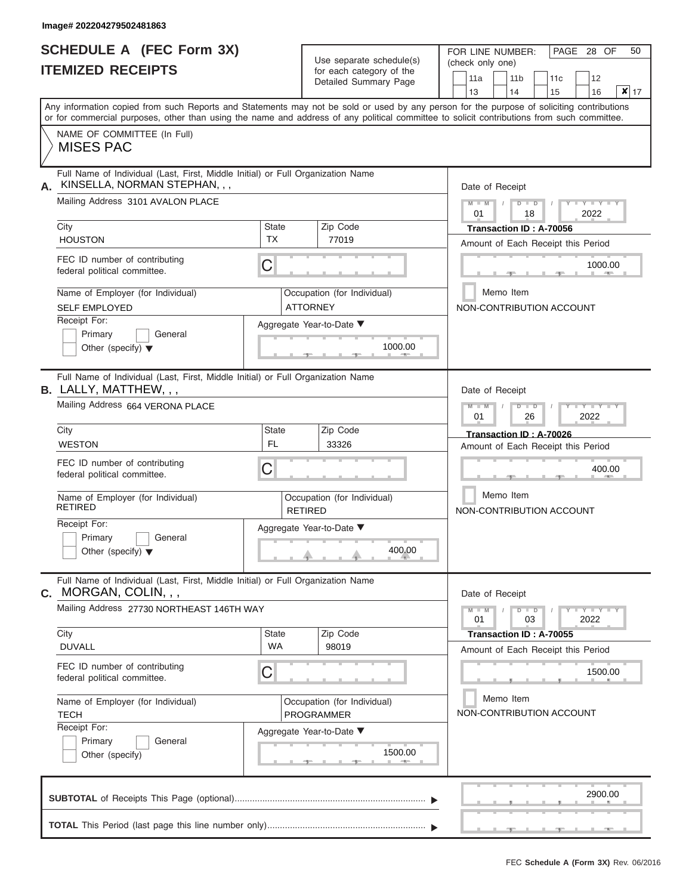Image# 202204279502481863

# SCHEDULE A (FEC Form 3X)
## ITEMIZED RECEIPTS

Use separate schedule(s) for each category of the Detailed Summary Page

FOR LINE NUMBER: (check only one)

11a | 11b | 11c | 12 | 13 | 14 | 15 | 16 | **X** 17

PAGE 28 OF 50

Any information copied from such Reports and Statements may not be sold or used by any person for the purpose of soliciting contributions or for commercial purposes, other than using the name and address of any political committee to solicit contributions from such committee.

NAME OF COMMITTEE (In Full)
**MISES PAC**

---

**A.** Full Name of Individual (Last, First, Middle Initial) or Full Organization Name: KINSELLA, NORMAN STEPHAN, , ,

Mailing Address: 3101 AVALON PLACE

| City | State | Zip Code |
|---|---|---|
| HOUSTON | TX | 77019 |

FEC ID number of contributing federal political committee: C

Name of Employer (for Individual): SELF EMPLOYED

Occupation (for Individual): ATTORNEY

Receipt For: Primary / General / Other (specify)

Aggregate Year-to-Date: 1000.00

Date of Receipt: 01 / 18 / 2022

Transaction ID : A-70056

Amount of Each Receipt this Period: 1000.00

Memo Item

NON-CONTRIBUTION ACCOUNT

---

**B.** Full Name of Individual (Last, First, Middle Initial) or Full Organization Name: LALLY, MATTHEW, , ,

Mailing Address: 664 VERONA PLACE

| City | State | Zip Code |
|---|---|---|
| WESTON | FL | 33326 |

FEC ID number of contributing federal political committee: C

Name of Employer (for Individual): RETIRED

Occupation (for Individual): RETIRED

Receipt For: Primary / General / Other (specify)

Aggregate Year-to-Date: 400.00

Date of Receipt: 01 / 26 / 2022

Transaction ID : A-70026

Amount of Each Receipt this Period: 400.00

Memo Item

NON-CONTRIBUTION ACCOUNT

---

**C.** Full Name of Individual (Last, First, Middle Initial) or Full Organization Name: MORGAN, COLIN, , ,

Mailing Address: 27730 NORTHEAST 146TH WAY

| City | State | Zip Code |
|---|---|---|
| DUVALL | WA | 98019 |

FEC ID number of contributing federal political committee: C

Name of Employer (for Individual): TECH

Occupation (for Individual): PROGRAMMER

Receipt For: Primary / General / Other (specify)

Aggregate Year-to-Date: 1500.00

Date of Receipt: 01 / 03 / 2022

Transaction ID : A-70055

Amount of Each Receipt this Period: 1500.00

Memo Item

NON-CONTRIBUTION ACCOUNT

---

**SUBTOTAL** of Receipts This Page (optional): 2900.00

**TOTAL** This Period (last page this line number only):

FEC Schedule A (Form 3X) Rev. 06/2016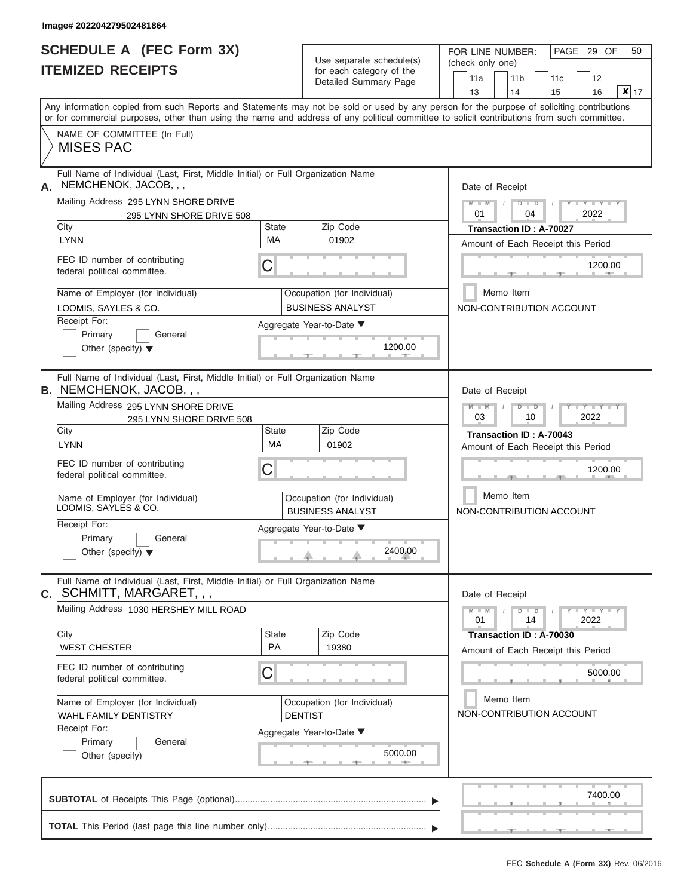Image# 202204279502481864

# SCHEDULE A (FEC Form 3X)
## ITEMIZED RECEIPTS

Use separate schedule(s) for each category of the Detailed Summary Page

FOR LINE NUMBER: (check only one)

11a | 11b | 11c | 12 | 13 | 14 | 15 | 16 | **X** 17

Any information copied from such Reports and Statements may not be sold or used by any person for the purpose of soliciting contributions or for commercial purposes, other than using the name and address of any political committee to solicit contributions from such committee.

NAME OF COMMITTEE (In Full)
MISES PAC

---

**A.** Full Name of Individual (Last, First, Middle Initial) or Full Organization Name
NEMCHENOK, JACOB, , ,

Mailing Address 295 LYNN SHORE DRIVE
295 LYNN SHORE DRIVE 508

City: LYNN | State: MA | Zip Code: 01902

FEC ID number of contributing federal political committee: C

Name of Employer (for Individual): LOOMIS, SAYLES & CO.
Occupation (for Individual): BUSINESS ANALYST

Receipt For: Primary / General / Other (specify)

Aggregate Year-to-Date: 1200.00

Date of Receipt: 01 / 04 / 2022
Transaction ID : A-70027
Amount of Each Receipt this Period: 1200.00
Memo Item
NON-CONTRIBUTION ACCOUNT

---

**B.** Full Name of Individual (Last, First, Middle Initial) or Full Organization Name
NEMCHENOK, JACOB, , ,

Mailing Address 295 LYNN SHORE DRIVE
295 LYNN SHORE DRIVE 508

City: LYNN | State: MA | Zip Code: 01902

FEC ID number of contributing federal political committee: C

Name of Employer (for Individual): LOOMIS, SAYLES & CO.
Occupation (for Individual): BUSINESS ANALYST

Receipt For: Primary / General / Other (specify)

Aggregate Year-to-Date: 2400.00

Date of Receipt: 03 / 10 / 2022
Transaction ID : A-70043
Amount of Each Receipt this Period: 1200.00
Memo Item
NON-CONTRIBUTION ACCOUNT

---

**C.** Full Name of Individual (Last, First, Middle Initial) or Full Organization Name
SCHMITT, MARGARET, , ,

Mailing Address 1030 HERSHEY MILL ROAD

City: WEST CHESTER | State: PA | Zip Code: 19380

FEC ID number of contributing federal political committee: C

Name of Employer (for Individual): WAHL FAMILY DENTISTRY
Occupation (for Individual): DENTIST

Receipt For: Primary / General / Other (specify)

Aggregate Year-to-Date: 5000.00

Date of Receipt: 01 / 14 / 2022
Transaction ID : A-70030
Amount of Each Receipt this Period: 5000.00
Memo Item
NON-CONTRIBUTION ACCOUNT

---

**SUBTOTAL** of Receipts This Page (optional): 7400.00

**TOTAL** This Period (last page this line number only):

FEC **Schedule A (Form 3X)** Rev. 06/2016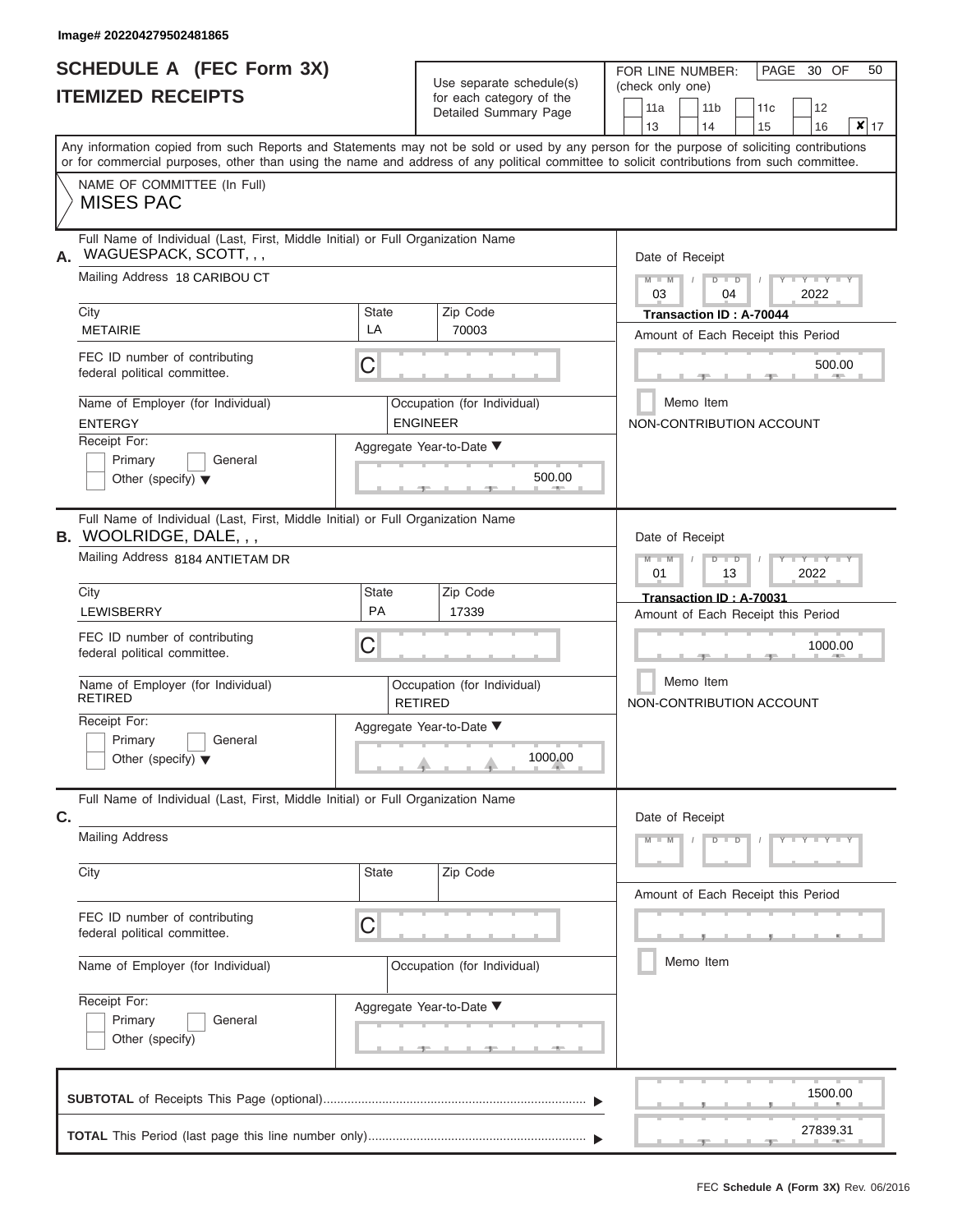Image# 202204279502481865

# SCHEDULE A (FEC Form 3X)
## ITEMIZED RECEIPTS

Use separate schedule(s) for each category of the Detailed Summary Page

FOR LINE NUMBER: (check only one)

11a | 11b | 11c | 12 | 13 | 14 | 15 | 16 | ✘ 17

PAGE 30 OF 50

Any information copied from such Reports and Statements may not be sold or used by any person for the purpose of soliciting contributions or for commercial purposes, other than using the name and address of any political committee to solicit contributions from such committee.

NAME OF COMMITTEE (In Full)
MISES PAC

---

**A.** Full Name of Individual (Last, First, Middle Initial) or Full Organization Name: WAGUESPACK, SCOTT, , ,

Mailing Address: 18 CARIBOU CT

City: METAIRIE | State: LA | Zip Code: 70003

FEC ID number of contributing federal political committee: C

Name of Employer (for Individual): ENTERGY

Occupation (for Individual): ENGINEER

Receipt For: Primary / General / Other (specify)

Aggregate Year-to-Date: 500.00

Date of Receipt: 03 / 04 / 2022

Transaction ID : A-70044

Amount of Each Receipt this Period: 500.00

Memo Item

NON-CONTRIBUTION ACCOUNT

---

**B.** Full Name of Individual (Last, First, Middle Initial) or Full Organization Name: WOOLRIDGE, DALE, , ,

Mailing Address: 8184 ANTIETAM DR

City: LEWISBERRY | State: PA | Zip Code: 17339

FEC ID number of contributing federal political committee: C

Name of Employer (for Individual): RETIRED

Occupation (for Individual): RETIRED

Receipt For: Primary / General / Other (specify)

Aggregate Year-to-Date: 1000.00

Date of Receipt: 01 / 13 / 2022

Transaction ID : A-70031

Amount of Each Receipt this Period: 1000.00

Memo Item

NON-CONTRIBUTION ACCOUNT

---

**C.** Full Name of Individual (Last, First, Middle Initial) or Full Organization Name:

Mailing Address

City | State | Zip Code

FEC ID number of contributing federal political committee: C

Name of Employer (for Individual)

Occupation (for Individual)

Receipt For: Primary / General / Other (specify)

Aggregate Year-to-Date

Date of Receipt

Amount of Each Receipt this Period

Memo Item

---

**SUBTOTAL** of Receipts This Page (optional): 1500.00

**TOTAL** This Period (last page this line number only): 27839.31

FEC **Schedule A (Form 3X)** Rev. 06/2016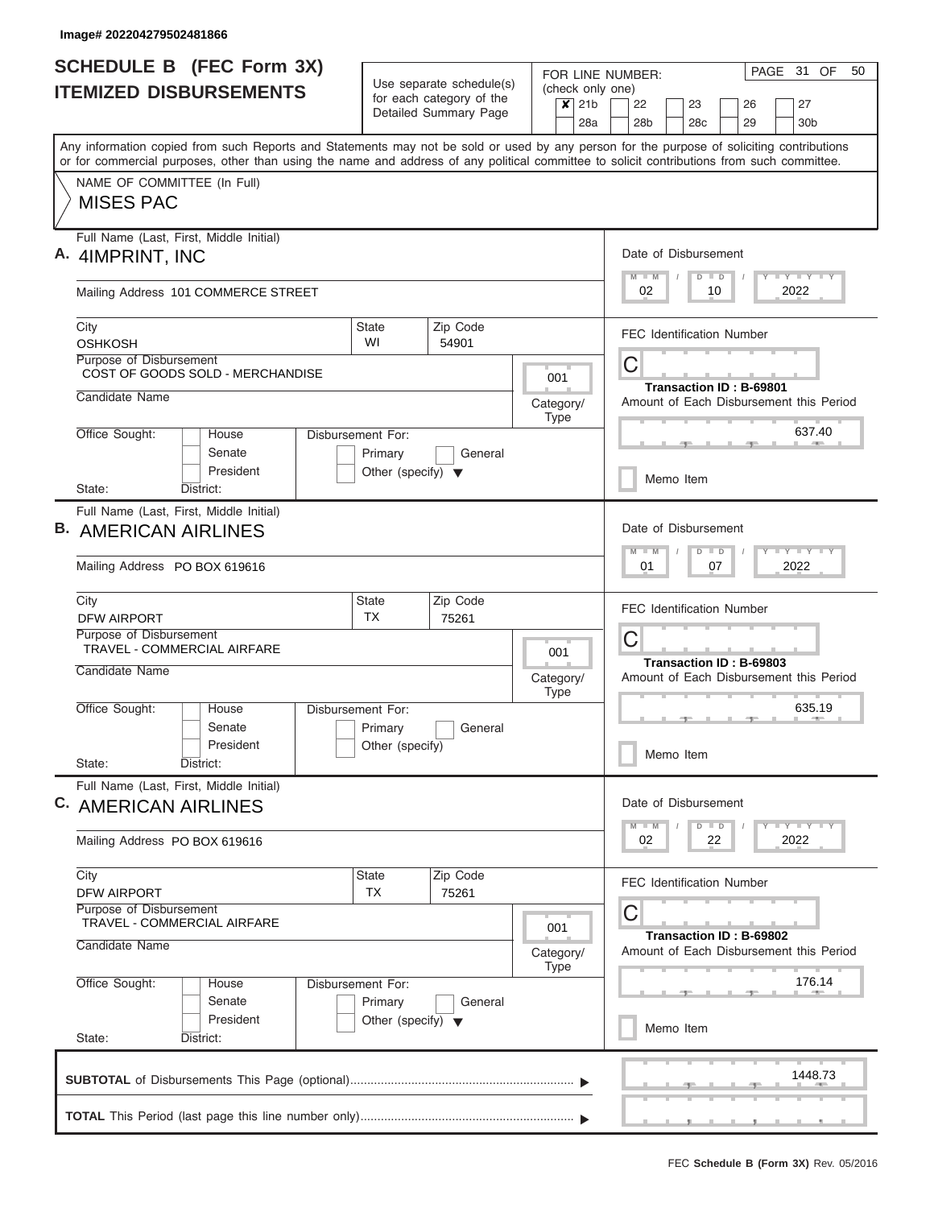Image# 202204279502481866

# SCHEDULE B (FEC Form 3X) ITEMIZED DISBURSEMENTS

Use separate schedule(s) for each category of the Detailed Summary Page

FOR LINE NUMBER: (check only one)
- [x] 21b
- [ ] 22
- [ ] 23
- [ ] 26
- [ ] 27
- [ ] 28a
- [ ] 28b
- [ ] 28c
- [ ] 29
- [ ] 30b

PAGE 31 OF 50

Any information copied from such Reports and Statements may not be sold or used by any person for the purpose of soliciting contributions or for commercial purposes, other than using the name and address of any political committee to solicit contributions from such committee.

NAME OF COMMITTEE (In Full)
MISES PAC

---

**A.** Full Name (Last, First, Middle Initial): 4IMPRINT, INC

Mailing Address: 101 COMMERCE STREET

City: OSHKOSH | State: WI | Zip Code: 54901

Purpose of Disbursement: COST OF GOODS SOLD - MERCHANDISE

Category/Type: 001

Candidate Name:

Office Sought: House / Senate / President — State: District:

Disbursement For: Primary / General / Other (specify)

Date of Disbursement: 02 / 10 / 2022

FEC Identification Number: C

Transaction ID : B-69801

Amount of Each Disbursement this Period: 637.40

Memo Item

---

**B.** Full Name (Last, First, Middle Initial): AMERICAN AIRLINES

Mailing Address: PO BOX 619616

City: DFW AIRPORT | State: TX | Zip Code: 75261

Purpose of Disbursement: TRAVEL - COMMERCIAL AIRFARE

Category/Type: 001

Candidate Name:

Office Sought: House / Senate / President — State: District:

Disbursement For: Primary / General / Other (specify)

Date of Disbursement: 01 / 07 / 2022

FEC Identification Number: C

Transaction ID : B-69803

Amount of Each Disbursement this Period: 635.19

Memo Item

---

**C.** Full Name (Last, First, Middle Initial): AMERICAN AIRLINES

Mailing Address: PO BOX 619616

City: DFW AIRPORT | State: TX | Zip Code: 75261

Purpose of Disbursement: TRAVEL - COMMERCIAL AIRFARE

Category/Type: 001

Candidate Name:

Office Sought: House / Senate / President — State: District:

Disbursement For: Primary / General / Other (specify)

Date of Disbursement: 02 / 22 / 2022

FEC Identification Number: C

Transaction ID : B-69802

Amount of Each Disbursement this Period: 176.14

Memo Item

---

**SUBTOTAL** of Disbursements This Page (optional): 1448.73

**TOTAL** This Period (last page this line number only):

FEC **Schedule B (Form 3X)** Rev. 05/2016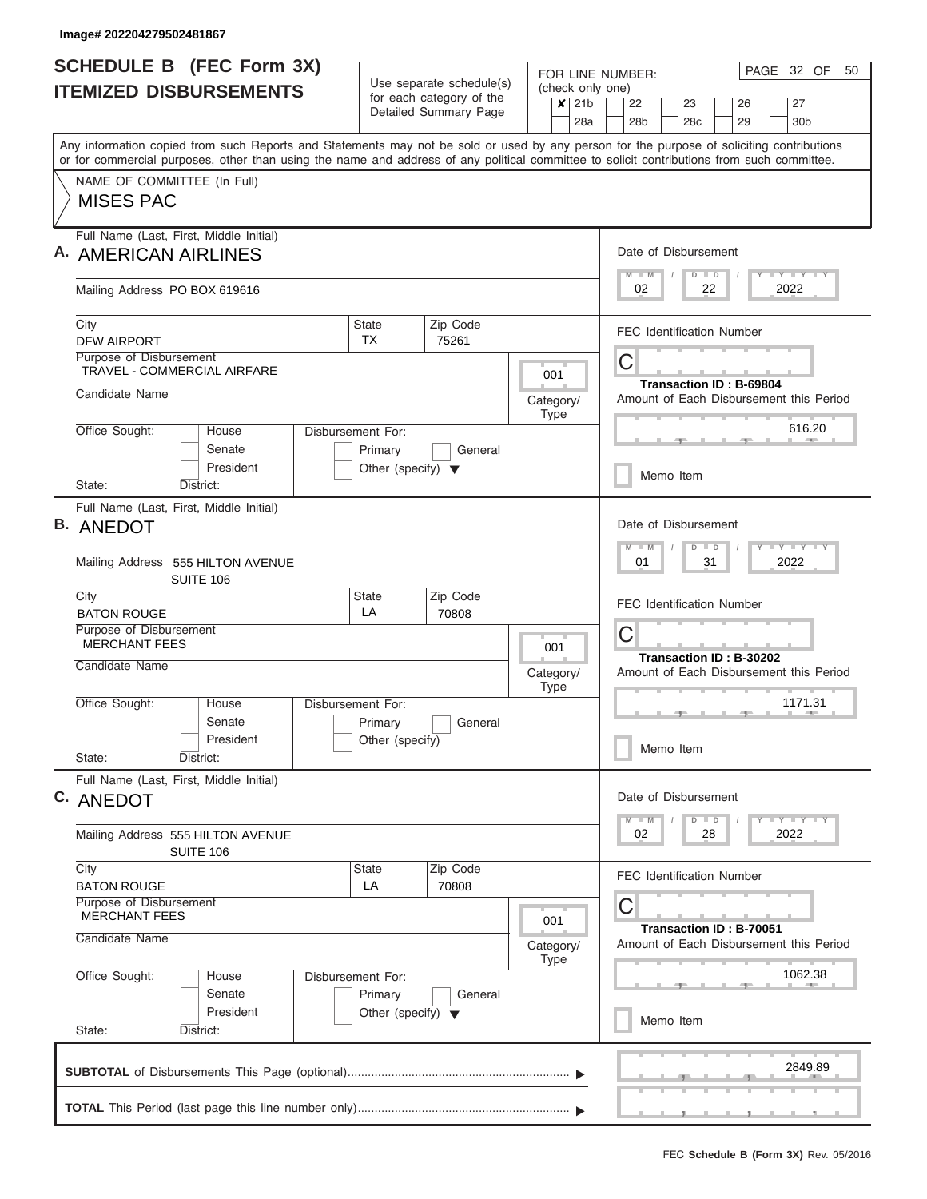Image# 202204279502481867

# SCHEDULE B (FEC Form 3X) ITEMIZED DISBURSEMENTS

Use separate schedule(s) for each category of the Detailed Summary Page

FOR LINE NUMBER: (check only one)

- [x] 21b
- [ ] 22
- [ ] 23
- [ ] 26
- [ ] 27
- [ ] 28a
- [ ] 28b
- [ ] 28c
- [ ] 29
- [ ] 30b

PAGE 32 OF 50

Any information copied from such Reports and Statements may not be sold or used by any person for the purpose of soliciting contributions or for commercial purposes, other than using the name and address of any political committee to solicit contributions from such committee.

NAME OF COMMITTEE (In Full)

MISES PAC

---

**A.** Full Name (Last, First, Middle Initial): AMERICAN AIRLINES

Mailing Address: PO BOX 619616

City: DFW AIRPORT | State: TX | Zip Code: 75261

Purpose of Disbursement: TRAVEL - COMMERCIAL AIRFARE

Category/Type: 001

Candidate Name:

Office Sought: House / Senate / President

State: District:

Disbursement For: Primary / General / Other (specify)

Date of Disbursement: 02 / 22 / 2022

FEC Identification Number: C

Transaction ID : B-69804

Amount of Each Disbursement this Period: 616.20

Memo Item

---

**B.** Full Name (Last, First, Middle Initial): ANEDOT

Mailing Address: 555 HILTON AVENUE SUITE 106

City: BATON ROUGE | State: LA | Zip Code: 70808

Purpose of Disbursement: MERCHANT FEES

Category/Type: 001

Candidate Name:

Office Sought: House / Senate / President

State: District:

Disbursement For: Primary / General / Other (specify)

Date of Disbursement: 01 / 31 / 2022

FEC Identification Number: C

Transaction ID : B-30202

Amount of Each Disbursement this Period: 1171.31

Memo Item

---

**C.** Full Name (Last, First, Middle Initial): ANEDOT

Mailing Address: 555 HILTON AVENUE SUITE 106

City: BATON ROUGE | State: LA | Zip Code: 70808

Purpose of Disbursement: MERCHANT FEES

Category/Type: 001

Candidate Name:

Office Sought: House / Senate / President

State: District:

Disbursement For: Primary / General / Other (specify)

Date of Disbursement: 02 / 28 / 2022

FEC Identification Number: C

Transaction ID : B-70051

Amount of Each Disbursement this Period: 1062.38

Memo Item

---

**SUBTOTAL** of Disbursements This Page (optional): 2849.89

**TOTAL** This Period (last page this line number only):

FEC **Schedule B (Form 3X)** Rev. 05/2016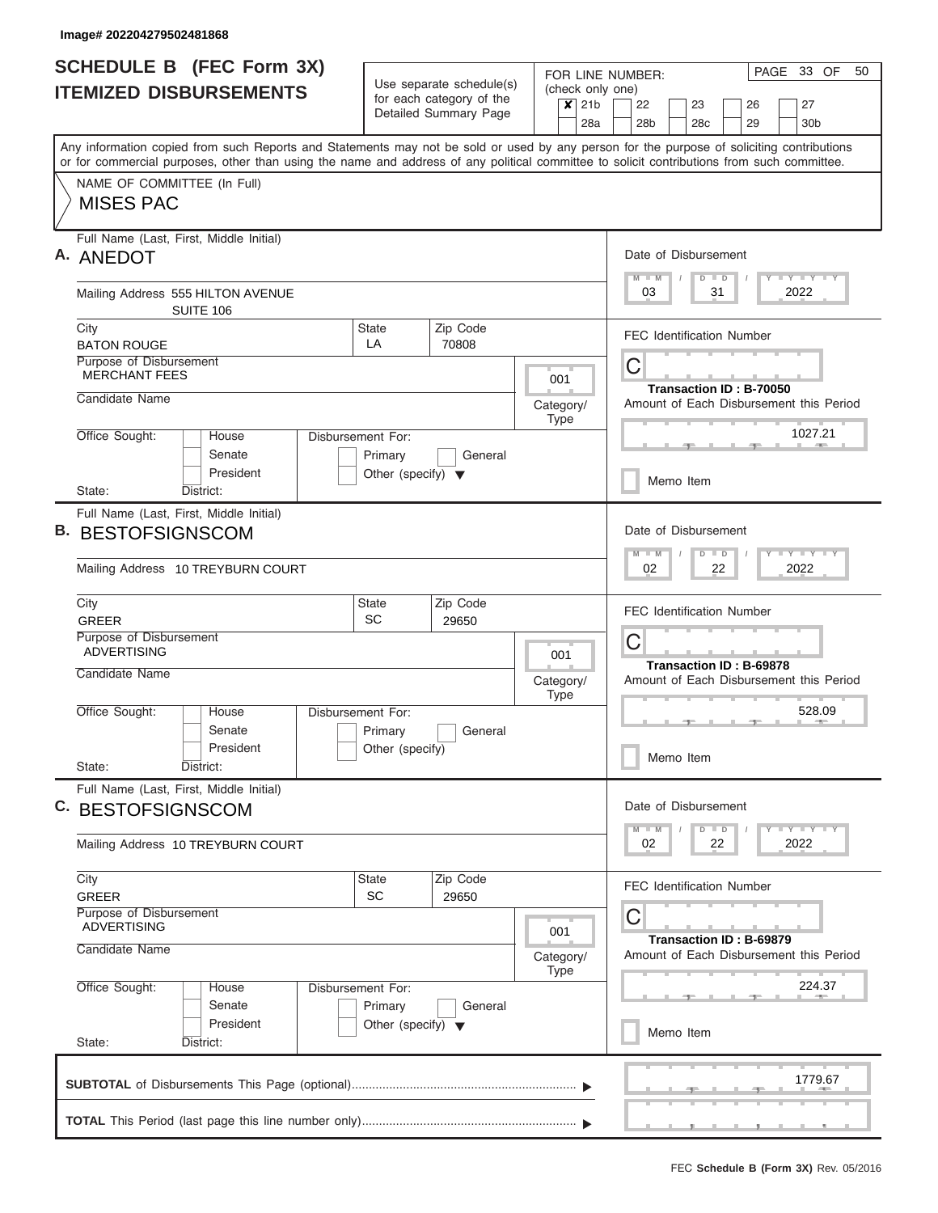Image# 202204279502481868

# SCHEDULE B (FEC Form 3X)
## ITEMIZED DISBURSEMENTS

Use separate schedule(s) for each category of the Detailed Summary Page

FOR LINE NUMBER: (check only one)

- [x] 21b
- [ ] 22
- [ ] 23
- [ ] 26
- [ ] 27
- [ ] 28a
- [ ] 28b
- [ ] 28c
- [ ] 29
- [ ] 30b

PAGE 33 OF 50

Any information copied from such Reports and Statements may not be sold or used by any person for the purpose of soliciting contributions or for commercial purposes, other than using the name and address of any political committee to solicit contributions from such committee.

NAME OF COMMITTEE (In Full)

MISES PAC

---

**A.** Full Name (Last, First, Middle Initial): ANEDOT

Mailing Address: 555 HILTON AVENUE, SUITE 106

City: BATON ROUGE | State: LA | Zip Code: 70808

Purpose of Disbursement: MERCHANT FEES

Category/Type: 001

Candidate Name:

Office Sought: House / Senate / President

State: District:

Disbursement For: Primary / General / Other (specify)

Date of Disbursement: 03 / 31 / 2022

FEC Identification Number: C

Transaction ID : B-70050

Amount of Each Disbursement this Period: 1027.21

Memo Item

---

**B.** Full Name (Last, First, Middle Initial): BESTOFSIGNSCOM

Mailing Address: 10 TREYBURN COURT

City: GREER | State: SC | Zip Code: 29650

Purpose of Disbursement: ADVERTISING

Category/Type: 001

Candidate Name:

Office Sought: House / Senate / President

State: District:

Disbursement For: Primary / General / Other (specify)

Date of Disbursement: 02 / 22 / 2022

FEC Identification Number: C

Transaction ID : B-69878

Amount of Each Disbursement this Period: 528.09

Memo Item

---

**C.** Full Name (Last, First, Middle Initial): BESTOFSIGNSCOM

Mailing Address: 10 TREYBURN COURT

City: GREER | State: SC | Zip Code: 29650

Purpose of Disbursement: ADVERTISING

Category/Type: 001

Candidate Name:

Office Sought: House / Senate / President

State: District:

Disbursement For: Primary / General / Other (specify)

Date of Disbursement: 02 / 22 / 2022

FEC Identification Number: C

Transaction ID : B-69879

Amount of Each Disbursement this Period: 224.37

Memo Item

---

**SUBTOTAL** of Disbursements This Page (optional): 1779.67

**TOTAL** This Period (last page this line number only):

FEC **Schedule B (Form 3X)** Rev. 05/2016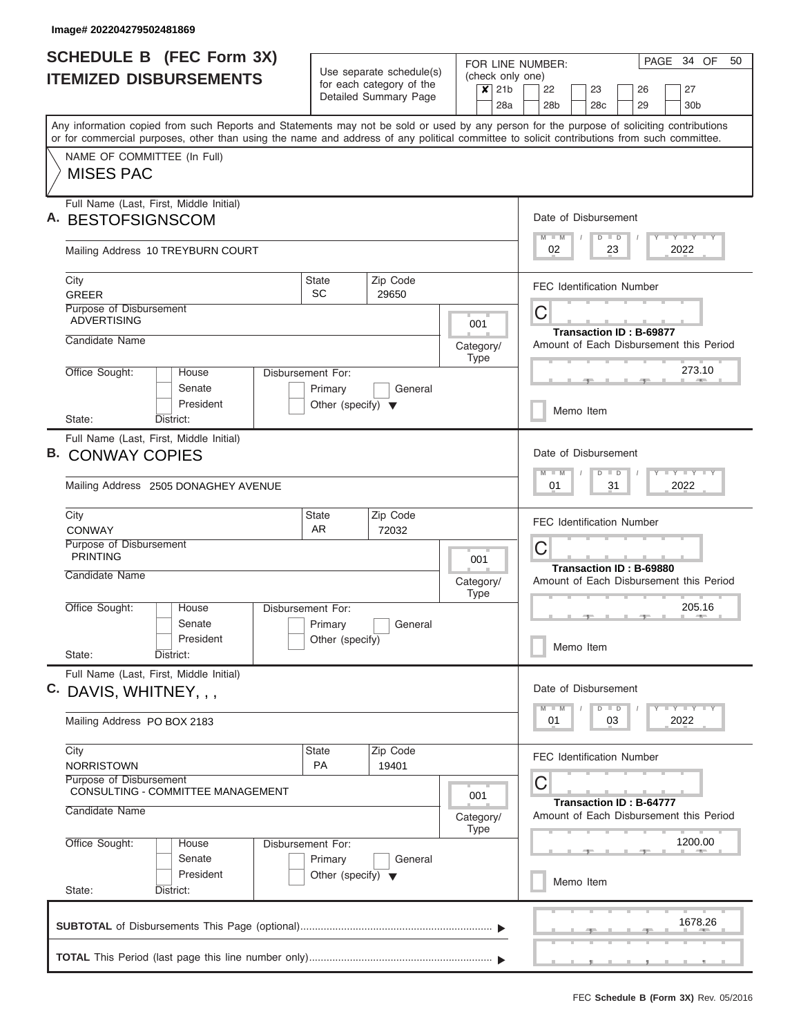Image# 202204279502481869

# SCHEDULE B (FEC Form 3X)
## ITEMIZED DISBURSEMENTS

Use separate schedule(s) for each category of the Detailed Summary Page

FOR LINE NUMBER: (check only one)

- [x] 21b
- [ ] 22
- [ ] 23
- [ ] 26
- [ ] 27
- [ ] 28a
- [ ] 28b
- [ ] 28c
- [ ] 29
- [ ] 30b

PAGE 34 OF 50

Any information copied from such Reports and Statements may not be sold or used by any person for the purpose of soliciting contributions or for commercial purposes, other than using the name and address of any political committee to solicit contributions from such committee.

NAME OF COMMITTEE (In Full)

MISES PAC

---

**A.** Full Name (Last, First, Middle Initial): BESTOFSIGNSCOM

Mailing Address: 10 TREYBURN COURT

City: GREER | State: SC | Zip Code: 29650

Purpose of Disbursement: ADVERTISING

Category/Type: 001

Candidate Name:

Office Sought: House / Senate / President

State: District:

Disbursement For: Primary / General / Other (specify)

Date of Disbursement: 02 / 23 / 2022

FEC Identification Number: C

Transaction ID : B-69877

Amount of Each Disbursement this Period: 273.10

Memo Item

---

**B.** Full Name (Last, First, Middle Initial): CONWAY COPIES

Mailing Address: 2505 DONAGHEY AVENUE

City: CONWAY | State: AR | Zip Code: 72032

Purpose of Disbursement: PRINTING

Category/Type: 001

Candidate Name:

Office Sought: House / Senate / President

State: District:

Disbursement For: Primary / General / Other (specify)

Date of Disbursement: 01 / 31 / 2022

FEC Identification Number: C

Transaction ID : B-69880

Amount of Each Disbursement this Period: 205.16

Memo Item

---

**C.** Full Name (Last, First, Middle Initial): DAVIS, WHITNEY, , ,

Mailing Address: PO BOX 2183

City: NORRISTOWN | State: PA | Zip Code: 19401

Purpose of Disbursement: CONSULTING - COMMITTEE MANAGEMENT

Category/Type: 001

Candidate Name:

Office Sought: House / Senate / President

State: District:

Disbursement For: Primary / General / Other (specify)

Date of Disbursement: 01 / 03 / 2022

FEC Identification Number: C

Transaction ID : B-64777

Amount of Each Disbursement this Period: 1200.00

Memo Item

---

**SUBTOTAL** of Disbursements This Page (optional): 1678.26

**TOTAL** This Period (last page this line number only):

FEC **Schedule B (Form 3X)** Rev. 05/2016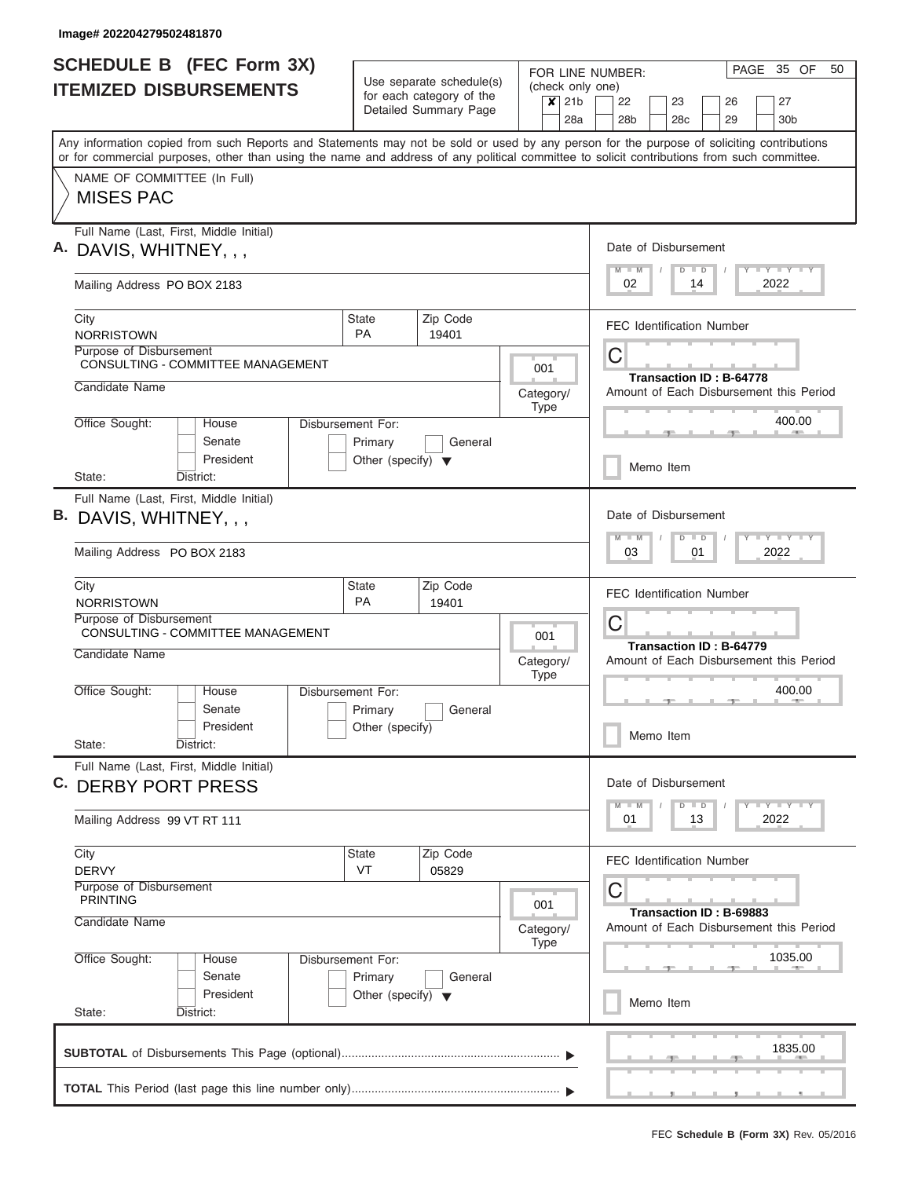Image# 202204279502481870

# SCHEDULE B (FEC Form 3X)
## ITEMIZED DISBURSEMENTS

Use separate schedule(s) for each category of the Detailed Summary Page

FOR LINE NUMBER: (check only one)
- [x] 21b
- [ ] 22
- [ ] 23
- [ ] 26
- [ ] 27
- [ ] 28a
- [ ] 28b
- [ ] 28c
- [ ] 29
- [ ] 30b

PAGE 35 OF 50

Any information copied from such Reports and Statements may not be sold or used by any person for the purpose of soliciting contributions or for commercial purposes, other than using the name and address of any political committee to solicit contributions from such committee.

NAME OF COMMITTEE (In Full)

MISES PAC

---

**A.** Full Name (Last, First, Middle Initial): DAVIS, WHITNEY, , ,

Mailing Address: PO BOX 2183

City: NORRISTOWN | State: PA | Zip Code: 19401

Purpose of Disbursement: CONSULTING - COMMITTEE MANAGEMENT

Category/Type: 001

Candidate Name:

Office Sought: House / Senate / President

State: District:

Disbursement For: Primary / General / Other (specify)

Date of Disbursement: 02 / 14 / 2022

FEC Identification Number: C

Transaction ID : B-64778

Amount of Each Disbursement this Period: 400.00

Memo Item

---

**B.** Full Name (Last, First, Middle Initial): DAVIS, WHITNEY, , ,

Mailing Address: PO BOX 2183

City: NORRISTOWN | State: PA | Zip Code: 19401

Purpose of Disbursement: CONSULTING - COMMITTEE MANAGEMENT

Category/Type: 001

Candidate Name:

Office Sought: House / Senate / President

State: District:

Disbursement For: Primary / General / Other (specify)

Date of Disbursement: 03 / 01 / 2022

FEC Identification Number: C

Transaction ID : B-64779

Amount of Each Disbursement this Period: 400.00

Memo Item

---

**C.** Full Name (Last, First, Middle Initial): DERBY PORT PRESS

Mailing Address: 99 VT RT 111

City: DERVY | State: VT | Zip Code: 05829

Purpose of Disbursement: PRINTING

Category/Type: 001

Candidate Name:

Office Sought: House / Senate / President

State: District:

Disbursement For: Primary / General / Other (specify)

Date of Disbursement: 01 / 13 / 2022

FEC Identification Number: C

Transaction ID : B-69883

Amount of Each Disbursement this Period: 1035.00

Memo Item

---

**SUBTOTAL** of Disbursements This Page (optional): 1835.00

**TOTAL** This Period (last page this line number only):

FEC **Schedule B (Form 3X)** Rev. 05/2016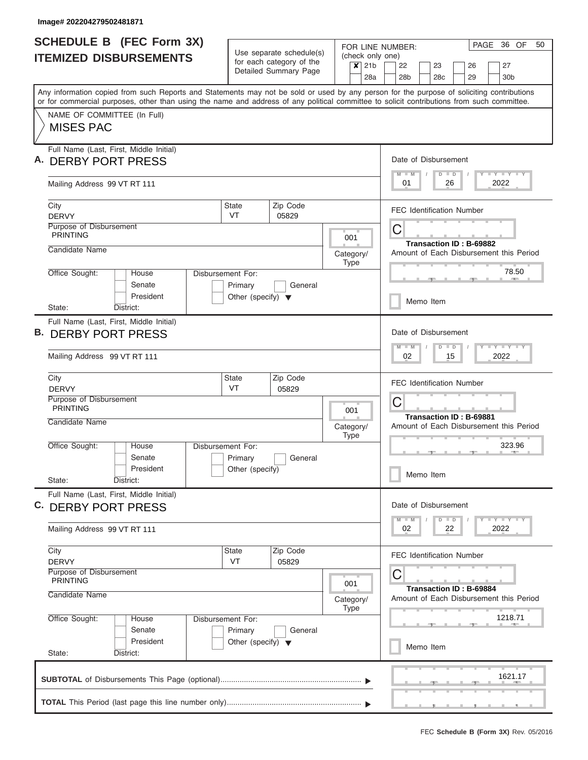Image# 202204279502481871

# SCHEDULE B (FEC Form 3X) ITEMIZED DISBURSEMENTS

Use separate schedule(s) for each category of the Detailed Summary Page

FOR LINE NUMBER: (check only one)

✘ 21b | 22 | 23 | 26 | 27 | 28a | 28b | 28c | 29 | 30b

Any information copied from such Reports and Statements may not be sold or used by any person for the purpose of soliciting contributions or for commercial purposes, other than using the name and address of any political committee to solicit contributions from such committee.

NAME OF COMMITTEE (In Full)

MISES PAC

---

**A.** Full Name (Last, First, Middle Initial): DERBY PORT PRESS

Mailing Address: 99 VT RT 111

City: DERVY | State: VT | Zip Code: 05829

Purpose of Disbursement: PRINTING

Category/Type: 001

Candidate Name:

Office Sought: House / Senate / President

Disbursement For: Primary / General / Other (specify)

State: District:

Date of Disbursement: 01 / 26 / 2022

FEC Identification Number: C

Transaction ID : B-69882

Amount of Each Disbursement this Period: 78.50

Memo Item

---

**B.** Full Name (Last, First, Middle Initial): DERBY PORT PRESS

Mailing Address: 99 VT RT 111

City: DERVY | State: VT | Zip Code: 05829

Purpose of Disbursement: PRINTING

Category/Type: 001

Candidate Name:

Office Sought: House / Senate / President

Disbursement For: Primary / General / Other (specify)

State: District:

Date of Disbursement: 02 / 15 / 2022

FEC Identification Number: C

Transaction ID : B-69881

Amount of Each Disbursement this Period: 323.96

Memo Item

---

**C.** Full Name (Last, First, Middle Initial): DERBY PORT PRESS

Mailing Address: 99 VT RT 111

City: DERVY | State: VT | Zip Code: 05829

Purpose of Disbursement: PRINTING

Category/Type: 001

Candidate Name:

Office Sought: House / Senate / President

Disbursement For: Primary / General / Other (specify)

State: District:

Date of Disbursement: 02 / 22 / 2022

FEC Identification Number: C

Transaction ID : B-69884

Amount of Each Disbursement this Period: 1218.71

Memo Item

---

**SUBTOTAL** of Disbursements This Page (optional): 1621.17

**TOTAL** This Period (last page this line number only):

FEC **Schedule B (Form 3X)** Rev. 05/2016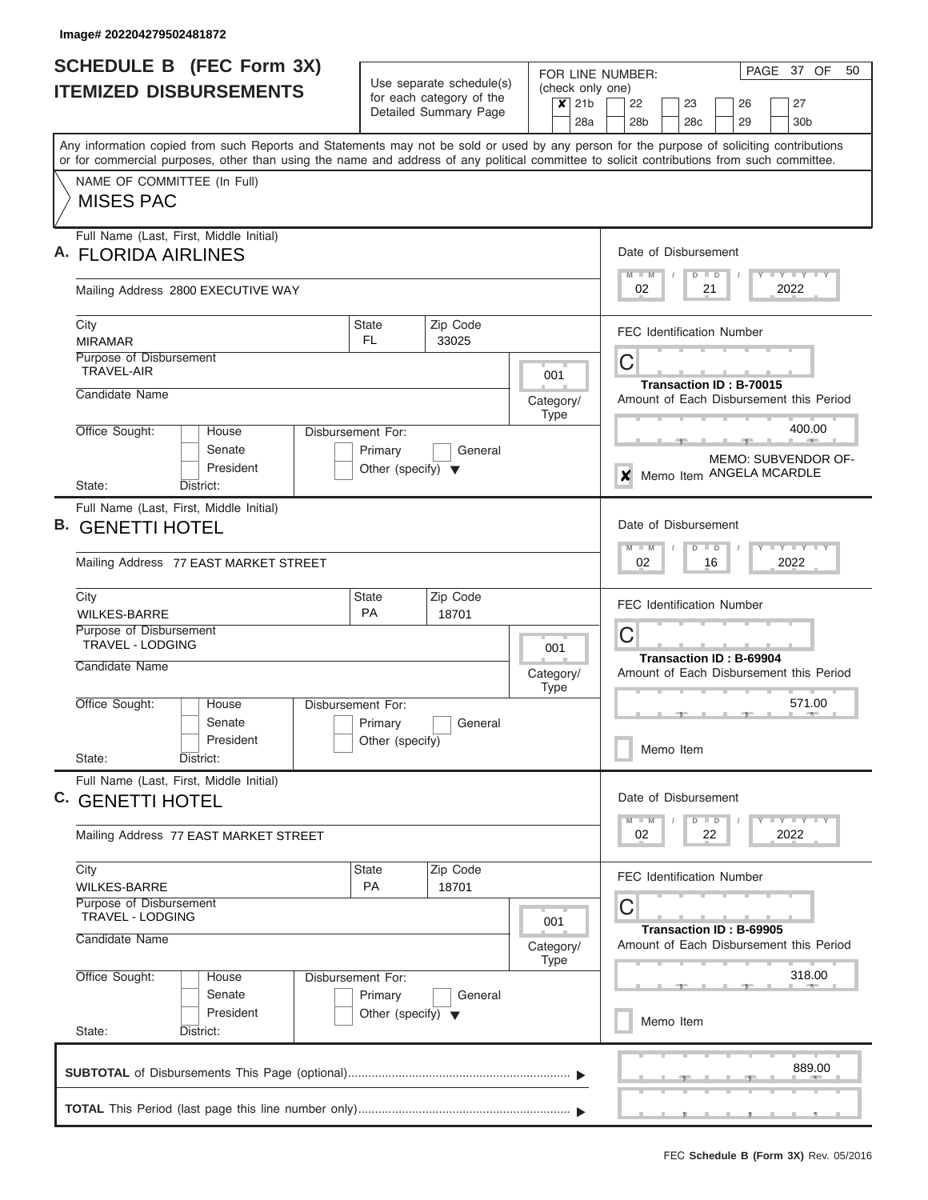Image# 202204279502481872

# SCHEDULE B (FEC Form 3X)
## ITEMIZED DISBURSEMENTS

Use separate schedule(s) for each category of the Detailed Summary Page

FOR LINE NUMBER: (check only one)
- [x] 21b
- [ ] 22
- [ ] 23
- [ ] 26
- [ ] 27
- [ ] 28a
- [ ] 28b
- [ ] 28c
- [ ] 29
- [ ] 30b

PAGE 37 OF 50

Any information copied from such Reports and Statements may not be sold or used by any person for the purpose of soliciting contributions or for commercial purposes, other than using the name and address of any political committee to solicit contributions from such committee.

NAME OF COMMITTEE (In Full)
MISES PAC

---

**A.** Full Name (Last, First, Middle Initial): FLORIDA AIRLINES

Mailing Address: 2800 EXECUTIVE WAY

City: MIRAMAR | State: FL | Zip Code: 33025

Purpose of Disbursement: TRAVEL-AIR

Category/Type: 001

Candidate Name:

Office Sought: House / Senate / President — State: District:

Disbursement For: Primary / General / Other (specify)

Date of Disbursement: 02 / 21 / 2022

FEC Identification Number: C

Transaction ID : B-70015

Amount of Each Disbursement this Period: 400.00

- [x] Memo Item — MEMO: SUBVENDOR OF-ANGELA MCARDLE

---

**B.** Full Name (Last, First, Middle Initial): GENETTI HOTEL

Mailing Address: 77 EAST MARKET STREET

City: WILKES-BARRE | State: PA | Zip Code: 18701

Purpose of Disbursement: TRAVEL - LODGING

Category/Type: 001

Candidate Name:

Office Sought: House / Senate / President — State: District:

Disbursement For: Primary / General / Other (specify)

Date of Disbursement: 02 / 16 / 2022

FEC Identification Number: C

Transaction ID : B-69904

Amount of Each Disbursement this Period: 571.00

- [ ] Memo Item

---

**C.** Full Name (Last, First, Middle Initial): GENETTI HOTEL

Mailing Address: 77 EAST MARKET STREET

City: WILKES-BARRE | State: PA | Zip Code: 18701

Purpose of Disbursement: TRAVEL - LODGING

Category/Type: 001

Candidate Name:

Office Sought: House / Senate / President — State: District:

Disbursement For: Primary / General / Other (specify)

Date of Disbursement: 02 / 22 / 2022

FEC Identification Number: C

Transaction ID : B-69905

Amount of Each Disbursement this Period: 318.00

- [ ] Memo Item

---

**SUBTOTAL** of Disbursements This Page (optional): 889.00

**TOTAL** This Period (last page this line number only):

FEC **Schedule B (Form 3X)** Rev. 05/2016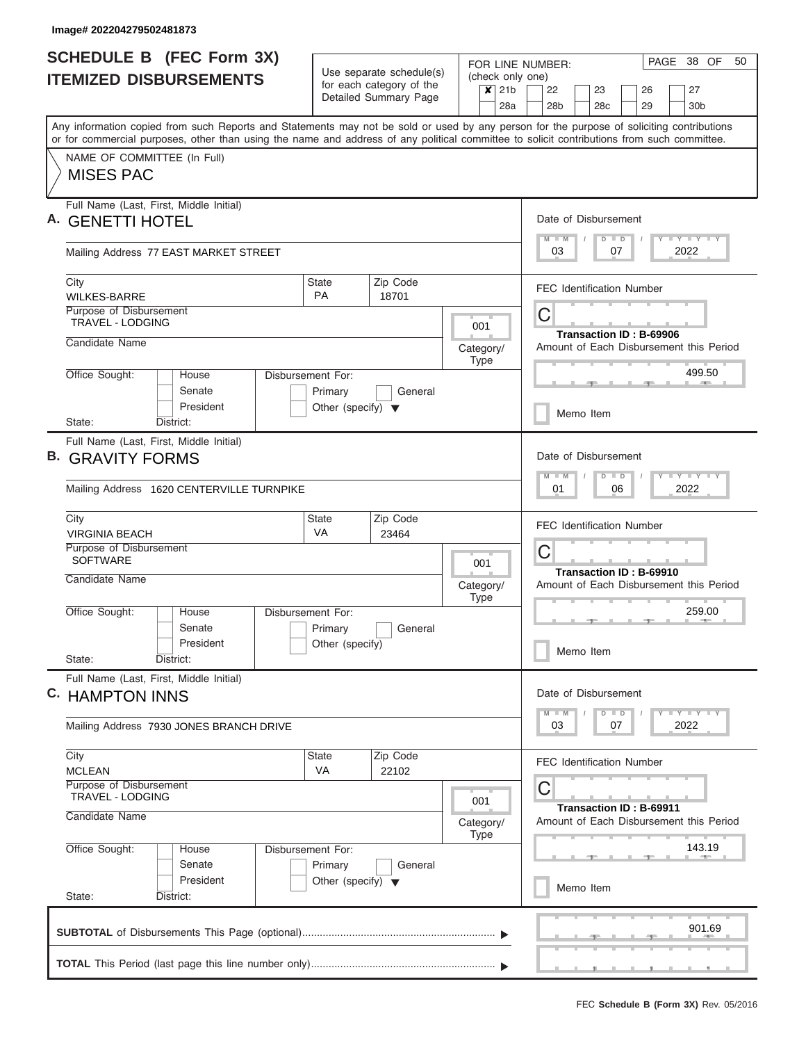Image# 202204279502481873

# SCHEDULE B (FEC Form 3X) ITEMIZED DISBURSEMENTS

Use separate schedule(s) for each category of the Detailed Summary Page

FOR LINE NUMBER: (check only one)
- [x] 21b
- [ ] 22
- [ ] 23
- [ ] 26
- [ ] 27
- [ ] 28a
- [ ] 28b
- [ ] 28c
- [ ] 29
- [ ] 30b

PAGE 38 OF 50

Any information copied from such Reports and Statements may not be sold or used by any person for the purpose of soliciting contributions or for commercial purposes, other than using the name and address of any political committee to solicit contributions from such committee.

NAME OF COMMITTEE (In Full)
MISES PAC

---

**A.** Full Name (Last, First, Middle Initial): GENETTI HOTEL

Mailing Address: 77 EAST MARKET STREET

City: WILKES-BARRE | State: PA | Zip Code: 18701

Purpose of Disbursement: TRAVEL - LODGING

Category/Type: 001

Candidate Name:

Office Sought: House / Senate / President
State: District:

Disbursement For: Primary / General / Other (specify)

Date of Disbursement: 03 / 07 / 2022

FEC Identification Number: C

Transaction ID : B-69906

Amount of Each Disbursement this Period: 499.50

Memo Item

---

**B.** Full Name (Last, First, Middle Initial): GRAVITY FORMS

Mailing Address: 1620 CENTERVILLE TURNPIKE

City: VIRGINIA BEACH | State: VA | Zip Code: 23464

Purpose of Disbursement: SOFTWARE

Category/Type: 001

Candidate Name:

Office Sought: House / Senate / President
State: District:

Disbursement For: Primary / General / Other (specify)

Date of Disbursement: 01 / 06 / 2022

FEC Identification Number: C

Transaction ID : B-69910

Amount of Each Disbursement this Period: 259.00

Memo Item

---

**C.** Full Name (Last, First, Middle Initial): HAMPTON INNS

Mailing Address: 7930 JONES BRANCH DRIVE

City: MCLEAN | State: VA | Zip Code: 22102

Purpose of Disbursement: TRAVEL - LODGING

Category/Type: 001

Candidate Name:

Office Sought: House / Senate / President
State: District:

Disbursement For: Primary / General / Other (specify)

Date of Disbursement: 03 / 07 / 2022

FEC Identification Number: C

Transaction ID : B-69911

Amount of Each Disbursement this Period: 143.19

Memo Item

---

**SUBTOTAL** of Disbursements This Page (optional): 901.69

**TOTAL** This Period (last page this line number only):

FEC **Schedule B (Form 3X)** Rev. 05/2016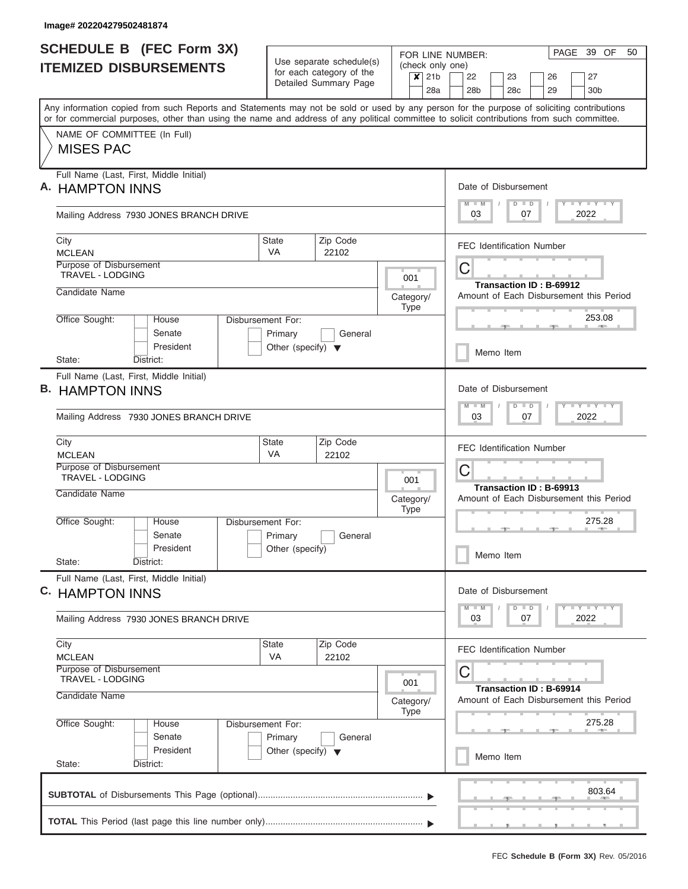Image# 202204279502481874

# SCHEDULE B (FEC Form 3X)
## ITEMIZED DISBURSEMENTS

Use separate schedule(s) for each category of the Detailed Summary Page

FOR LINE NUMBER: (check only one)
☒ 21b ☐ 22 ☐ 23 ☐ 26 ☐ 27
☐ 28a ☐ 28b ☐ 28c ☐ 29 ☐ 30b

PAGE 39 OF 50

Any information copied from such Reports and Statements may not be sold or used by any person for the purpose of soliciting contributions or for commercial purposes, other than using the name and address of any political committee to solicit contributions from such committee.

NAME OF COMMITTEE (In Full)
MISES PAC

---

**A.** Full Name (Last, First, Middle Initial): HAMPTON INNS

Mailing Address: 7930 JONES BRANCH DRIVE

City: MCLEAN | State: VA | Zip Code: 22102

Purpose of Disbursement: TRAVEL - LODGING

Category/Type: 001

Candidate Name:

Office Sought: ☐ House ☐ Senate ☐ President

State: District:

Disbursement For: ☐ Primary ☐ General ☐ Other (specify)

Date of Disbursement: 03/07/2022

FEC Identification Number: C

Transaction ID : B-69912

Amount of Each Disbursement this Period: 253.08

☐ Memo Item

---

**B.** Full Name (Last, First, Middle Initial): HAMPTON INNS

Mailing Address: 7930 JONES BRANCH DRIVE

City: MCLEAN | State: VA | Zip Code: 22102

Purpose of Disbursement: TRAVEL - LODGING

Category/Type: 001

Candidate Name:

Office Sought: ☐ House ☐ Senate ☐ President

State: District:

Disbursement For: ☐ Primary ☐ General ☐ Other (specify)

Date of Disbursement: 03/07/2022

FEC Identification Number: C

Transaction ID : B-69913

Amount of Each Disbursement this Period: 275.28

☐ Memo Item

---

**C.** Full Name (Last, First, Middle Initial): HAMPTON INNS

Mailing Address: 7930 JONES BRANCH DRIVE

City: MCLEAN | State: VA | Zip Code: 22102

Purpose of Disbursement: TRAVEL - LODGING

Category/Type: 001

Candidate Name:

Office Sought: ☐ House ☐ Senate ☐ President

State: District:

Disbursement For: ☐ Primary ☐ General ☐ Other (specify)

Date of Disbursement: 03/07/2022

FEC Identification Number: C

Transaction ID : B-69914

Amount of Each Disbursement this Period: 275.28

☐ Memo Item

---

**SUBTOTAL** of Disbursements This Page (optional): 803.64

**TOTAL** This Period (last page this line number only):

FEC **Schedule B (Form 3X)** Rev. 05/2016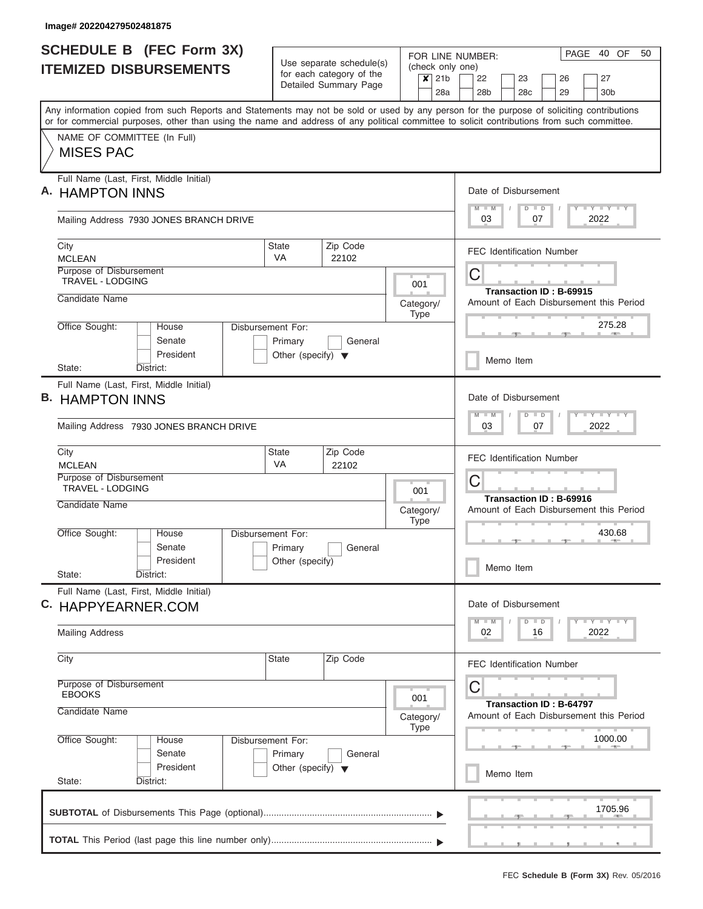Image# 202204279502481875

# SCHEDULE B (FEC Form 3X)
## ITEMIZED DISBURSEMENTS

Use separate schedule(s) for each category of the Detailed Summary Page

FOR LINE NUMBER: (check only one)
✘ 21b | 22 | 23 | 26 | 27 | 28a | 28b | 28c | 29 | 30b

Any information copied from such Reports and Statements may not be sold or used by any person for the purpose of soliciting contributions or for commercial purposes, other than using the name and address of any political committee to solicit contributions from such committee.

NAME OF COMMITTEE (In Full)
MISES PAC

---

**A.** Full Name (Last, First, Middle Initial): HAMPTON INNS

Mailing Address: 7930 JONES BRANCH DRIVE

City: MCLEAN | State: VA | Zip Code: 22102

Purpose of Disbursement: TRAVEL - LODGING

Category/Type: 001

Candidate Name:

Office Sought: House / Senate / President

Disbursement For: Primary / General / Other (specify)

State: District:

Date of Disbursement: 03 / 07 / 2022

FEC Identification Number: C

Transaction ID : B-69915

Amount of Each Disbursement this Period: 275.28

Memo Item

---

**B.** Full Name (Last, First, Middle Initial): HAMPTON INNS

Mailing Address: 7930 JONES BRANCH DRIVE

City: MCLEAN | State: VA | Zip Code: 22102

Purpose of Disbursement: TRAVEL - LODGING

Category/Type: 001

Candidate Name:

Office Sought: House / Senate / President

Disbursement For: Primary / General / Other (specify)

State: District:

Date of Disbursement: 03 / 07 / 2022

FEC Identification Number: C

Transaction ID : B-69916

Amount of Each Disbursement this Period: 430.68

Memo Item

---

**C.** Full Name (Last, First, Middle Initial): HAPPYEARNER.COM

Mailing Address:

City: | State: | Zip Code:

Purpose of Disbursement: EBOOKS

Category/Type: 001

Candidate Name:

Office Sought: House / Senate / President

Disbursement For: Primary / General / Other (specify)

State: District:

Date of Disbursement: 02 / 16 / 2022

FEC Identification Number: C

Transaction ID : B-64797

Amount of Each Disbursement this Period: 1000.00

Memo Item

---

**SUBTOTAL** of Disbursements This Page (optional): 1705.96

**TOTAL** This Period (last page this line number only):

FEC **Schedule B (Form 3X)** Rev. 05/2016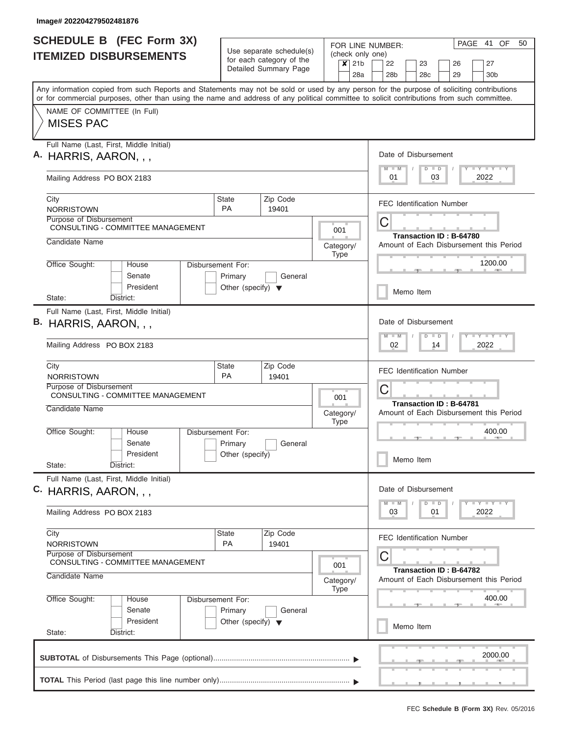Image# 202204279502481876

# SCHEDULE B (FEC Form 3X)
# ITEMIZED DISBURSEMENTS

Use separate schedule(s) for each category of the Detailed Summary Page

FOR LINE NUMBER: (check only one)
✘ 21b | 22 | 23 | 26 | 27 | 28a | 28b | 28c | 29 | 30b

PAGE 41 OF 50

Any information copied from such Reports and Statements may not be sold or used by any person for the purpose of soliciting contributions or for commercial purposes, other than using the name and address of any political committee to solicit contributions from such committee.

NAME OF COMMITTEE (In Full)
MISES PAC

---

**A.** Full Name (Last, First, Middle Initial): HARRIS, AARON, , ,

Mailing Address: PO BOX 2183

City: NORRISTOWN | State: PA | Zip Code: 19401

Purpose of Disbursement: CONSULTING - COMMITTEE MANAGEMENT

Category/Type: 001

Candidate Name:

Office Sought: House / Senate / President

State: District:

Disbursement For: Primary / General / Other (specify)

Date of Disbursement: 01/03/2022

FEC Identification Number: C

Transaction ID : B-64780

Amount of Each Disbursement this Period: 1200.00

Memo Item

---

**B.** Full Name (Last, First, Middle Initial): HARRIS, AARON, , ,

Mailing Address: PO BOX 2183

City: NORRISTOWN | State: PA | Zip Code: 19401

Purpose of Disbursement: CONSULTING - COMMITTEE MANAGEMENT

Category/Type: 001

Candidate Name:

Office Sought: House / Senate / President

State: District:

Disbursement For: Primary / General / Other (specify)

Date of Disbursement: 02/14/2022

FEC Identification Number: C

Transaction ID : B-64781

Amount of Each Disbursement this Period: 400.00

Memo Item

---

**C.** Full Name (Last, First, Middle Initial): HARRIS, AARON, , ,

Mailing Address: PO BOX 2183

City: NORRISTOWN | State: PA | Zip Code: 19401

Purpose of Disbursement: CONSULTING - COMMITTEE MANAGEMENT

Category/Type: 001

Candidate Name:

Office Sought: House / Senate / President

State: District:

Disbursement For: Primary / General / Other (specify)

Date of Disbursement: 03/01/2022

FEC Identification Number: C

Transaction ID : B-64782

Amount of Each Disbursement this Period: 400.00

Memo Item

---

**SUBTOTAL** of Disbursements This Page (optional): 2000.00

**TOTAL** This Period (last page this line number only):

FEC **Schedule B (Form 3X)** Rev. 05/2016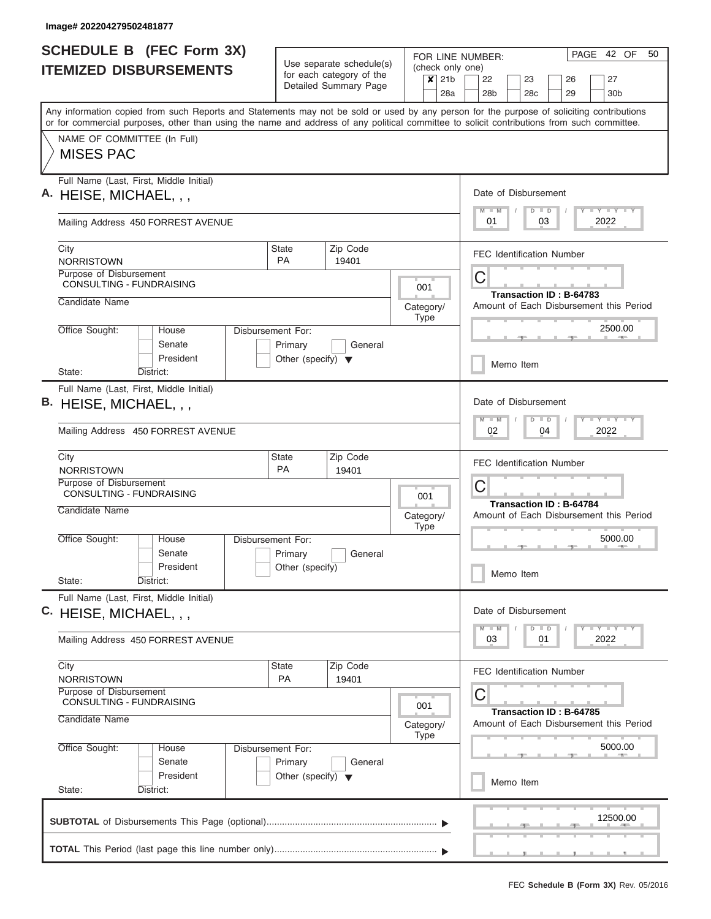Image# 202204279502481877

# SCHEDULE B (FEC Form 3X)
## ITEMIZED DISBURSEMENTS

Use separate schedule(s) for each category of the Detailed Summary Page

FOR LINE NUMBER: (check only one)

- [x] 21b
- [ ] 22
- [ ] 23
- [ ] 26
- [ ] 27
- [ ] 28a
- [ ] 28b
- [ ] 28c
- [ ] 29
- [ ] 30b

PAGE 42 OF 50

Any information copied from such Reports and Statements may not be sold or used by any person for the purpose of soliciting contributions or for commercial purposes, other than using the name and address of any political committee to solicit contributions from such committee.

NAME OF COMMITTEE (In Full)

MISES PAC

---

**A.** Full Name (Last, First, Middle Initial): HEISE, MICHAEL, , ,

Mailing Address: 450 FORREST AVENUE

City: NORRISTOWN | State: PA | Zip Code: 19401

Purpose of Disbursement: CONSULTING - FUNDRAISING

Category/Type: 001

Candidate Name:

Office Sought: [ ] House [ ] Senate [ ] President

State: District:

Disbursement For: [ ] Primary [ ] General [ ] Other (specify)

Date of Disbursement: 01 / 03 / 2022

FEC Identification Number: C

Transaction ID : B-64783

Amount of Each Disbursement this Period: 2500.00

[ ] Memo Item

---

**B.** Full Name (Last, First, Middle Initial): HEISE, MICHAEL, , ,

Mailing Address: 450 FORREST AVENUE

City: NORRISTOWN | State: PA | Zip Code: 19401

Purpose of Disbursement: CONSULTING - FUNDRAISING

Category/Type: 001

Candidate Name:

Office Sought: [ ] House [ ] Senate [ ] President

State: District:

Disbursement For: [ ] Primary [ ] General [ ] Other (specify)

Date of Disbursement: 02 / 04 / 2022

FEC Identification Number: C

Transaction ID : B-64784

Amount of Each Disbursement this Period: 5000.00

[ ] Memo Item

---

**C.** Full Name (Last, First, Middle Initial): HEISE, MICHAEL, , ,

Mailing Address: 450 FORREST AVENUE

City: NORRISTOWN | State: PA | Zip Code: 19401

Purpose of Disbursement: CONSULTING - FUNDRAISING

Category/Type: 001

Candidate Name:

Office Sought: [ ] House [ ] Senate [ ] President

State: District:

Disbursement For: [ ] Primary [ ] General [ ] Other (specify)

Date of Disbursement: 03 / 01 / 2022

FEC Identification Number: C

Transaction ID : B-64785

Amount of Each Disbursement this Period: 5000.00

[ ] Memo Item

---

**SUBTOTAL** of Disbursements This Page (optional): 12500.00

**TOTAL** This Period (last page this line number only):

FEC **Schedule B (Form 3X)** Rev. 05/2016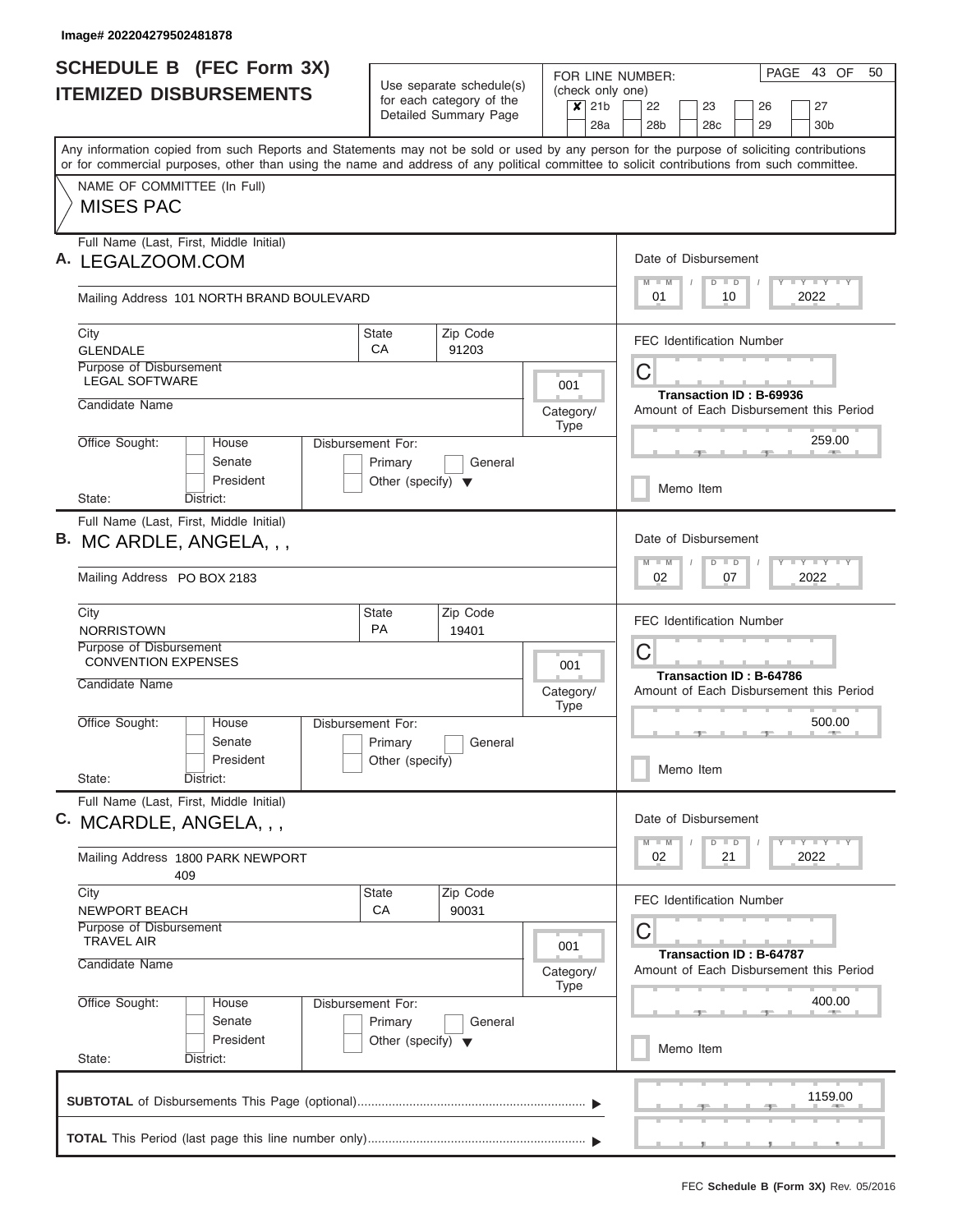Image# 202204279502481878

# SCHEDULE B (FEC Form 3X) ITEMIZED DISBURSEMENTS

Use separate schedule(s) for each category of the Detailed Summary Page

FOR LINE NUMBER: (check only one)

- [x] 21b
- [ ] 22
- [ ] 23
- [ ] 26
- [ ] 27
- [ ] 28a
- [ ] 28b
- [ ] 28c
- [ ] 29
- [ ] 30b

PAGE 43 OF 50

Any information copied from such Reports and Statements may not be sold or used by any person for the purpose of soliciting contributions or for commercial purposes, other than using the name and address of any political committee to solicit contributions from such committee.

NAME OF COMMITTEE (In Full)

MISES PAC

---

**A.** Full Name (Last, First, Middle Initial): LEGALZOOM.COM

Mailing Address: 101 NORTH BRAND BOULEVARD

City: GLENDALE | State: CA | Zip Code: 91203

Purpose of Disbursement: LEGAL SOFTWARE

Category/Type: 001

Candidate Name:

Office Sought: House / Senate / President

State: District:

Disbursement For: Primary / General / Other (specify)

Date of Disbursement: 01 / 10 / 2022

FEC Identification Number: C

Transaction ID : B-69936

Amount of Each Disbursement this Period: 259.00

Memo Item

---

**B.** Full Name (Last, First, Middle Initial): MC ARDLE, ANGELA, , ,

Mailing Address: PO BOX 2183

City: NORRISTOWN | State: PA | Zip Code: 19401

Purpose of Disbursement: CONVENTION EXPENSES

Category/Type: 001

Candidate Name:

Office Sought: House / Senate / President

State: District:

Disbursement For: Primary / General / Other (specify)

Date of Disbursement: 02 / 07 / 2022

FEC Identification Number: C

Transaction ID : B-64786

Amount of Each Disbursement this Period: 500.00

Memo Item

---

**C.** Full Name (Last, First, Middle Initial): MCARDLE, ANGELA, , ,

Mailing Address: 1800 PARK NEWPORT 409

City: NEWPORT BEACH | State: CA | Zip Code: 90031

Purpose of Disbursement: TRAVEL AIR

Category/Type: 001

Candidate Name:

Office Sought: House / Senate / President

State: District:

Disbursement For: Primary / General / Other (specify)

Date of Disbursement: 02 / 21 / 2022

FEC Identification Number: C

Transaction ID : B-64787

Amount of Each Disbursement this Period: 400.00

Memo Item

---

**SUBTOTAL** of Disbursements This Page (optional): 1159.00

**TOTAL** This Period (last page this line number only):

FEC **Schedule B (Form 3X)** Rev. 05/2016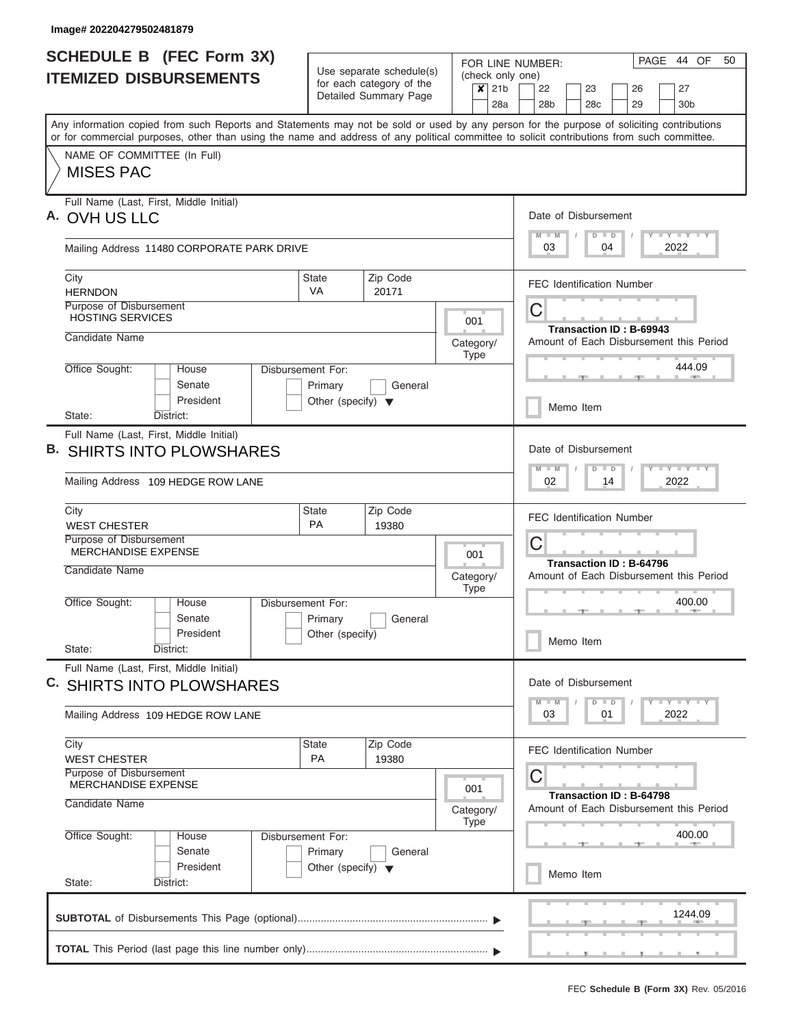Image# 202204279502481879

# SCHEDULE B (FEC Form 3X) ITEMIZED DISBURSEMENTS

Use separate schedule(s) for each category of the Detailed Summary Page

FOR LINE NUMBER: (check only one)
- [x] 21b
- [ ] 22
- [ ] 23
- [ ] 26
- [ ] 27
- [ ] 28a
- [ ] 28b
- [ ] 28c
- [ ] 29
- [ ] 30b

Any information copied from such Reports and Statements may not be sold or used by any person for the purpose of soliciting contributions or for commercial purposes, other than using the name and address of any political committee to solicit contributions from such committee.

NAME OF COMMITTEE (In Full)
MISES PAC

## A.

Full Name (Last, First, Middle Initial): OVH US LLC

Mailing Address: 11480 CORPORATE PARK DRIVE

City: HERNDON | State: VA | Zip Code: 20171

Purpose of Disbursement: HOSTING SERVICES

Category/Type: 001

Candidate Name:

Office Sought: House / Senate / President

State: District:

Disbursement For: Primary / General / Other (specify)

Date of Disbursement: 03 / 04 / 2022

FEC Identification Number: C

Transaction ID : B-69943

Amount of Each Disbursement this Period: 444.09

Memo Item

## B.

Full Name (Last, First, Middle Initial): SHIRTS INTO PLOWSHARES

Mailing Address: 109 HEDGE ROW LANE

City: WEST CHESTER | State: PA | Zip Code: 19380

Purpose of Disbursement: MERCHANDISE EXPENSE

Category/Type: 001

Candidate Name:

Office Sought: House / Senate / President

State: District:

Disbursement For: Primary / General / Other (specify)

Date of Disbursement: 02 / 14 / 2022

FEC Identification Number: C

Transaction ID : B-64796

Amount of Each Disbursement this Period: 400.00

Memo Item

## C.

Full Name (Last, First, Middle Initial): SHIRTS INTO PLOWSHARES

Mailing Address: 109 HEDGE ROW LANE

City: WEST CHESTER | State: PA | Zip Code: 19380

Purpose of Disbursement: MERCHANDISE EXPENSE

Category/Type: 001

Candidate Name:

Office Sought: House / Senate / President

State: District:

Disbursement For: Primary / General / Other (specify)

Date of Disbursement: 03 / 01 / 2022

FEC Identification Number: C

Transaction ID : B-64798

Amount of Each Disbursement this Period: 400.00

Memo Item

**SUBTOTAL** of Disbursements This Page (optional): 1244.09

**TOTAL** This Period (last page this line number only):

FEC **Schedule B (Form 3X)** Rev. 05/2016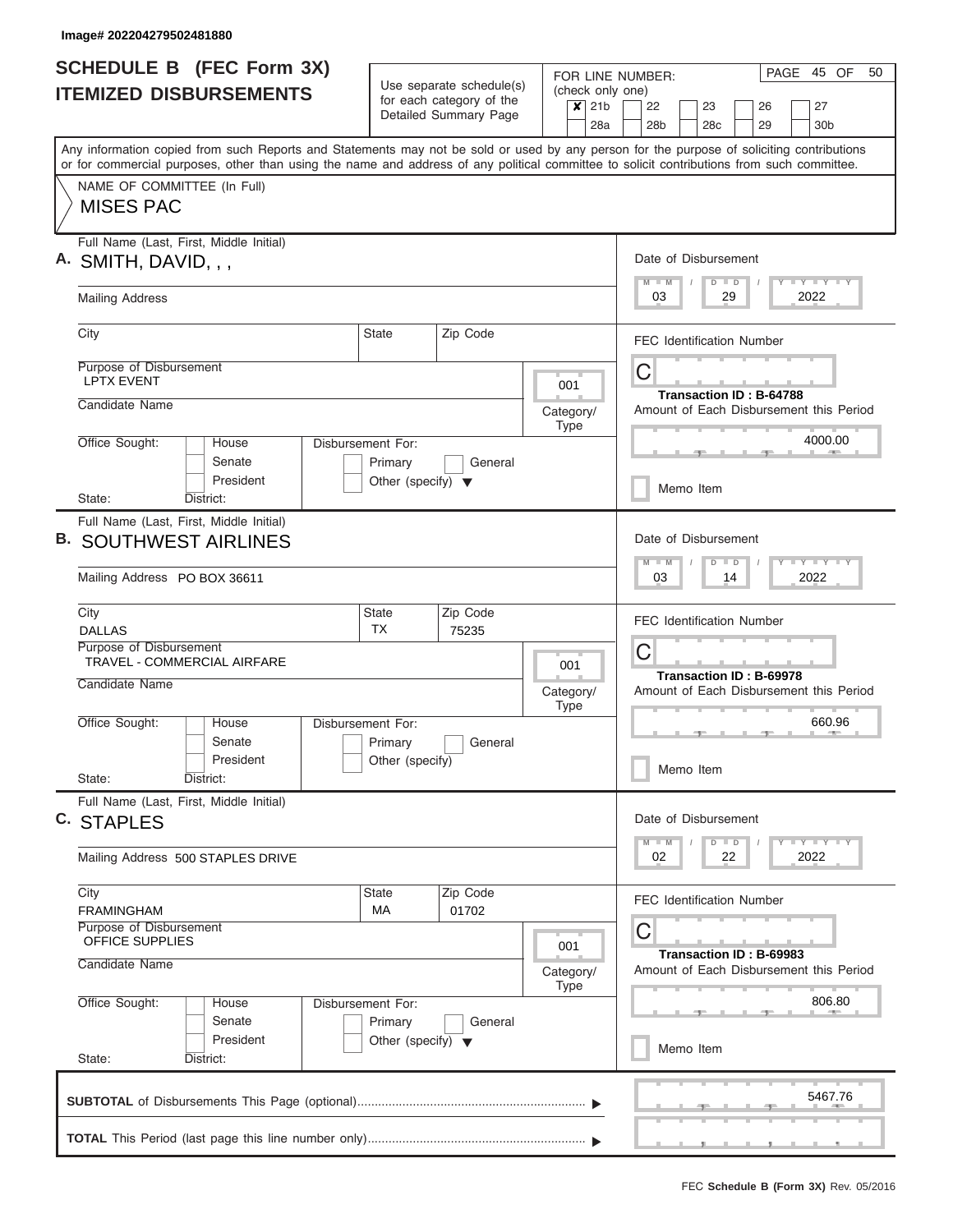Image# 202204279502481880

# SCHEDULE B (FEC Form 3X) ITEMIZED DISBURSEMENTS

Use separate schedule(s) for each category of the Detailed Summary Page

FOR LINE NUMBER: (check only one)

- [x] 21b
- [ ] 22
- [ ] 23
- [ ] 26
- [ ] 27
- [ ] 28a
- [ ] 28b
- [ ] 28c
- [ ] 29
- [ ] 30b

PAGE 45 OF 50

Any information copied from such Reports and Statements may not be sold or used by any person for the purpose of soliciting contributions or for commercial purposes, other than using the name and address of any political committee to solicit contributions from such committee.

NAME OF COMMITTEE (In Full)

MISES PAC

## A.

Full Name (Last, First, Middle Initial): SMITH, DAVID, , ,

Mailing Address:

City: | State: | Zip Code:

Purpose of Disbursement: LPTX EVENT

Category/Type: 001

Candidate Name:

Office Sought: House / Senate / President

State: District:

Disbursement For: Primary / General / Other (specify)

Date of Disbursement: 03 / 29 / 2022

FEC Identification Number: C

Transaction ID : B-64788

Amount of Each Disbursement this Period: 4000.00

Memo Item

## B.

Full Name (Last, First, Middle Initial): SOUTHWEST AIRLINES

Mailing Address: PO BOX 36611

City: DALLAS | State: TX | Zip Code: 75235

Purpose of Disbursement: TRAVEL - COMMERCIAL AIRFARE

Category/Type: 001

Candidate Name:

Office Sought: House / Senate / President

State: District:

Disbursement For: Primary / General / Other (specify)

Date of Disbursement: 03 / 14 / 2022

FEC Identification Number: C

Transaction ID : B-69978

Amount of Each Disbursement this Period: 660.96

Memo Item

## C.

Full Name (Last, First, Middle Initial): STAPLES

Mailing Address: 500 STAPLES DRIVE

City: FRAMINGHAM | State: MA | Zip Code: 01702

Purpose of Disbursement: OFFICE SUPPLIES

Category/Type: 001

Candidate Name:

Office Sought: House / Senate / President

State: District:

Disbursement For: Primary / General / Other (specify)

Date of Disbursement: 02 / 22 / 2022

FEC Identification Number: C

Transaction ID : B-69983

Amount of Each Disbursement this Period: 806.80

Memo Item

**SUBTOTAL** of Disbursements This Page (optional): 5467.76

**TOTAL** This Period (last page this line number only):

FEC **Schedule B (Form 3X)** Rev. 05/2016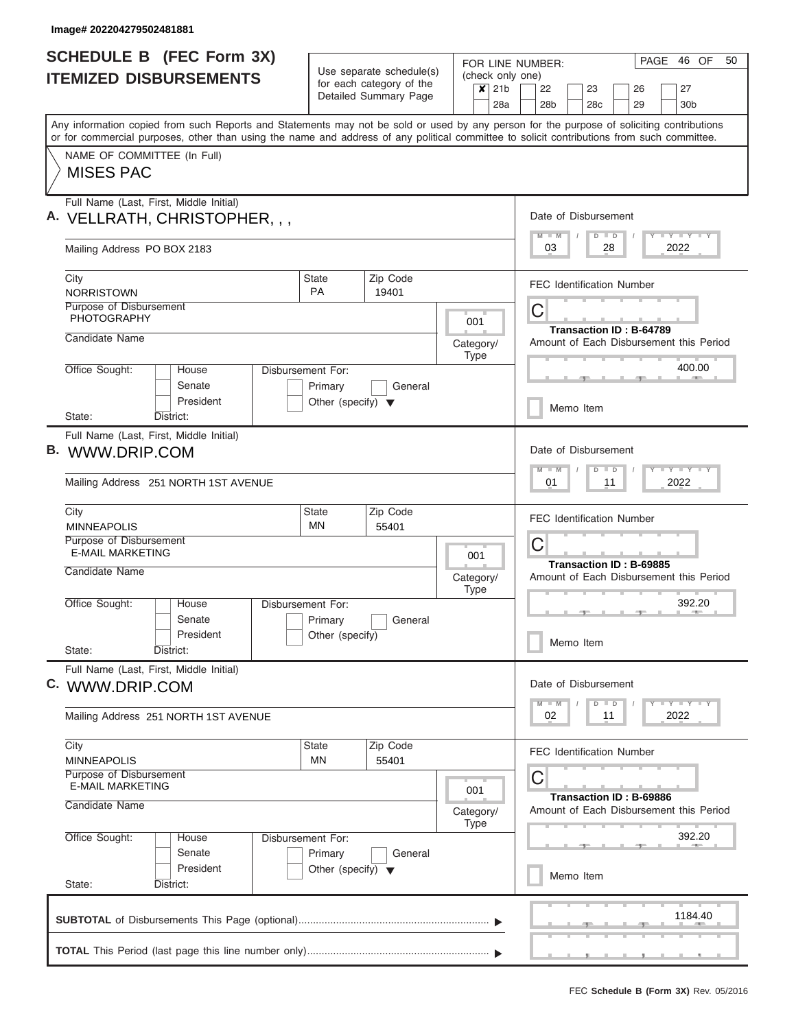Image# 202204279502481881

# SCHEDULE B (FEC Form 3X)
## ITEMIZED DISBURSEMENTS

Use separate schedule(s) for each category of the Detailed Summary Page

FOR LINE NUMBER: (check only one)

| | | | | | |
|---|---|---|---|---|---|
| ✘ 21b | 22 | 23 | 26 | 27 | |
| 28a | 28b | 28c | 29 | 30b | |

PAGE 46 OF 50

Any information copied from such Reports and Statements may not be sold or used by any person for the purpose of soliciting contributions or for commercial purposes, other than using the name and address of any political committee to solicit contributions from such committee.

NAME OF COMMITTEE (In Full)

MISES PAC

---

**A.** Full Name (Last, First, Middle Initial): VELLRATH, CHRISTOPHER, , ,

Mailing Address: PO BOX 2183

City: NORRISTOWN | State: PA | Zip Code: 19401

Purpose of Disbursement: PHOTOGRAPHY

Category/Type: 001

Candidate Name:

Office Sought: House / Senate / President

Disbursement For: Primary / General / Other (specify)

State: District:

Date of Disbursement: 03 / 28 / 2022

FEC Identification Number: C

Transaction ID : B-64789

Amount of Each Disbursement this Period: 400.00

Memo Item

---

**B.** Full Name (Last, First, Middle Initial): WWW.DRIP.COM

Mailing Address: 251 NORTH 1ST AVENUE

City: MINNEAPOLIS | State: MN | Zip Code: 55401

Purpose of Disbursement: E-MAIL MARKETING

Category/Type: 001

Candidate Name:

Office Sought: House / Senate / President

Disbursement For: Primary / General / Other (specify)

State: District:

Date of Disbursement: 01 / 11 / 2022

FEC Identification Number: C

Transaction ID : B-69885

Amount of Each Disbursement this Period: 392.20

Memo Item

---

**C.** Full Name (Last, First, Middle Initial): WWW.DRIP.COM

Mailing Address: 251 NORTH 1ST AVENUE

City: MINNEAPOLIS | State: MN | Zip Code: 55401

Purpose of Disbursement: E-MAIL MARKETING

Category/Type: 001

Candidate Name:

Office Sought: House / Senate / President

Disbursement For: Primary / General / Other (specify)

State: District:

Date of Disbursement: 02 / 11 / 2022

FEC Identification Number: C

Transaction ID : B-69886

Amount of Each Disbursement this Period: 392.20

Memo Item

---

**SUBTOTAL** of Disbursements This Page (optional): 1184.40

**TOTAL** This Period (last page this line number only):

FEC **Schedule B (Form 3X)** Rev. 05/2016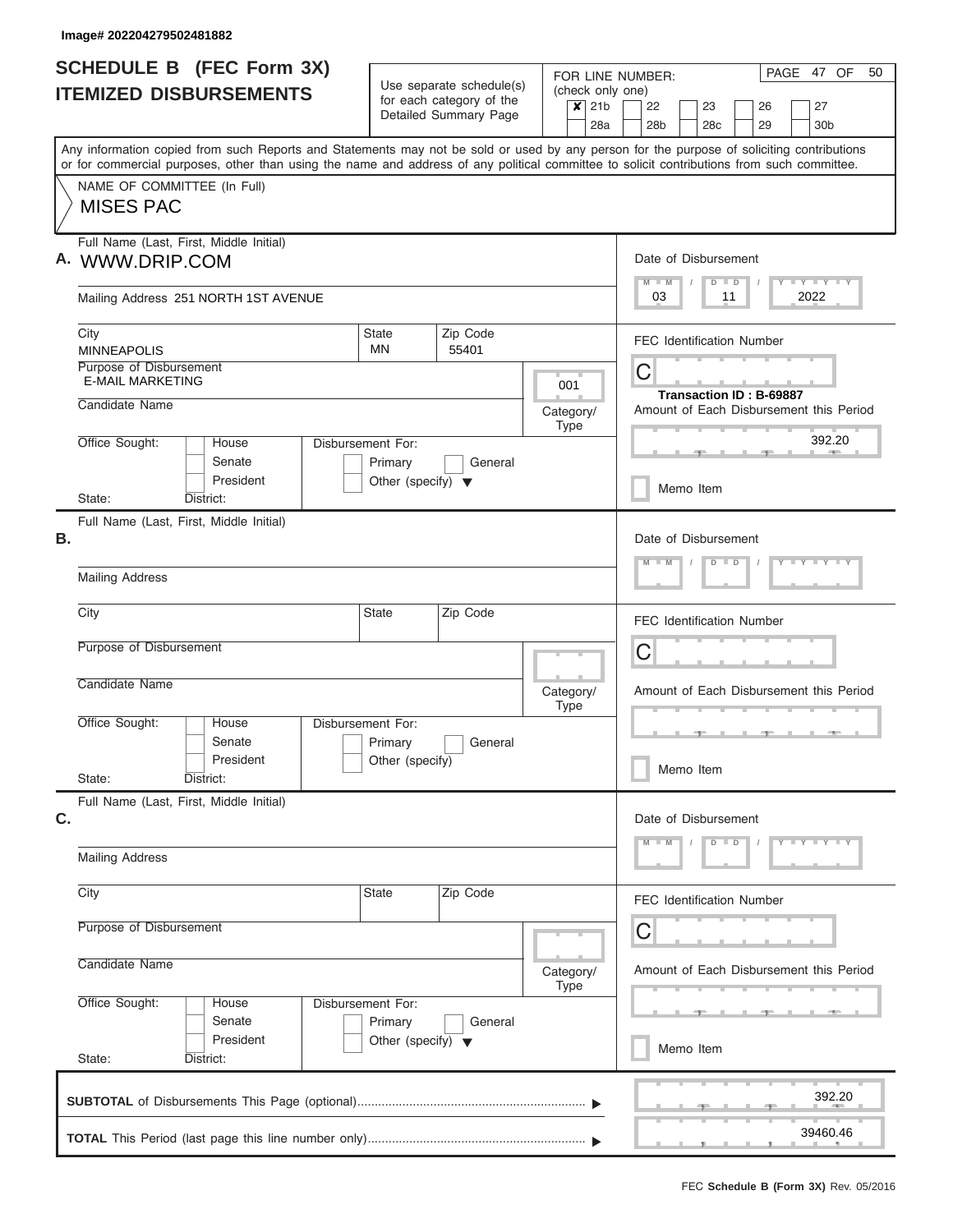Image# 202204279502481882

# SCHEDULE B (FEC Form 3X)
## ITEMIZED DISBURSEMENTS

Use separate schedule(s) for each category of the Detailed Summary Page

FOR LINE NUMBER: (check only one)

- [x] 21b
- [ ] 22
- [ ] 23
- [ ] 26
- [ ] 27
- [ ] 28a
- [ ] 28b
- [ ] 28c
- [ ] 29
- [ ] 30b

PAGE 47 OF 50

Any information copied from such Reports and Statements may not be sold or used by any person for the purpose of soliciting contributions or for commercial purposes, other than using the name and address of any political committee to solicit contributions from such committee.

NAME OF COMMITTEE (In Full)

MISES PAC

**A.** Full Name (Last, First, Middle Initial): WWW.DRIP.COM

Mailing Address: 251 NORTH 1ST AVENUE

City: MINNEAPOLIS | State: MN | Zip Code: 55401

Purpose of Disbursement: E-MAIL MARKETING

Category/Type: 001

Candidate Name:

Office Sought: House / Senate / President

State: District:

Disbursement For: Primary / General / Other (specify)

Date of Disbursement: 03 / 11 / 2022

FEC Identification Number: C

Transaction ID : B-69887

Amount of Each Disbursement this Period: 392.20

Memo Item

**B.** Full Name (Last, First, Middle Initial):

Mailing Address

City | State | Zip Code

Purpose of Disbursement

Candidate Name

Category/Type

Office Sought: House / Senate / President

State: District:

Disbursement For: Primary / General / Other (specify)

Date of Disbursement: M M / D D / Y Y Y Y

FEC Identification Number: C

Amount of Each Disbursement this Period

Memo Item

**C.** Full Name (Last, First, Middle Initial):

Mailing Address

City | State | Zip Code

Purpose of Disbursement

Candidate Name

Category/Type

Office Sought: House / Senate / President

State: District:

Disbursement For: Primary / General / Other (specify)

Date of Disbursement: M M / D D / Y Y Y Y

FEC Identification Number: C

Amount of Each Disbursement this Period

Memo Item

**SUBTOTAL** of Disbursements This Page (optional): 392.20

**TOTAL** This Period (last page this line number only): 39460.46

FEC **Schedule B (Form 3X)** Rev. 05/2016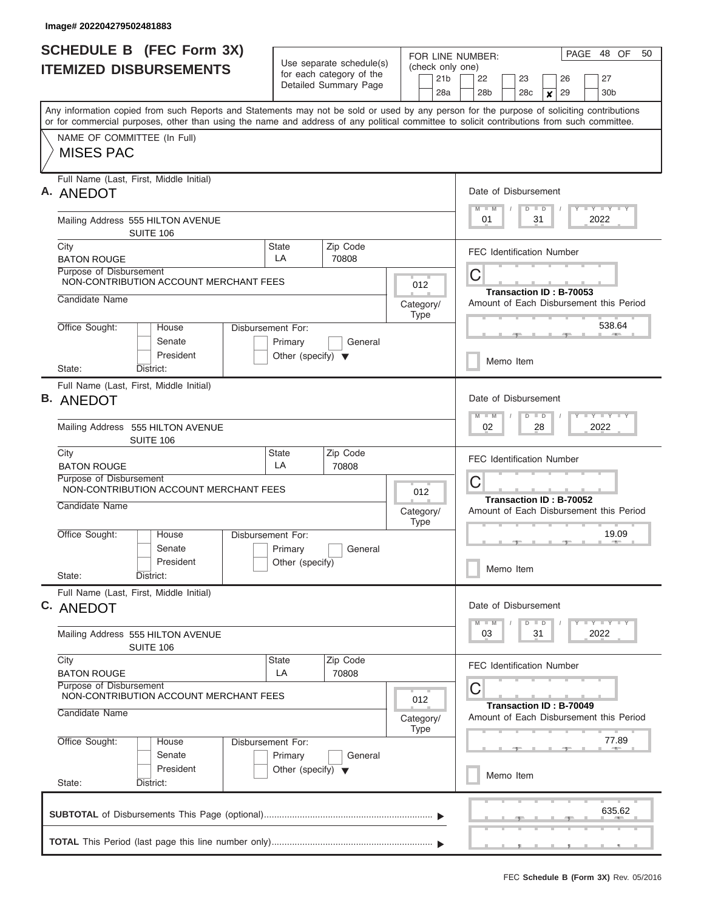Image# 202204279502481883

# SCHEDULE B (FEC Form 3X) ITEMIZED DISBURSEMENTS

Use separate schedule(s) for each category of the Detailed Summary Page

FOR LINE NUMBER: (check only one)
21b | 22 | 23 | 26 | 27 | 28a | 28b | 28c | **X** 29 | 30b

PAGE 48 OF 50

Any information copied from such Reports and Statements may not be sold or used by any person for the purpose of soliciting contributions or for commercial purposes, other than using the name and address of any political committee to solicit contributions from such committee.

NAME OF COMMITTEE (In Full)
MISES PAC

---

**A.** Full Name (Last, First, Middle Initial): ANEDOT

Mailing Address: 555 HILTON AVENUE, SUITE 106

City: BATON ROUGE | State: LA | Zip Code: 70808

Purpose of Disbursement: NON-CONTRIBUTION ACCOUNT MERCHANT FEES

Category/Type: 012

Candidate Name:

Office Sought: House / Senate / President — State: District:

Disbursement For: Primary / General / Other (specify)

Date of Disbursement: 01 / 31 / 2022

FEC Identification Number: C

Transaction ID : B-70053

Amount of Each Disbursement this Period: 538.64

Memo Item

---

**B.** Full Name (Last, First, Middle Initial): ANEDOT

Mailing Address: 555 HILTON AVENUE, SUITE 106

City: BATON ROUGE | State: LA | Zip Code: 70808

Purpose of Disbursement: NON-CONTRIBUTION ACCOUNT MERCHANT FEES

Category/Type: 012

Candidate Name:

Office Sought: House / Senate / President — State: District:

Disbursement For: Primary / General / Other (specify)

Date of Disbursement: 02 / 28 / 2022

FEC Identification Number: C

Transaction ID : B-70052

Amount of Each Disbursement this Period: 19.09

Memo Item

---

**C.** Full Name (Last, First, Middle Initial): ANEDOT

Mailing Address: 555 HILTON AVENUE, SUITE 106

City: BATON ROUGE | State: LA | Zip Code: 70808

Purpose of Disbursement: NON-CONTRIBUTION ACCOUNT MERCHANT FEES

Category/Type: 012

Candidate Name:

Office Sought: House / Senate / President — State: District:

Disbursement For: Primary / General / Other (specify)

Date of Disbursement: 03 / 31 / 2022

FEC Identification Number: C

Transaction ID : B-70049

Amount of Each Disbursement this Period: 77.89

Memo Item

---

**SUBTOTAL** of Disbursements This Page (optional): 635.62

**TOTAL** This Period (last page this line number only):

FEC **Schedule B (Form 3X)** Rev. 05/2016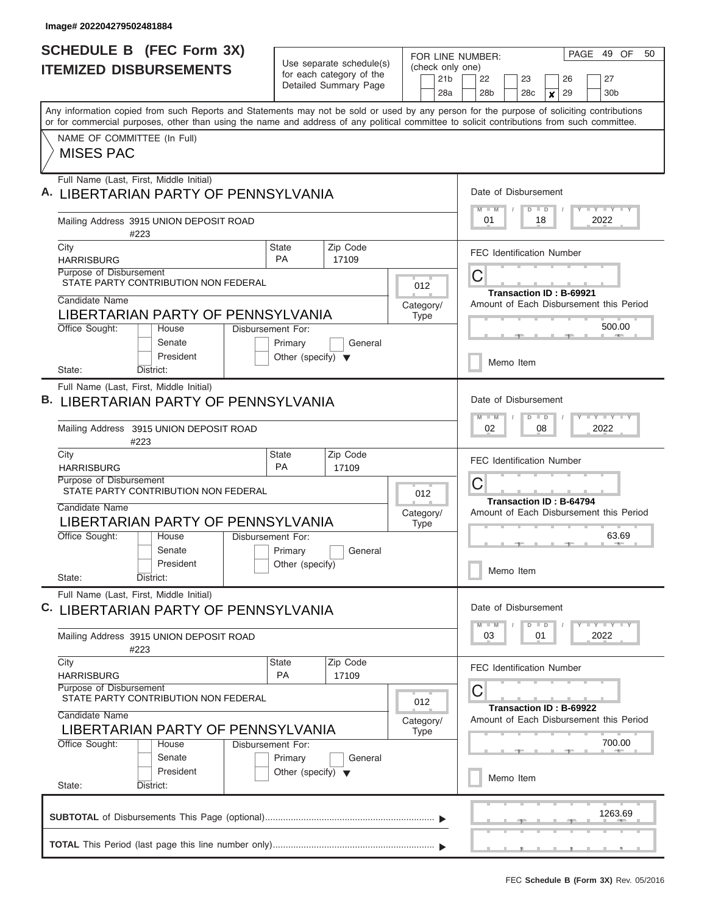Image# 202204279502481884

# SCHEDULE B (FEC Form 3X)
## ITEMIZED DISBURSEMENTS

Use separate schedule(s) for each category of the Detailed Summary Page

FOR LINE NUMBER: (check only one)
21b | 22 | 23 | 26 | 27
28a | 28b | 28c | **x** 29 | 30b

PAGE 49 OF 50

Any information copied from such Reports and Statements may not be sold or used by any person for the purpose of soliciting contributions or for commercial purposes, other than using the name and address of any political committee to solicit contributions from such committee.

NAME OF COMMITTEE (In Full)
MISES PAC

---

**A.** Full Name (Last, First, Middle Initial): LIBERTARIAN PARTY OF PENNSYLVANIA

Mailing Address: 3915 UNION DEPOSIT ROAD #223

City: HARRISBURG | State: PA | Zip Code: 17109

Purpose of Disbursement: STATE PARTY CONTRIBUTION NON FEDERAL

Category/Type: 012

Candidate Name: LIBERTARIAN PARTY OF PENNSYLVANIA

Office Sought: House / Senate / President — State: District:

Disbursement For: Primary / General / Other (specify)

Date of Disbursement: 01 / 18 / 2022

FEC Identification Number: C

Transaction ID : B-69921

Amount of Each Disbursement this Period: 500.00

Memo Item

---

**B.** Full Name (Last, First, Middle Initial): LIBERTARIAN PARTY OF PENNSYLVANIA

Mailing Address: 3915 UNION DEPOSIT ROAD #223

City: HARRISBURG | State: PA | Zip Code: 17109

Purpose of Disbursement: STATE PARTY CONTRIBUTION NON FEDERAL

Category/Type: 012

Candidate Name: LIBERTARIAN PARTY OF PENNSYLVANIA

Office Sought: House / Senate / President — State: District:

Disbursement For: Primary / General / Other (specify)

Date of Disbursement: 02 / 08 / 2022

FEC Identification Number: C

Transaction ID : B-64794

Amount of Each Disbursement this Period: 63.69

Memo Item

---

**C.** Full Name (Last, First, Middle Initial): LIBERTARIAN PARTY OF PENNSYLVANIA

Mailing Address: 3915 UNION DEPOSIT ROAD #223

City: HARRISBURG | State: PA | Zip Code: 17109

Purpose of Disbursement: STATE PARTY CONTRIBUTION NON FEDERAL

Category/Type: 012

Candidate Name: LIBERTARIAN PARTY OF PENNSYLVANIA

Office Sought: House / Senate / President — State: District:

Disbursement For: Primary / General / Other (specify)

Date of Disbursement: 03 / 01 / 2022

FEC Identification Number: C

Transaction ID : B-69922

Amount of Each Disbursement this Period: 700.00

Memo Item

---

**SUBTOTAL** of Disbursements This Page (optional): 1263.69

**TOTAL** This Period (last page this line number only):

FEC Schedule B (Form 3X) Rev. 05/2016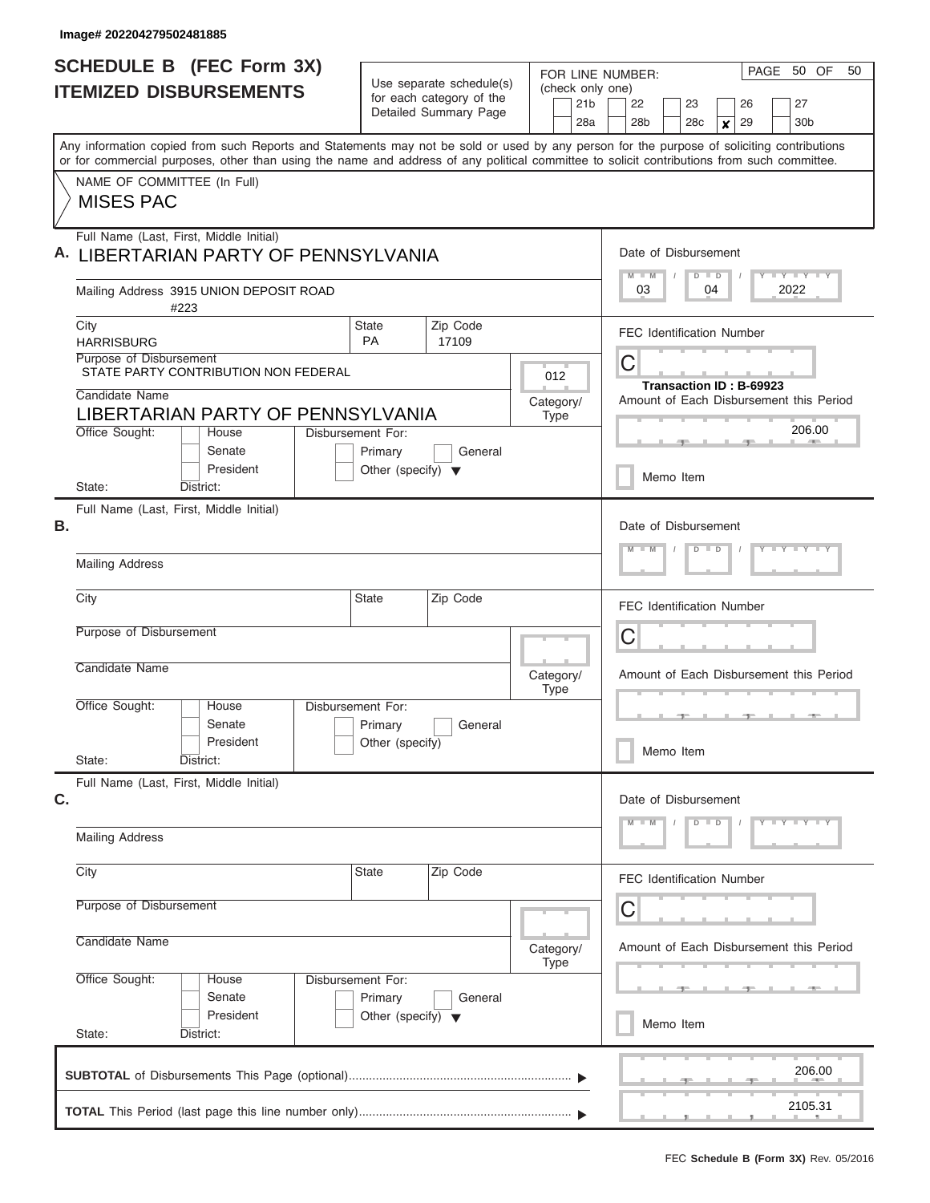Image# 202204279502481885

# SCHEDULE B (FEC Form 3X)
## ITEMIZED DISBURSEMENTS

Use separate schedule(s) for each category of the Detailed Summary Page

FOR LINE NUMBER: (check only one)

21b | 22 | 23 | 26 | 27
28a | 28b | 28c | ✘ 29 | 30b

PAGE 50 OF 50

Any information copied from such Reports and Statements may not be sold or used by any person for the purpose of soliciting contributions or for commercial purposes, other than using the name and address of any political committee to solicit contributions from such committee.

NAME OF COMMITTEE (In Full)
MISES PAC

**A.** Full Name (Last, First, Middle Initial)
LIBERTARIAN PARTY OF PENNSYLVANIA

Mailing Address 3915 UNION DEPOSIT ROAD #223

| City | State | Zip Code |
|---|---|---|
| HARRISBURG | PA | 17109 |

Purpose of Disbursement
STATE PARTY CONTRIBUTION NON FEDERAL

Category/Type: 012

Candidate Name
LIBERTARIAN PARTY OF PENNSYLVANIA

Office Sought: House / Senate / President
State: District:

Disbursement For: Primary / General / Other (specify)

Date of Disbursement: 03 / 04 / 2022

FEC Identification Number: C

Transaction ID : B-69923

Amount of Each Disbursement this Period: 206.00

Memo Item

**B.** Full Name (Last, First, Middle Initial)

Mailing Address

City | State | Zip Code

Purpose of Disbursement

Candidate Name

Category/Type

Office Sought: House / Senate / President
State: District:

Disbursement For: Primary / General / Other (specify)

Date of Disbursement

FEC Identification Number: C

Amount of Each Disbursement this Period

Memo Item

**C.** Full Name (Last, First, Middle Initial)

Mailing Address

City | State | Zip Code

Purpose of Disbursement

Candidate Name

Category/Type

Office Sought: House / Senate / President
State: District:

Disbursement For: Primary / General / Other (specify)

Date of Disbursement

FEC Identification Number: C

Amount of Each Disbursement this Period

Memo Item

**SUBTOTAL** of Disbursements This Page (optional) ........ 206.00

**TOTAL** This Period (last page this line number only) ........ 2105.31

FEC **Schedule B (Form 3X)** Rev. 05/2016